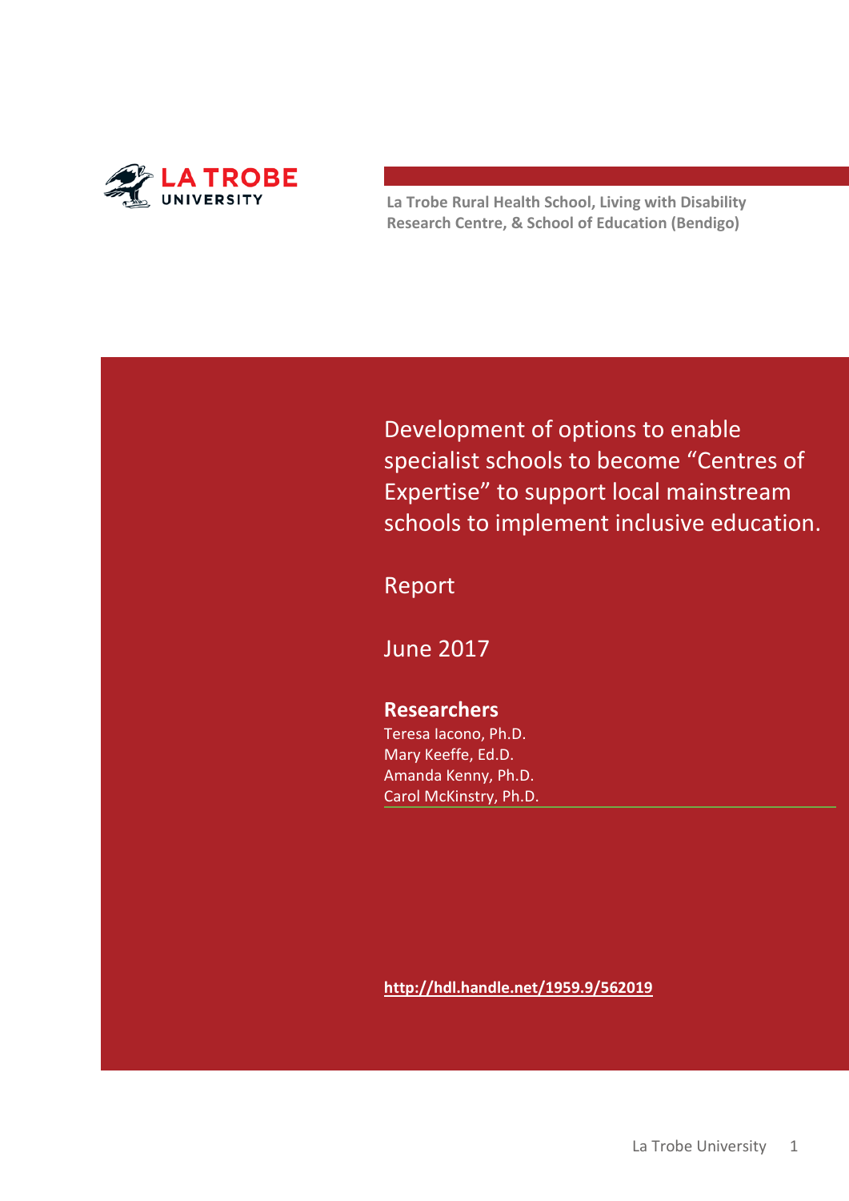LA TROBE UNIVERSITY

La Trobe Rural Health School, Living with Disability Research Centre, & School of Education (Bendigo)

# Development of options to enable specialist schools to become “Centres of Expertise” to support local mainstream schools to implement inclusive education.

Report

June 2017

**Researchers**

Teresa Iacono, Ph.D.
Mary Keeffe, Ed.D.
Amanda Kenny, Ph.D.
Carol McKinstry, Ph.D.

**http://hdl.handle.net/1959.9/562019**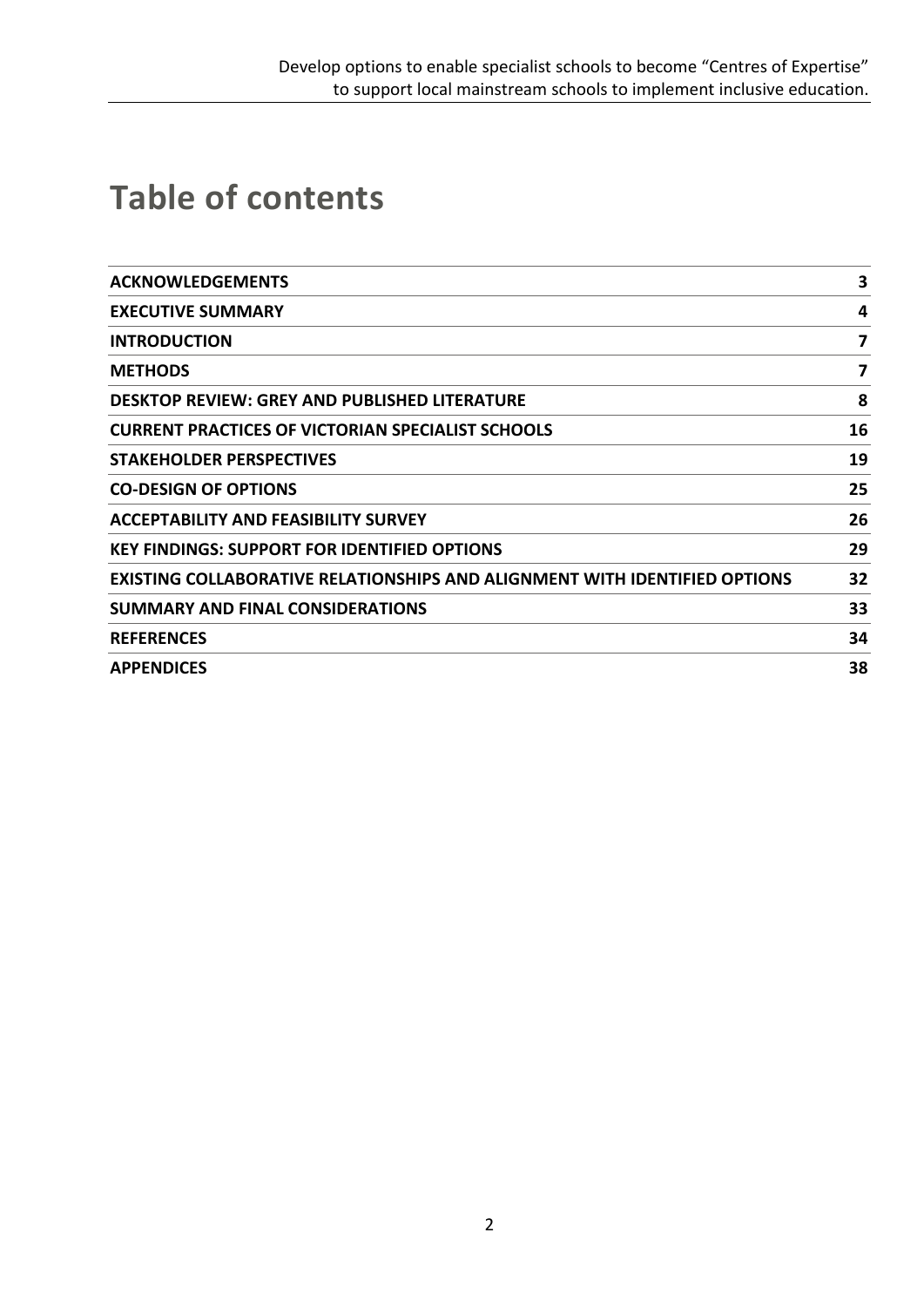# Table of contents

| | |
|---|---|
| **ACKNOWLEDGEMENTS** | **3** |
| **EXECUTIVE SUMMARY** | **4** |
| **INTRODUCTION** | **7** |
| **METHODS** | **7** |
| **DESKTOP REVIEW: GREY AND PUBLISHED LITERATURE** | **8** |
| **CURRENT PRACTICES OF VICTORIAN SPECIALIST SCHOOLS** | **16** |
| **STAKEHOLDER PERSPECTIVES** | **19** |
| **CO-DESIGN OF OPTIONS** | **25** |
| **ACCEPTABILITY AND FEASIBILITY SURVEY** | **26** |
| **KEY FINDINGS: SUPPORT FOR IDENTIFIED OPTIONS** | **29** |
| **EXISTING COLLABORATIVE RELATIONSHIPS AND ALIGNMENT WITH IDENTIFIED OPTIONS** | **32** |
| **SUMMARY AND FINAL CONSIDERATIONS** | **33** |
| **REFERENCES** | **34** |
| **APPENDICES** | **38** |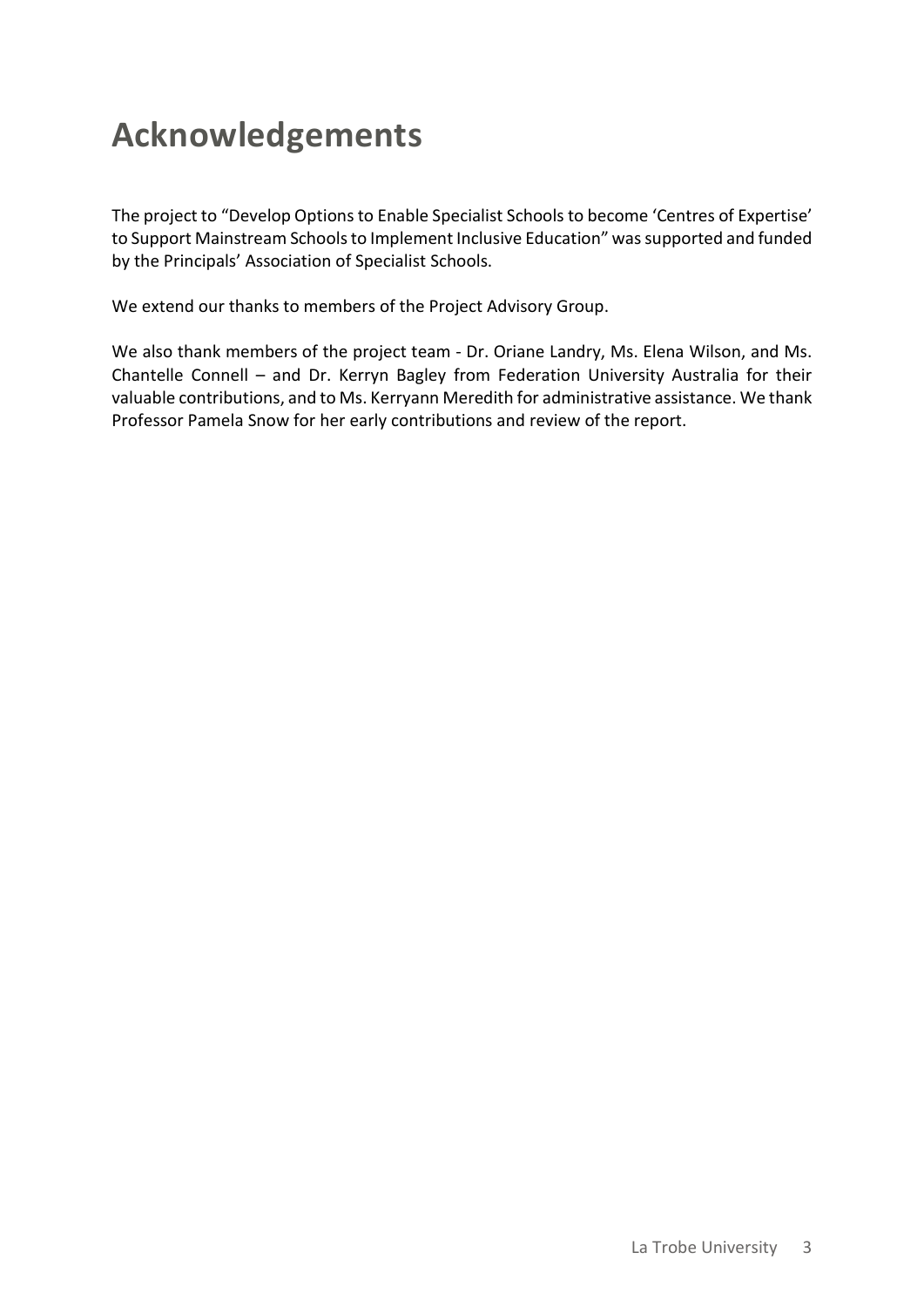# Acknowledgements

The project to "Develop Options to Enable Specialist Schools to become 'Centres of Expertise' to Support Mainstream Schools to Implement Inclusive Education" was supported and funded by the Principals' Association of Specialist Schools.

We extend our thanks to members of the Project Advisory Group.

We also thank members of the project team - Dr. Oriane Landry, Ms. Elena Wilson, and Ms. Chantelle Connell – and Dr. Kerryn Bagley from Federation University Australia for their valuable contributions, and to Ms. Kerryann Meredith for administrative assistance. We thank Professor Pamela Snow for her early contributions and review of the report.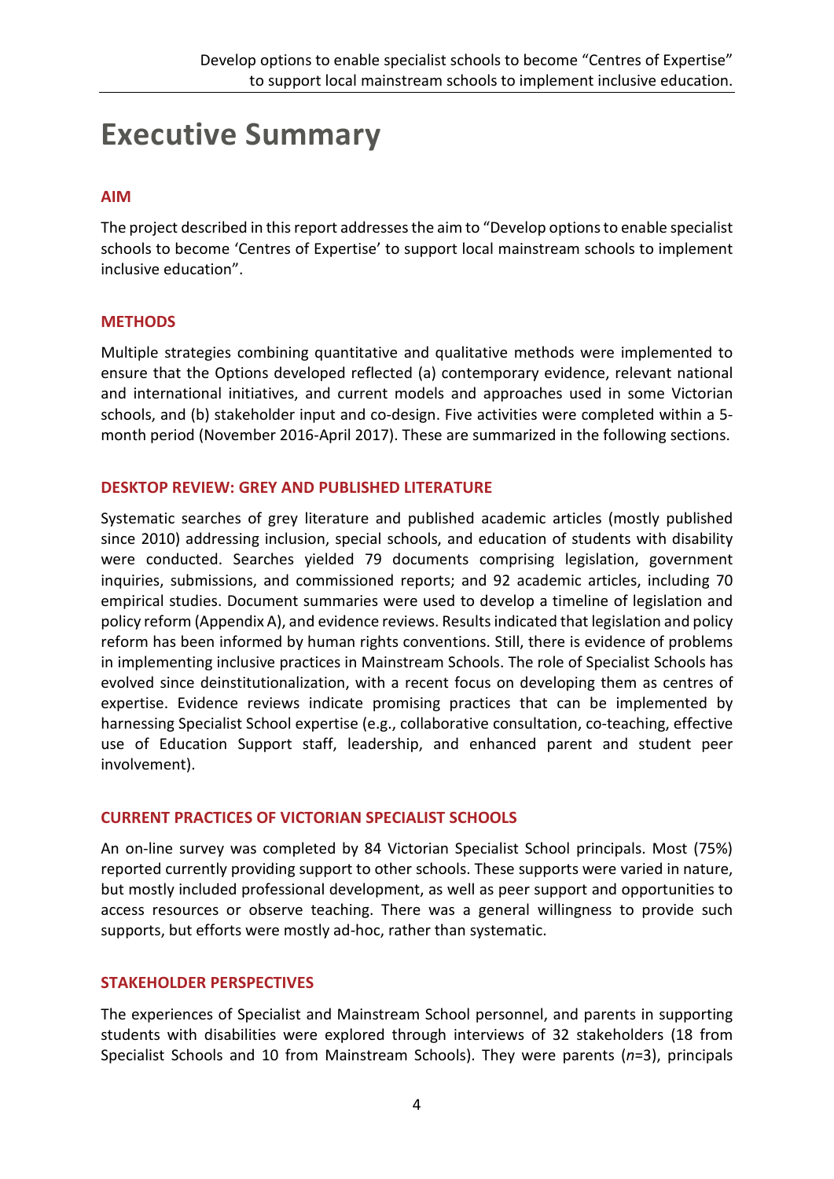# Executive Summary

## AIM

The project described in this report addresses the aim to "Develop options to enable specialist schools to become 'Centres of Expertise' to support local mainstream schools to implement inclusive education".

## METHODS

Multiple strategies combining quantitative and qualitative methods were implemented to ensure that the Options developed reflected (a) contemporary evidence, relevant national and international initiatives, and current models and approaches used in some Victorian schools, and (b) stakeholder input and co-design. Five activities were completed within a 5-month period (November 2016-April 2017). These are summarized in the following sections.

## DESKTOP REVIEW: GREY AND PUBLISHED LITERATURE

Systematic searches of grey literature and published academic articles (mostly published since 2010) addressing inclusion, special schools, and education of students with disability were conducted. Searches yielded 79 documents comprising legislation, government inquiries, submissions, and commissioned reports; and 92 academic articles, including 70 empirical studies. Document summaries were used to develop a timeline of legislation and policy reform (Appendix A), and evidence reviews. Results indicated that legislation and policy reform has been informed by human rights conventions. Still, there is evidence of problems in implementing inclusive practices in Mainstream Schools. The role of Specialist Schools has evolved since deinstitutionalization, with a recent focus on developing them as centres of expertise. Evidence reviews indicate promising practices that can be implemented by harnessing Specialist School expertise (e.g., collaborative consultation, co-teaching, effective use of Education Support staff, leadership, and enhanced parent and student peer involvement).

## CURRENT PRACTICES OF VICTORIAN SPECIALIST SCHOOLS

An on-line survey was completed by 84 Victorian Specialist School principals. Most (75%) reported currently providing support to other schools. These supports were varied in nature, but mostly included professional development, as well as peer support and opportunities to access resources or observe teaching. There was a general willingness to provide such supports, but efforts were mostly ad-hoc, rather than systematic.

## STAKEHOLDER PERSPECTIVES

The experiences of Specialist and Mainstream School personnel, and parents in supporting students with disabilities were explored through interviews of 32 stakeholders (18 from Specialist Schools and 10 from Mainstream Schools). They were parents (*n*=3), principals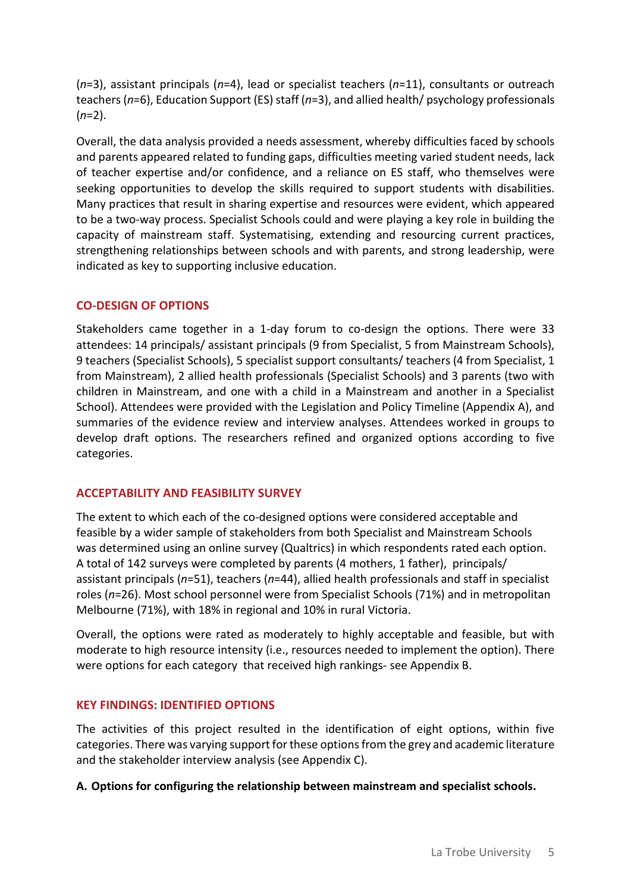(*n*=3), assistant principals (*n*=4), lead or specialist teachers (*n*=11), consultants or outreach teachers (*n*=6), Education Support (ES) staff (*n*=3), and allied health/ psychology professionals (*n*=2).

Overall, the data analysis provided a needs assessment, whereby difficulties faced by schools and parents appeared related to funding gaps, difficulties meeting varied student needs, lack of teacher expertise and/or confidence, and a reliance on ES staff, who themselves were seeking opportunities to develop the skills required to support students with disabilities. Many practices that result in sharing expertise and resources were evident, which appeared to be a two-way process. Specialist Schools could and were playing a key role in building the capacity of mainstream staff. Systematising, extending and resourcing current practices, strengthening relationships between schools and with parents, and strong leadership, were indicated as key to supporting inclusive education.

## CO-DESIGN OF OPTIONS

Stakeholders came together in a 1-day forum to co-design the options. There were 33 attendees: 14 principals/ assistant principals (9 from Specialist, 5 from Mainstream Schools), 9 teachers (Specialist Schools), 5 specialist support consultants/ teachers (4 from Specialist, 1 from Mainstream), 2 allied health professionals (Specialist Schools) and 3 parents (two with children in Mainstream, and one with a child in a Mainstream and another in a Specialist School). Attendees were provided with the Legislation and Policy Timeline (Appendix A), and summaries of the evidence review and interview analyses. Attendees worked in groups to develop draft options. The researchers refined and organized options according to five categories.

## ACCEPTABILITY AND FEASIBILITY SURVEY

The extent to which each of the co-designed options were considered acceptable and feasible by a wider sample of stakeholders from both Specialist and Mainstream Schools was determined using an online survey (Qualtrics) in which respondents rated each option. A total of 142 surveys were completed by parents (4 mothers, 1 father), principals/ assistant principals (*n*=51), teachers (*n*=44), allied health professionals and staff in specialist roles (*n*=26). Most school personnel were from Specialist Schools (71%) and in metropolitan Melbourne (71%), with 18% in regional and 10% in rural Victoria.

Overall, the options were rated as moderately to highly acceptable and feasible, but with moderate to high resource intensity (i.e., resources needed to implement the option). There were options for each category that received high rankings- see Appendix B.

## KEY FINDINGS: IDENTIFIED OPTIONS

The activities of this project resulted in the identification of eight options, within five categories. There was varying support for these options from the grey and academic literature and the stakeholder interview analysis (see Appendix C).

**A. Options for configuring the relationship between mainstream and specialist schools.**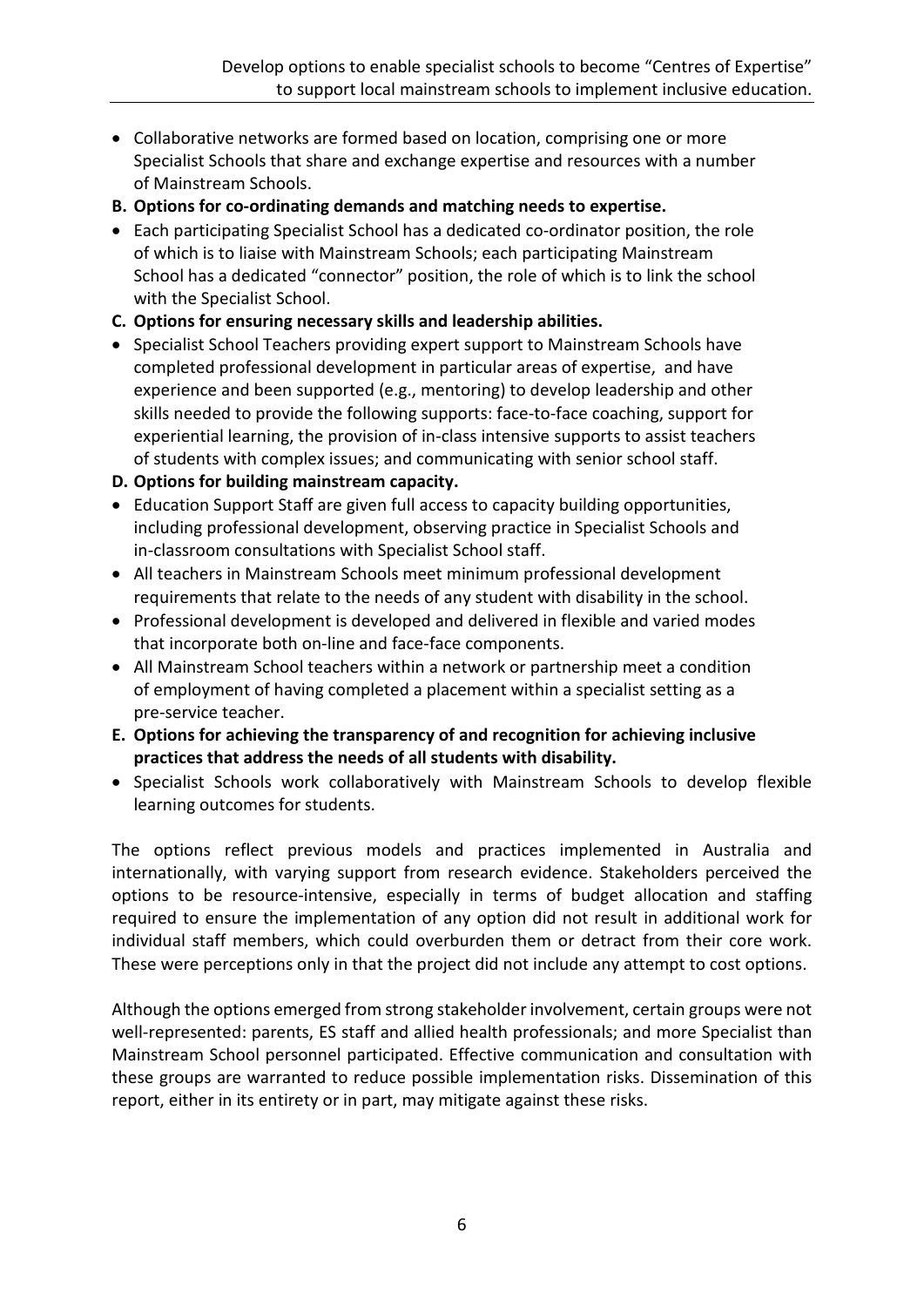- Collaborative networks are formed based on location, comprising one or more Specialist Schools that share and exchange expertise and resources with a number of Mainstream Schools.

**B. Options for co-ordinating demands and matching needs to expertise.**

- Each participating Specialist School has a dedicated co-ordinator position, the role of which is to liaise with Mainstream Schools; each participating Mainstream School has a dedicated "connector" position, the role of which is to link the school with the Specialist School.

**C. Options for ensuring necessary skills and leadership abilities.**

- Specialist School Teachers providing expert support to Mainstream Schools have completed professional development in particular areas of expertise, and have experience and been supported (e.g., mentoring) to develop leadership and other skills needed to provide the following supports: face-to-face coaching, support for experiential learning, the provision of in-class intensive supports to assist teachers of students with complex issues; and communicating with senior school staff.

**D. Options for building mainstream capacity.**

- Education Support Staff are given full access to capacity building opportunities, including professional development, observing practice in Specialist Schools and in-classroom consultations with Specialist School staff.
- All teachers in Mainstream Schools meet minimum professional development requirements that relate to the needs of any student with disability in the school.
- Professional development is developed and delivered in flexible and varied modes that incorporate both on-line and face-face components.
- All Mainstream School teachers within a network or partnership meet a condition of employment of having completed a placement within a specialist setting as a pre-service teacher.

**E. Options for achieving the transparency of and recognition for achieving inclusive practices that address the needs of all students with disability.**

- Specialist Schools work collaboratively with Mainstream Schools to develop flexible learning outcomes for students.

The options reflect previous models and practices implemented in Australia and internationally, with varying support from research evidence. Stakeholders perceived the options to be resource-intensive, especially in terms of budget allocation and staffing required to ensure the implementation of any option did not result in additional work for individual staff members, which could overburden them or detract from their core work. These were perceptions only in that the project did not include any attempt to cost options.

Although the options emerged from strong stakeholder involvement, certain groups were not well-represented: parents, ES staff and allied health professionals; and more Specialist than Mainstream School personnel participated. Effective communication and consultation with these groups are warranted to reduce possible implementation risks. Dissemination of this report, either in its entirety or in part, may mitigate against these risks.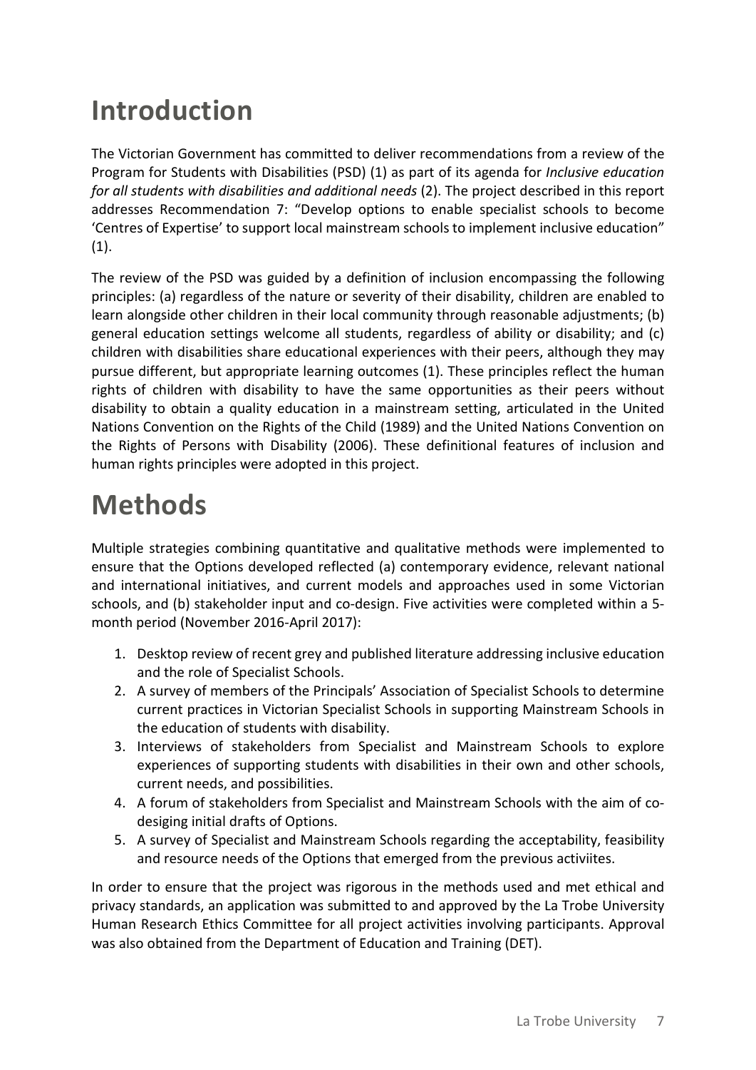# Introduction

The Victorian Government has committed to deliver recommendations from a review of the Program for Students with Disabilities (PSD) (1) as part of its agenda for *Inclusive education for all students with disabilities and additional needs* (2). The project described in this report addresses Recommendation 7: "Develop options to enable specialist schools to become 'Centres of Expertise' to support local mainstream schools to implement inclusive education" (1).

The review of the PSD was guided by a definition of inclusion encompassing the following principles: (a) regardless of the nature or severity of their disability, children are enabled to learn alongside other children in their local community through reasonable adjustments; (b) general education settings welcome all students, regardless of ability or disability; and (c) children with disabilities share educational experiences with their peers, although they may pursue different, but appropriate learning outcomes (1). These principles reflect the human rights of children with disability to have the same opportunities as their peers without disability to obtain a quality education in a mainstream setting, articulated in the United Nations Convention on the Rights of the Child (1989) and the United Nations Convention on the Rights of Persons with Disability (2006). These definitional features of inclusion and human rights principles were adopted in this project.

# Methods

Multiple strategies combining quantitative and qualitative methods were implemented to ensure that the Options developed reflected (a) contemporary evidence, relevant national and international initiatives, and current models and approaches used in some Victorian schools, and (b) stakeholder input and co-design. Five activities were completed within a 5-month period (November 2016-April 2017):

1. Desktop review of recent grey and published literature addressing inclusive education and the role of Specialist Schools.
2. A survey of members of the Principals' Association of Specialist Schools to determine current practices in Victorian Specialist Schools in supporting Mainstream Schools in the education of students with disability.
3. Interviews of stakeholders from Specialist and Mainstream Schools to explore experiences of supporting students with disabilities in their own and other schools, current needs, and possibilities.
4. A forum of stakeholders from Specialist and Mainstream Schools with the aim of co-desiging initial drafts of Options.
5. A survey of Specialist and Mainstream Schools regarding the acceptability, feasibility and resource needs of the Options that emerged from the previous activiites.

In order to ensure that the project was rigorous in the methods used and met ethical and privacy standards, an application was submitted to and approved by the La Trobe University Human Research Ethics Committee for all project activities involving participants. Approval was also obtained from the Department of Education and Training (DET).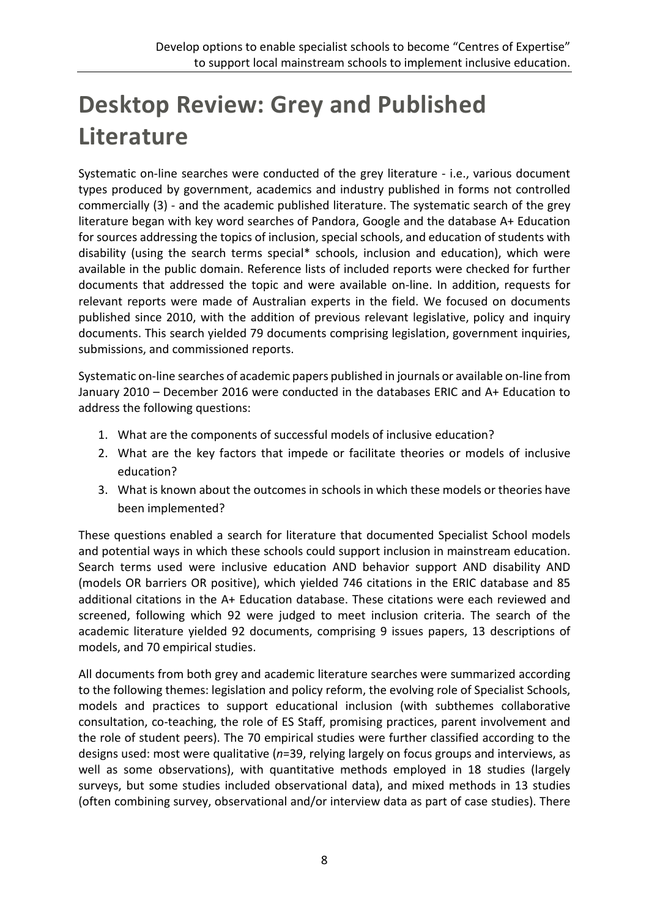# Desktop Review: Grey and Published Literature

Systematic on-line searches were conducted of the grey literature - i.e., various document types produced by government, academics and industry published in forms not controlled commercially (3) - and the academic published literature. The systematic search of the grey literature began with key word searches of Pandora, Google and the database A+ Education for sources addressing the topics of inclusion, special schools, and education of students with disability (using the search terms special* schools, inclusion and education), which were available in the public domain. Reference lists of included reports were checked for further documents that addressed the topic and were available on-line. In addition, requests for relevant reports were made of Australian experts in the field. We focused on documents published since 2010, with the addition of previous relevant legislative, policy and inquiry documents. This search yielded 79 documents comprising legislation, government inquiries, submissions, and commissioned reports.

Systematic on-line searches of academic papers published in journals or available on-line from January 2010 – December 2016 were conducted in the databases ERIC and A+ Education to address the following questions:

1. What are the components of successful models of inclusive education?
2. What are the key factors that impede or facilitate theories or models of inclusive education?
3. What is known about the outcomes in schools in which these models or theories have been implemented?

These questions enabled a search for literature that documented Specialist School models and potential ways in which these schools could support inclusion in mainstream education. Search terms used were inclusive education AND behavior support AND disability AND (models OR barriers OR positive), which yielded 746 citations in the ERIC database and 85 additional citations in the A+ Education database. These citations were each reviewed and screened, following which 92 were judged to meet inclusion criteria. The search of the academic literature yielded 92 documents, comprising 9 issues papers, 13 descriptions of models, and 70 empirical studies.

All documents from both grey and academic literature searches were summarized according to the following themes: legislation and policy reform, the evolving role of Specialist Schools, models and practices to support educational inclusion (with subthemes collaborative consultation, co-teaching, the role of ES Staff, promising practices, parent involvement and the role of student peers). The 70 empirical studies were further classified according to the designs used: most were qualitative (*n*=39, relying largely on focus groups and interviews, as well as some observations), with quantitative methods employed in 18 studies (largely surveys, but some studies included observational data), and mixed methods in 13 studies (often combining survey, observational and/or interview data as part of case studies). There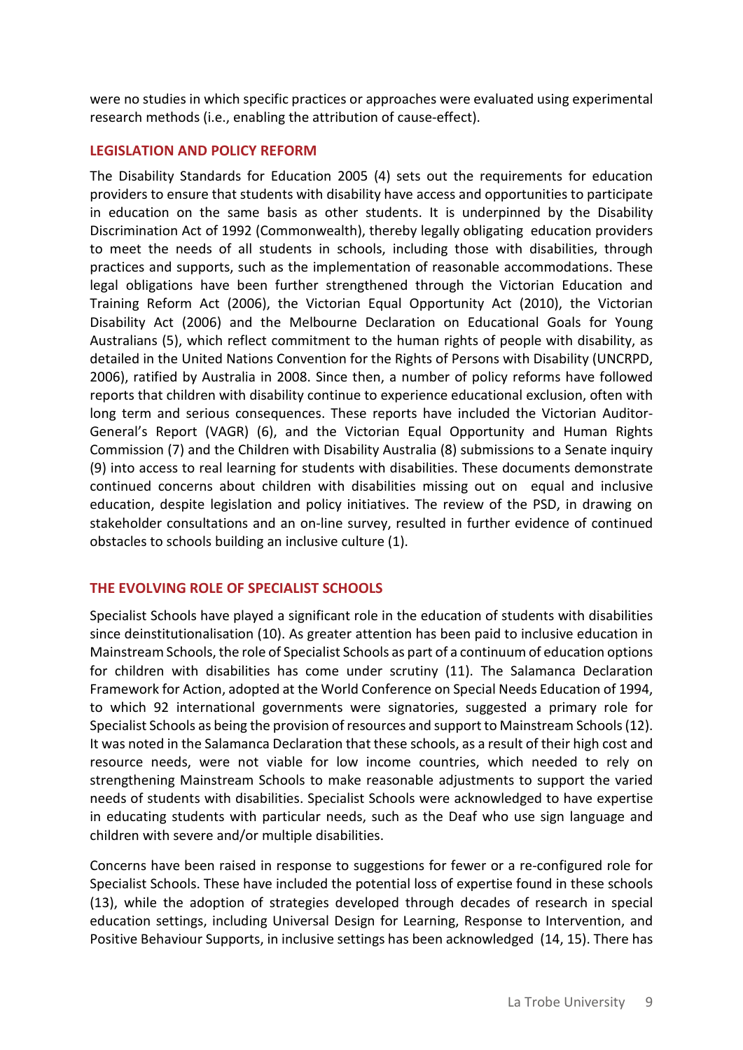were no studies in which specific practices or approaches were evaluated using experimental research methods (i.e., enabling the attribution of cause-effect).

## LEGISLATION AND POLICY REFORM

The Disability Standards for Education 2005 (4) sets out the requirements for education providers to ensure that students with disability have access and opportunities to participate in education on the same basis as other students. It is underpinned by the Disability Discrimination Act of 1992 (Commonwealth), thereby legally obligating education providers to meet the needs of all students in schools, including those with disabilities, through practices and supports, such as the implementation of reasonable accommodations. These legal obligations have been further strengthened through the Victorian Education and Training Reform Act (2006), the Victorian Equal Opportunity Act (2010), the Victorian Disability Act (2006) and the Melbourne Declaration on Educational Goals for Young Australians (5), which reflect commitment to the human rights of people with disability, as detailed in the United Nations Convention for the Rights of Persons with Disability (UNCRPD, 2006), ratified by Australia in 2008. Since then, a number of policy reforms have followed reports that children with disability continue to experience educational exclusion, often with long term and serious consequences. These reports have included the Victorian Auditor-General's Report (VAGR) (6), and the Victorian Equal Opportunity and Human Rights Commission (7) and the Children with Disability Australia (8) submissions to a Senate inquiry (9) into access to real learning for students with disabilities. These documents demonstrate continued concerns about children with disabilities missing out on equal and inclusive education, despite legislation and policy initiatives. The review of the PSD, in drawing on stakeholder consultations and an on-line survey, resulted in further evidence of continued obstacles to schools building an inclusive culture (1).

## THE EVOLVING ROLE OF SPECIALIST SCHOOLS

Specialist Schools have played a significant role in the education of students with disabilities since deinstitutionalisation (10). As greater attention has been paid to inclusive education in Mainstream Schools, the role of Specialist Schools as part of a continuum of education options for children with disabilities has come under scrutiny (11). The Salamanca Declaration Framework for Action, adopted at the World Conference on Special Needs Education of 1994, to which 92 international governments were signatories, suggested a primary role for Specialist Schools as being the provision of resources and support to Mainstream Schools (12). It was noted in the Salamanca Declaration that these schools, as a result of their high cost and resource needs, were not viable for low income countries, which needed to rely on strengthening Mainstream Schools to make reasonable adjustments to support the varied needs of students with disabilities. Specialist Schools were acknowledged to have expertise in educating students with particular needs, such as the Deaf who use sign language and children with severe and/or multiple disabilities.

Concerns have been raised in response to suggestions for fewer or a re-configured role for Specialist Schools. These have included the potential loss of expertise found in these schools (13), while the adoption of strategies developed through decades of research in special education settings, including Universal Design for Learning, Response to Intervention, and Positive Behaviour Supports, in inclusive settings has been acknowledged (14, 15). There has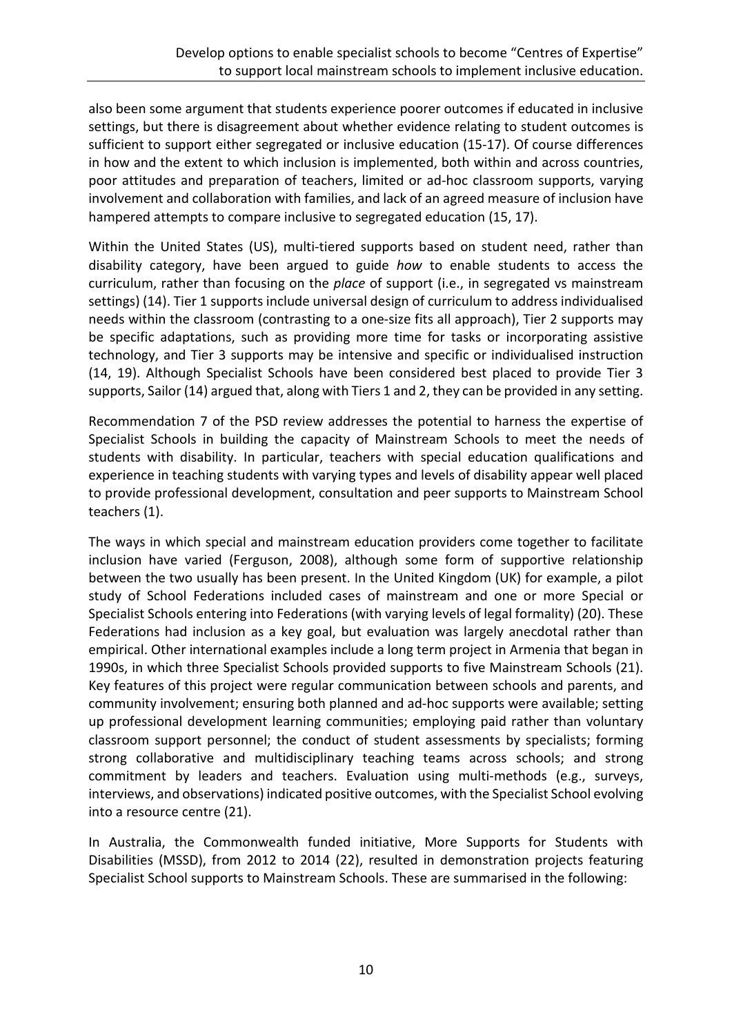also been some argument that students experience poorer outcomes if educated in inclusive settings, but there is disagreement about whether evidence relating to student outcomes is sufficient to support either segregated or inclusive education (15-17). Of course differences in how and the extent to which inclusion is implemented, both within and across countries, poor attitudes and preparation of teachers, limited or ad-hoc classroom supports, varying involvement and collaboration with families, and lack of an agreed measure of inclusion have hampered attempts to compare inclusive to segregated education (15, 17).

Within the United States (US), multi-tiered supports based on student need, rather than disability category, have been argued to guide *how* to enable students to access the curriculum, rather than focusing on the *place* of support (i.e., in segregated vs mainstream settings) (14). Tier 1 supports include universal design of curriculum to address individualised needs within the classroom (contrasting to a one-size fits all approach), Tier 2 supports may be specific adaptations, such as providing more time for tasks or incorporating assistive technology, and Tier 3 supports may be intensive and specific or individualised instruction (14, 19). Although Specialist Schools have been considered best placed to provide Tier 3 supports, Sailor (14) argued that, along with Tiers 1 and 2, they can be provided in any setting.

Recommendation 7 of the PSD review addresses the potential to harness the expertise of Specialist Schools in building the capacity of Mainstream Schools to meet the needs of students with disability. In particular, teachers with special education qualifications and experience in teaching students with varying types and levels of disability appear well placed to provide professional development, consultation and peer supports to Mainstream School teachers (1).

The ways in which special and mainstream education providers come together to facilitate inclusion have varied (Ferguson, 2008), although some form of supportive relationship between the two usually has been present. In the United Kingdom (UK) for example, a pilot study of School Federations included cases of mainstream and one or more Special or Specialist Schools entering into Federations (with varying levels of legal formality) (20). These Federations had inclusion as a key goal, but evaluation was largely anecdotal rather than empirical. Other international examples include a long term project in Armenia that began in 1990s, in which three Specialist Schools provided supports to five Mainstream Schools (21). Key features of this project were regular communication between schools and parents, and community involvement; ensuring both planned and ad-hoc supports were available; setting up professional development learning communities; employing paid rather than voluntary classroom support personnel; the conduct of student assessments by specialists; forming strong collaborative and multidisciplinary teaching teams across schools; and strong commitment by leaders and teachers. Evaluation using multi-methods (e.g., surveys, interviews, and observations) indicated positive outcomes, with the Specialist School evolving into a resource centre (21).

In Australia, the Commonwealth funded initiative, More Supports for Students with Disabilities (MSSD), from 2012 to 2014 (22), resulted in demonstration projects featuring Specialist School supports to Mainstream Schools. These are summarised in the following: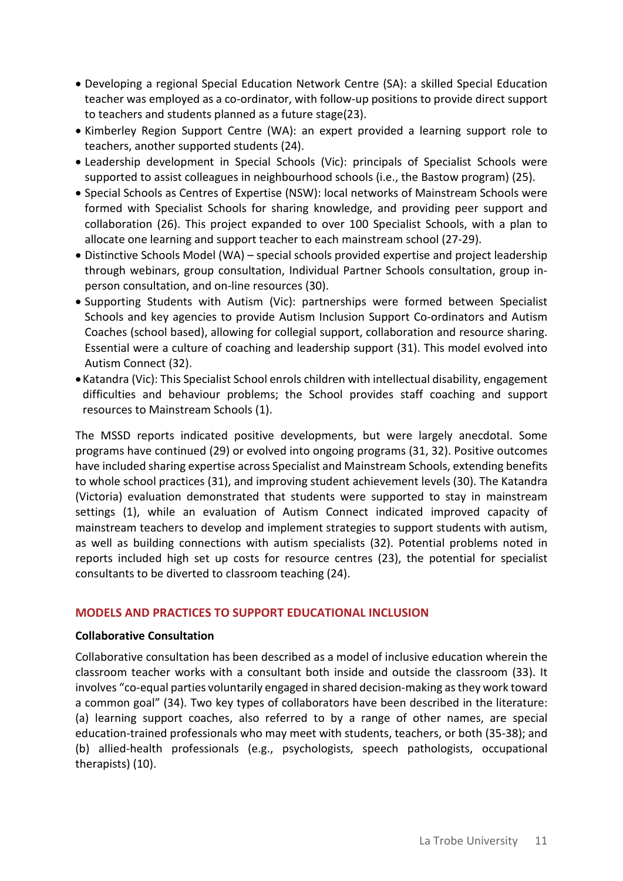- Developing a regional Special Education Network Centre (SA): a skilled Special Education teacher was employed as a co-ordinator, with follow-up positions to provide direct support to teachers and students planned as a future stage(23).
- Kimberley Region Support Centre (WA): an expert provided a learning support role to teachers, another supported students (24).
- Leadership development in Special Schools (Vic): principals of Specialist Schools were supported to assist colleagues in neighbourhood schools (i.e., the Bastow program) (25).
- Special Schools as Centres of Expertise (NSW): local networks of Mainstream Schools were formed with Specialist Schools for sharing knowledge, and providing peer support and collaboration (26). This project expanded to over 100 Specialist Schools, with a plan to allocate one learning and support teacher to each mainstream school (27-29).
- Distinctive Schools Model (WA) – special schools provided expertise and project leadership through webinars, group consultation, Individual Partner Schools consultation, group in-person consultation, and on-line resources (30).
- Supporting Students with Autism (Vic): partnerships were formed between Specialist Schools and key agencies to provide Autism Inclusion Support Co-ordinators and Autism Coaches (school based), allowing for collegial support, collaboration and resource sharing. Essential were a culture of coaching and leadership support (31). This model evolved into Autism Connect (32).
- Katandra (Vic): This Specialist School enrols children with intellectual disability, engagement difficulties and behaviour problems; the School provides staff coaching and support resources to Mainstream Schools (1).

The MSSD reports indicated positive developments, but were largely anecdotal. Some programs have continued (29) or evolved into ongoing programs (31, 32). Positive outcomes have included sharing expertise across Specialist and Mainstream Schools, extending benefits to whole school practices (31), and improving student achievement levels (30). The Katandra (Victoria) evaluation demonstrated that students were supported to stay in mainstream settings (1), while an evaluation of Autism Connect indicated improved capacity of mainstream teachers to develop and implement strategies to support students with autism, as well as building connections with autism specialists (32). Potential problems noted in reports included high set up costs for resource centres (23), the potential for specialist consultants to be diverted to classroom teaching (24).

## MODELS AND PRACTICES TO SUPPORT EDUCATIONAL INCLUSION

### Collaborative Consultation

Collaborative consultation has been described as a model of inclusive education wherein the classroom teacher works with a consultant both inside and outside the classroom (33). It involves "co-equal parties voluntarily engaged in shared decision-making as they work toward a common goal" (34). Two key types of collaborators have been described in the literature: (a) learning support coaches, also referred to by a range of other names, are special education-trained professionals who may meet with students, teachers, or both (35-38); and (b) allied-health professionals (e.g., psychologists, speech pathologists, occupational therapists) (10).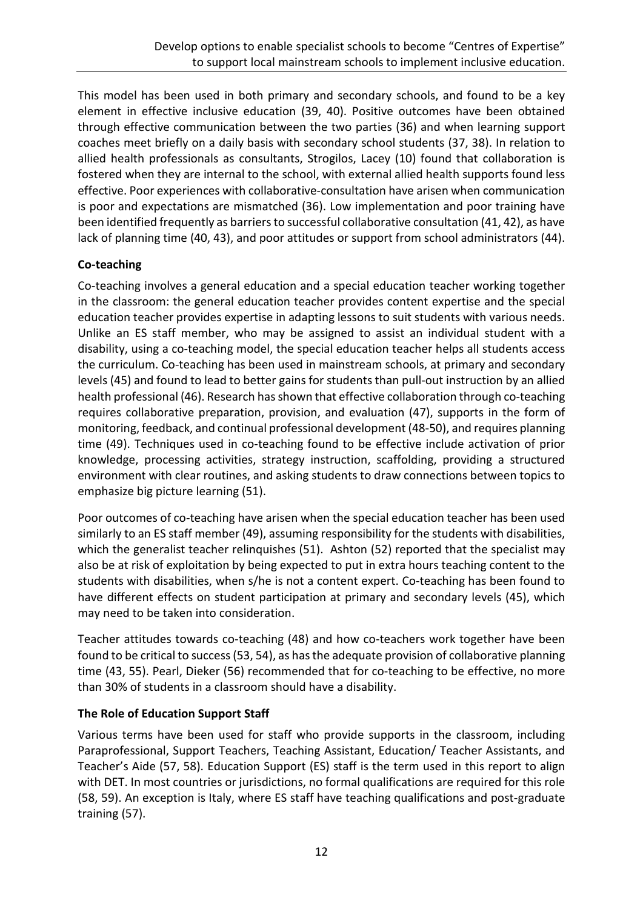This model has been used in both primary and secondary schools, and found to be a key element in effective inclusive education (39, 40). Positive outcomes have been obtained through effective communication between the two parties (36) and when learning support coaches meet briefly on a daily basis with secondary school students (37, 38). In relation to allied health professionals as consultants, Strogilos, Lacey (10) found that collaboration is fostered when they are internal to the school, with external allied health supports found less effective. Poor experiences with collaborative-consultation have arisen when communication is poor and expectations are mismatched (36). Low implementation and poor training have been identified frequently as barriers to successful collaborative consultation (41, 42), as have lack of planning time (40, 43), and poor attitudes or support from school administrators (44).

**Co-teaching**

Co-teaching involves a general education and a special education teacher working together in the classroom: the general education teacher provides content expertise and the special education teacher provides expertise in adapting lessons to suit students with various needs. Unlike an ES staff member, who may be assigned to assist an individual student with a disability, using a co-teaching model, the special education teacher helps all students access the curriculum. Co-teaching has been used in mainstream schools, at primary and secondary levels (45) and found to lead to better gains for students than pull-out instruction by an allied health professional (46). Research has shown that effective collaboration through co-teaching requires collaborative preparation, provision, and evaluation (47), supports in the form of monitoring, feedback, and continual professional development (48-50), and requires planning time (49). Techniques used in co-teaching found to be effective include activation of prior knowledge, processing activities, strategy instruction, scaffolding, providing a structured environment with clear routines, and asking students to draw connections between topics to emphasize big picture learning (51).

Poor outcomes of co-teaching have arisen when the special education teacher has been used similarly to an ES staff member (49), assuming responsibility for the students with disabilities, which the generalist teacher relinquishes (51). Ashton (52) reported that the specialist may also be at risk of exploitation by being expected to put in extra hours teaching content to the students with disabilities, when s/he is not a content expert. Co-teaching has been found to have different effects on student participation at primary and secondary levels (45), which may need to be taken into consideration.

Teacher attitudes towards co-teaching (48) and how co-teachers work together have been found to be critical to success (53, 54), as has the adequate provision of collaborative planning time (43, 55). Pearl, Dieker (56) recommended that for co-teaching to be effective, no more than 30% of students in a classroom should have a disability.

**The Role of Education Support Staff**

Various terms have been used for staff who provide supports in the classroom, including Paraprofessional, Support Teachers, Teaching Assistant, Education/ Teacher Assistants, and Teacher's Aide (57, 58). Education Support (ES) staff is the term used in this report to align with DET. In most countries or jurisdictions, no formal qualifications are required for this role (58, 59). An exception is Italy, where ES staff have teaching qualifications and post-graduate training (57).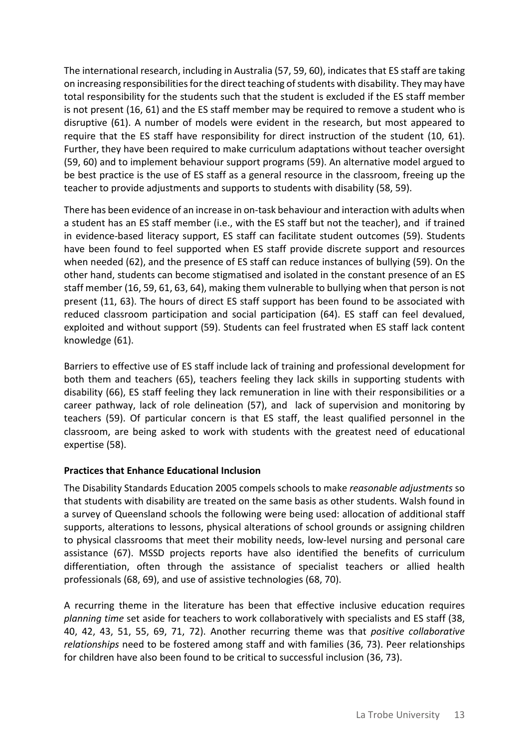The international research, including in Australia (57, 59, 60), indicates that ES staff are taking on increasing responsibilities for the direct teaching of students with disability. They may have total responsibility for the students such that the student is excluded if the ES staff member is not present (16, 61) and the ES staff member may be required to remove a student who is disruptive (61). A number of models were evident in the research, but most appeared to require that the ES staff have responsibility for direct instruction of the student (10, 61). Further, they have been required to make curriculum adaptations without teacher oversight (59, 60) and to implement behaviour support programs (59). An alternative model argued to be best practice is the use of ES staff as a general resource in the classroom, freeing up the teacher to provide adjustments and supports to students with disability (58, 59).

There has been evidence of an increase in on-task behaviour and interaction with adults when a student has an ES staff member (i.e., with the ES staff but not the teacher), and if trained in evidence-based literacy support, ES staff can facilitate student outcomes (59). Students have been found to feel supported when ES staff provide discrete support and resources when needed (62), and the presence of ES staff can reduce instances of bullying (59). On the other hand, students can become stigmatised and isolated in the constant presence of an ES staff member (16, 59, 61, 63, 64), making them vulnerable to bullying when that person is not present (11, 63). The hours of direct ES staff support has been found to be associated with reduced classroom participation and social participation (64). ES staff can feel devalued, exploited and without support (59). Students can feel frustrated when ES staff lack content knowledge (61).

Barriers to effective use of ES staff include lack of training and professional development for both them and teachers (65), teachers feeling they lack skills in supporting students with disability (66), ES staff feeling they lack remuneration in line with their responsibilities or a career pathway, lack of role delineation (57), and lack of supervision and monitoring by teachers (59). Of particular concern is that ES staff, the least qualified personnel in the classroom, are being asked to work with students with the greatest need of educational expertise (58).

**Practices that Enhance Educational Inclusion**

The Disability Standards Education 2005 compels schools to make *reasonable adjustments* so that students with disability are treated on the same basis as other students. Walsh found in a survey of Queensland schools the following were being used: allocation of additional staff supports, alterations to lessons, physical alterations of school grounds or assigning children to physical classrooms that meet their mobility needs, low-level nursing and personal care assistance (67). MSSD projects reports have also identified the benefits of curriculum differentiation, often through the assistance of specialist teachers or allied health professionals (68, 69), and use of assistive technologies (68, 70).

A recurring theme in the literature has been that effective inclusive education requires *planning time* set aside for teachers to work collaboratively with specialists and ES staff (38, 40, 42, 43, 51, 55, 69, 71, 72). Another recurring theme was that *positive collaborative relationships* need to be fostered among staff and with families (36, 73). Peer relationships for children have also been found to be critical to successful inclusion (36, 73).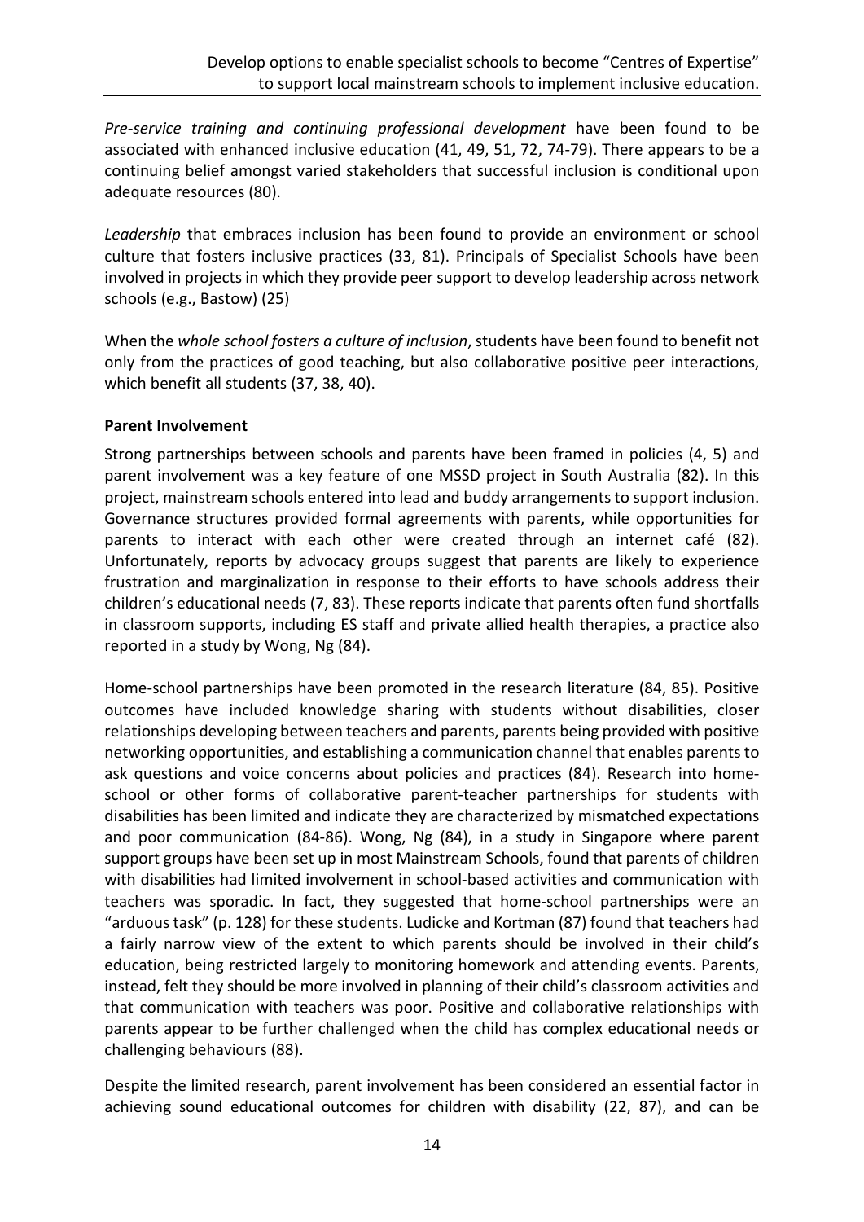*Pre-service training and continuing professional development* have been found to be associated with enhanced inclusive education (41, 49, 51, 72, 74-79). There appears to be a continuing belief amongst varied stakeholders that successful inclusion is conditional upon adequate resources (80).

*Leadership* that embraces inclusion has been found to provide an environment or school culture that fosters inclusive practices (33, 81). Principals of Specialist Schools have been involved in projects in which they provide peer support to develop leadership across network schools (e.g., Bastow) (25)

When the *whole school fosters a culture of inclusion*, students have been found to benefit not only from the practices of good teaching, but also collaborative positive peer interactions, which benefit all students (37, 38, 40).

**Parent Involvement**

Strong partnerships between schools and parents have been framed in policies (4, 5) and parent involvement was a key feature of one MSSD project in South Australia (82). In this project, mainstream schools entered into lead and buddy arrangements to support inclusion. Governance structures provided formal agreements with parents, while opportunities for parents to interact with each other were created through an internet café (82). Unfortunately, reports by advocacy groups suggest that parents are likely to experience frustration and marginalization in response to their efforts to have schools address their children's educational needs (7, 83). These reports indicate that parents often fund shortfalls in classroom supports, including ES staff and private allied health therapies, a practice also reported in a study by Wong, Ng (84).

Home-school partnerships have been promoted in the research literature (84, 85). Positive outcomes have included knowledge sharing with students without disabilities, closer relationships developing between teachers and parents, parents being provided with positive networking opportunities, and establishing a communication channel that enables parents to ask questions and voice concerns about policies and practices (84). Research into home-school or other forms of collaborative parent-teacher partnerships for students with disabilities has been limited and indicate they are characterized by mismatched expectations and poor communication (84-86). Wong, Ng (84), in a study in Singapore where parent support groups have been set up in most Mainstream Schools, found that parents of children with disabilities had limited involvement in school-based activities and communication with teachers was sporadic. In fact, they suggested that home-school partnerships were an "arduous task" (p. 128) for these students. Ludicke and Kortman (87) found that teachers had a fairly narrow view of the extent to which parents should be involved in their child's education, being restricted largely to monitoring homework and attending events. Parents, instead, felt they should be more involved in planning of their child's classroom activities and that communication with teachers was poor. Positive and collaborative relationships with parents appear to be further challenged when the child has complex educational needs or challenging behaviours (88).

Despite the limited research, parent involvement has been considered an essential factor in achieving sound educational outcomes for children with disability (22, 87), and can be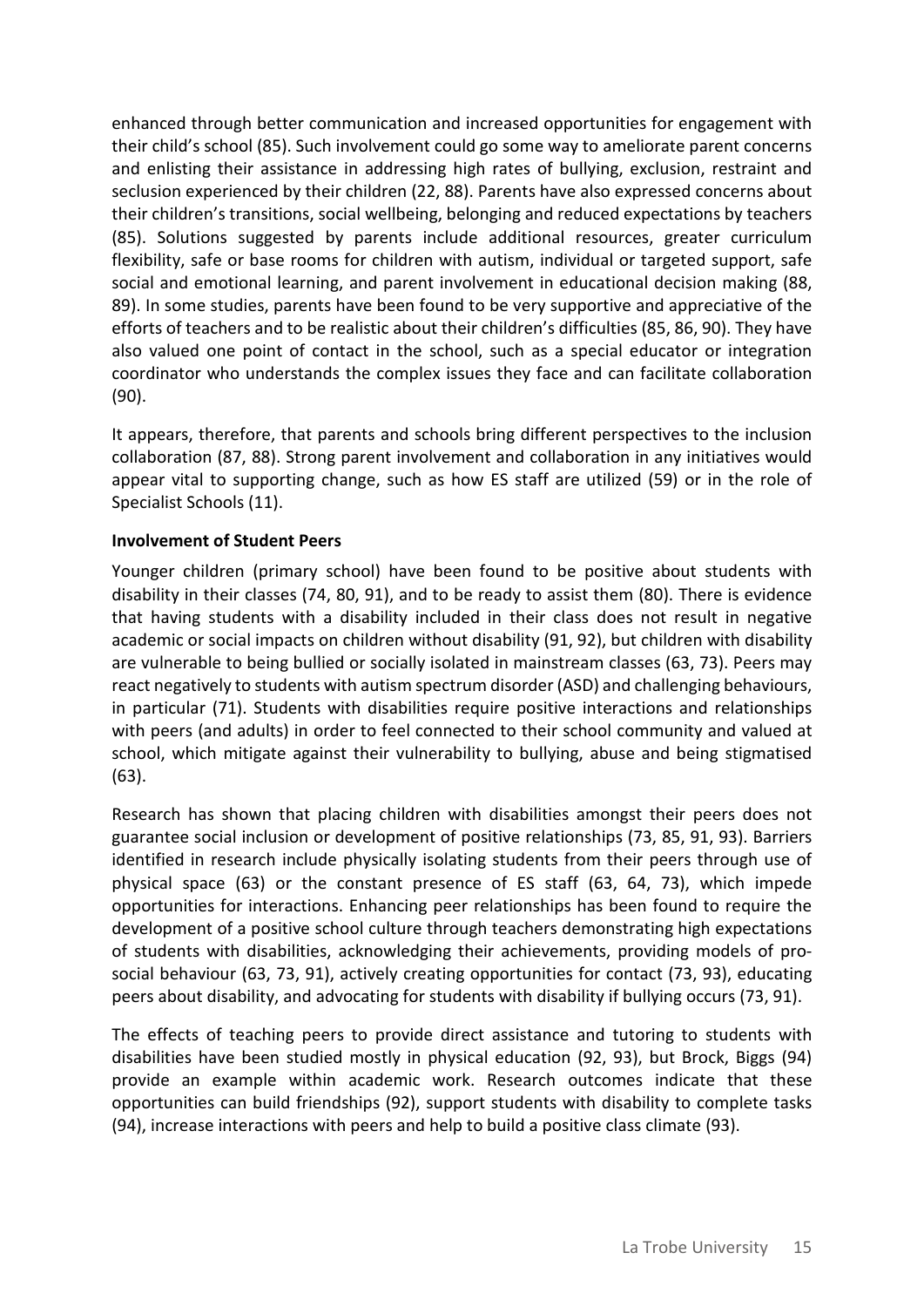enhanced through better communication and increased opportunities for engagement with their child's school (85). Such involvement could go some way to ameliorate parent concerns and enlisting their assistance in addressing high rates of bullying, exclusion, restraint and seclusion experienced by their children (22, 88). Parents have also expressed concerns about their children's transitions, social wellbeing, belonging and reduced expectations by teachers (85). Solutions suggested by parents include additional resources, greater curriculum flexibility, safe or base rooms for children with autism, individual or targeted support, safe social and emotional learning, and parent involvement in educational decision making (88, 89). In some studies, parents have been found to be very supportive and appreciative of the efforts of teachers and to be realistic about their children's difficulties (85, 86, 90). They have also valued one point of contact in the school, such as a special educator or integration coordinator who understands the complex issues they face and can facilitate collaboration (90).

It appears, therefore, that parents and schools bring different perspectives to the inclusion collaboration (87, 88). Strong parent involvement and collaboration in any initiatives would appear vital to supporting change, such as how ES staff are utilized (59) or in the role of Specialist Schools (11).

**Involvement of Student Peers**

Younger children (primary school) have been found to be positive about students with disability in their classes (74, 80, 91), and to be ready to assist them (80). There is evidence that having students with a disability included in their class does not result in negative academic or social impacts on children without disability (91, 92), but children with disability are vulnerable to being bullied or socially isolated in mainstream classes (63, 73). Peers may react negatively to students with autism spectrum disorder (ASD) and challenging behaviours, in particular (71). Students with disabilities require positive interactions and relationships with peers (and adults) in order to feel connected to their school community and valued at school, which mitigate against their vulnerability to bullying, abuse and being stigmatised (63).

Research has shown that placing children with disabilities amongst their peers does not guarantee social inclusion or development of positive relationships (73, 85, 91, 93). Barriers identified in research include physically isolating students from their peers through use of physical space (63) or the constant presence of ES staff (63, 64, 73), which impede opportunities for interactions. Enhancing peer relationships has been found to require the development of a positive school culture through teachers demonstrating high expectations of students with disabilities, acknowledging their achievements, providing models of pro-social behaviour (63, 73, 91), actively creating opportunities for contact (73, 93), educating peers about disability, and advocating for students with disability if bullying occurs (73, 91).

The effects of teaching peers to provide direct assistance and tutoring to students with disabilities have been studied mostly in physical education (92, 93), but Brock, Biggs (94) provide an example within academic work. Research outcomes indicate that these opportunities can build friendships (92), support students with disability to complete tasks (94), increase interactions with peers and help to build a positive class climate (93).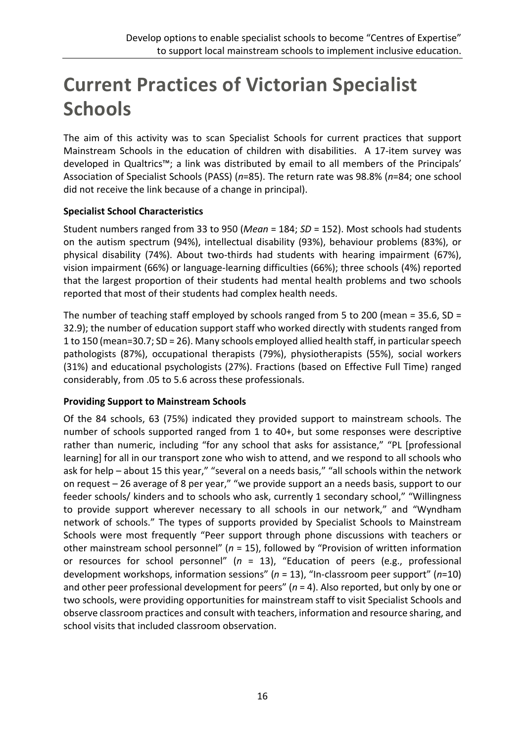# Current Practices of Victorian Specialist Schools

The aim of this activity was to scan Specialist Schools for current practices that support Mainstream Schools in the education of children with disabilities. A 17-item survey was developed in Qualtrics™; a link was distributed by email to all members of the Principals' Association of Specialist Schools (PASS) ($n$=85). The return rate was 98.8% ($n$=84; one school did not receive the link because of a change in principal).

**Specialist School Characteristics**

Student numbers ranged from 33 to 950 (*Mean* = 184; *SD* = 152). Most schools had students on the autism spectrum (94%), intellectual disability (93%), behaviour problems (83%), or physical disability (74%). About two-thirds had students with hearing impairment (67%), vision impairment (66%) or language-learning difficulties (66%); three schools (4%) reported that the largest proportion of their students had mental health problems and two schools reported that most of their students had complex health needs.

The number of teaching staff employed by schools ranged from 5 to 200 (mean = 35.6, SD = 32.9); the number of education support staff who worked directly with students ranged from 1 to 150 (mean=30.7; SD = 26). Many schools employed allied health staff, in particular speech pathologists (87%), occupational therapists (79%), physiotherapists (55%), social workers (31%) and educational psychologists (27%). Fractions (based on Effective Full Time) ranged considerably, from .05 to 5.6 across these professionals.

**Providing Support to Mainstream Schools**

Of the 84 schools, 63 (75%) indicated they provided support to mainstream schools. The number of schools supported ranged from 1 to 40+, but some responses were descriptive rather than numeric, including "for any school that asks for assistance," "PL [professional learning] for all in our transport zone who wish to attend, and we respond to all schools who ask for help – about 15 this year," "several on a needs basis," "all schools within the network on request – 26 average of 8 per year," "we provide support an a needs basis, support to our feeder schools/ kinders and to schools who ask, currently 1 secondary school," "Willingness to provide support wherever necessary to all schools in our network," and "Wyndham network of schools." The types of supports provided by Specialist Schools to Mainstream Schools were most frequently "Peer support through phone discussions with teachers or other mainstream school personnel" ($n$ = 15), followed by "Provision of written information or resources for school personnel" ($n$ = 13), "Education of peers (e.g., professional development workshops, information sessions" ($n$ = 13), "In-classroom peer support" ($n$=10) and other peer professional development for peers" ($n$ = 4). Also reported, but only by one or two schools, were providing opportunities for mainstream staff to visit Specialist Schools and observe classroom practices and consult with teachers, information and resource sharing, and school visits that included classroom observation.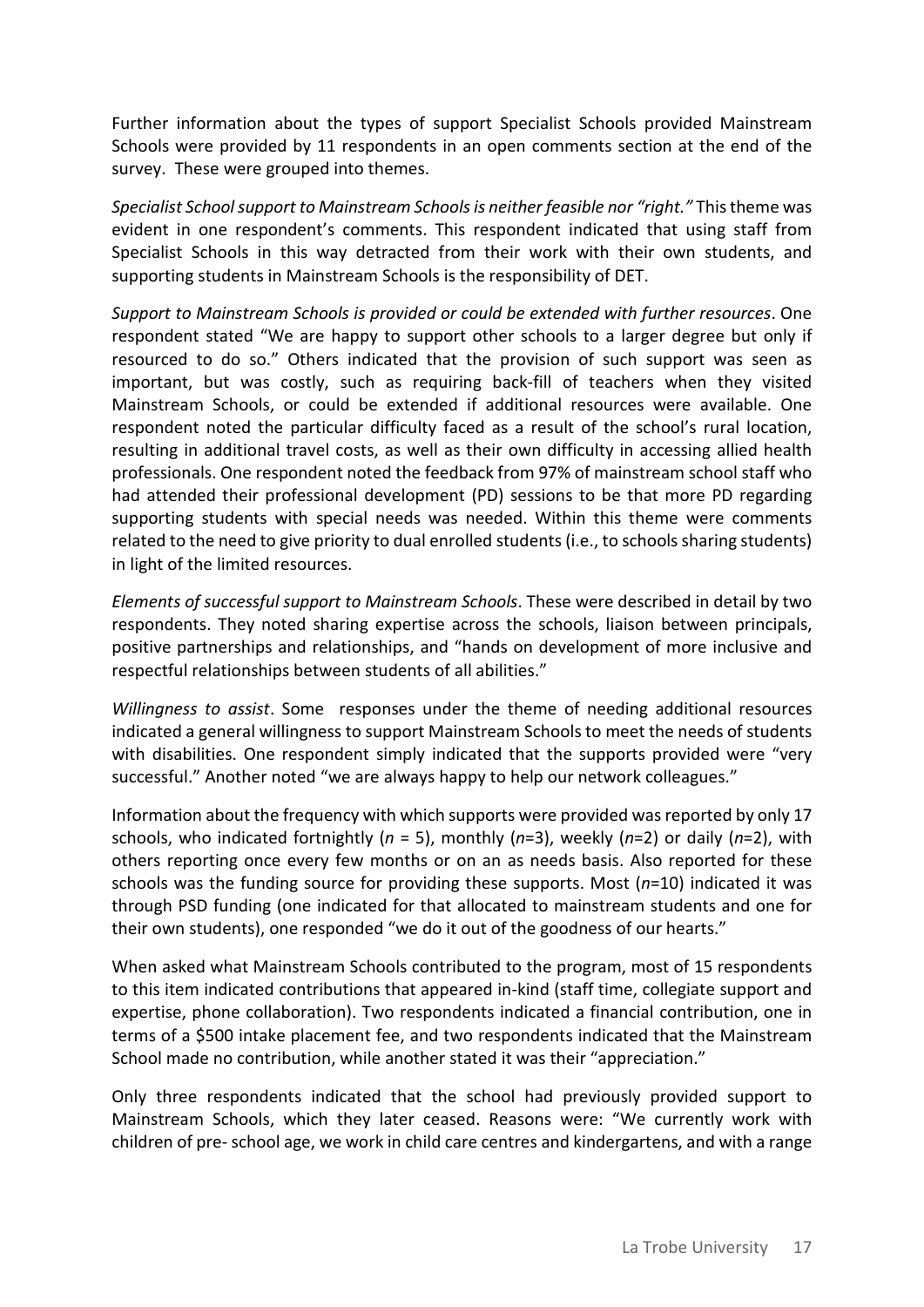Further information about the types of support Specialist Schools provided Mainstream Schools were provided by 11 respondents in an open comments section at the end of the survey. These were grouped into themes.

*Specialist School support to Mainstream Schools is neither feasible nor "right."* This theme was evident in one respondent's comments. This respondent indicated that using staff from Specialist Schools in this way detracted from their work with their own students, and supporting students in Mainstream Schools is the responsibility of DET.

*Support to Mainstream Schools is provided or could be extended with further resources*. One respondent stated "We are happy to support other schools to a larger degree but only if resourced to do so." Others indicated that the provision of such support was seen as important, but was costly, such as requiring back-fill of teachers when they visited Mainstream Schools, or could be extended if additional resources were available. One respondent noted the particular difficulty faced as a result of the school's rural location, resulting in additional travel costs, as well as their own difficulty in accessing allied health professionals. One respondent noted the feedback from 97% of mainstream school staff who had attended their professional development (PD) sessions to be that more PD regarding supporting students with special needs was needed. Within this theme were comments related to the need to give priority to dual enrolled students (i.e., to schools sharing students) in light of the limited resources.

*Elements of successful support to Mainstream Schools*. These were described in detail by two respondents. They noted sharing expertise across the schools, liaison between principals, positive partnerships and relationships, and "hands on development of more inclusive and respectful relationships between students of all abilities."

*Willingness to assist*. Some responses under the theme of needing additional resources indicated a general willingness to support Mainstream Schools to meet the needs of students with disabilities. One respondent simply indicated that the supports provided were "very successful." Another noted "we are always happy to help our network colleagues."

Information about the frequency with which supports were provided was reported by only 17 schools, who indicated fortnightly ($n$ = 5), monthly ($n$=3), weekly ($n$=2) or daily ($n$=2), with others reporting once every few months or on an as needs basis. Also reported for these schools was the funding source for providing these supports. Most ($n$=10) indicated it was through PSD funding (one indicated for that allocated to mainstream students and one for their own students), one responded "we do it out of the goodness of our hearts."

When asked what Mainstream Schools contributed to the program, most of 15 respondents to this item indicated contributions that appeared in-kind (staff time, collegiate support and expertise, phone collaboration). Two respondents indicated a financial contribution, one in terms of a $500 intake placement fee, and two respondents indicated that the Mainstream School made no contribution, while another stated it was their "appreciation."

Only three respondents indicated that the school had previously provided support to Mainstream Schools, which they later ceased. Reasons were: "We currently work with children of pre- school age, we work in child care centres and kindergartens, and with a range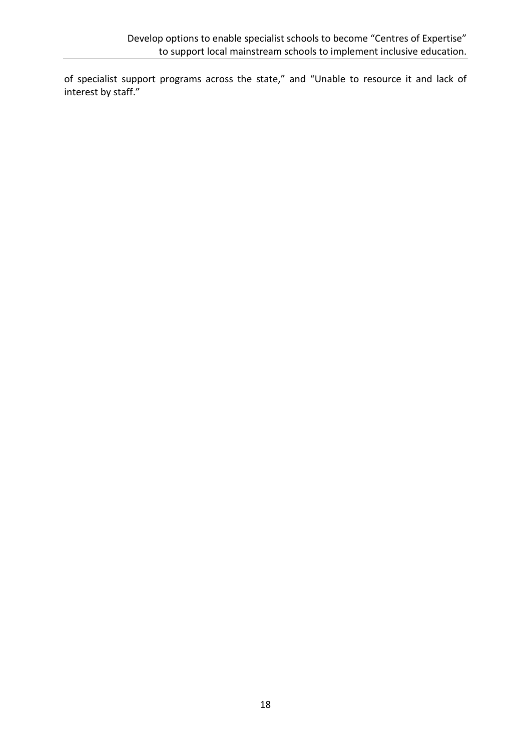of specialist support programs across the state," and "Unable to resource it and lack of interest by staff."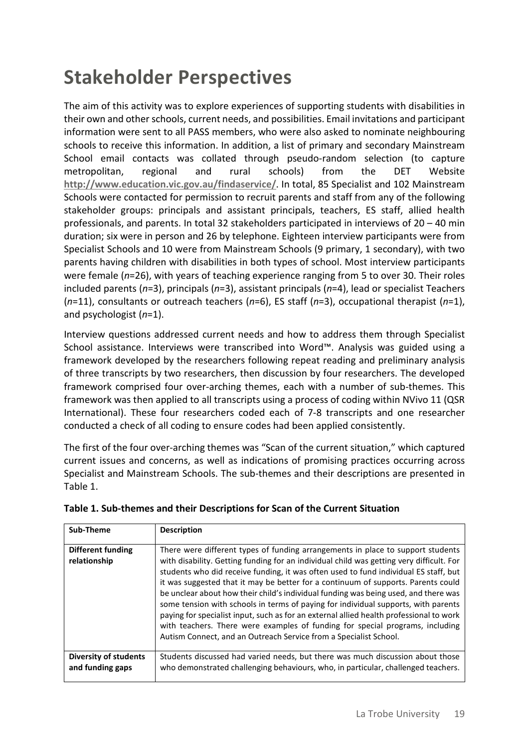# Stakeholder Perspectives

The aim of this activity was to explore experiences of supporting students with disabilities in their own and other schools, current needs, and possibilities. Email invitations and participant information were sent to all PASS members, who were also asked to nominate neighbouring schools to receive this information. In addition, a list of primary and secondary Mainstream School email contacts was collated through pseudo-random selection (to capture metropolitan, regional and rural schools) from the DET Website **http://www.education.vic.gov.au/findaservice/**. In total, 85 Specialist and 102 Mainstream Schools were contacted for permission to recruit parents and staff from any of the following stakeholder groups: principals and assistant principals, teachers, ES staff, allied health professionals, and parents. In total 32 stakeholders participated in interviews of 20 – 40 min duration; six were in person and 26 by telephone. Eighteen interview participants were from Specialist Schools and 10 were from Mainstream Schools (9 primary, 1 secondary), with two parents having children with disabilities in both types of school. Most interview participants were female (*n*=26), with years of teaching experience ranging from 5 to over 30. Their roles included parents (*n*=3), principals (*n*=3), assistant principals (*n*=4), lead or specialist Teachers (*n*=11), consultants or outreach teachers (*n*=6), ES staff (*n*=3), occupational therapist (*n*=1), and psychologist (*n*=1).

Interview questions addressed current needs and how to address them through Specialist School assistance. Interviews were transcribed into Word™. Analysis was guided using a framework developed by the researchers following repeat reading and preliminary analysis of three transcripts by two researchers, then discussion by four researchers. The developed framework comprised four over-arching themes, each with a number of sub-themes. This framework was then applied to all transcripts using a process of coding within NVivo 11 (QSR International). These four researchers coded each of 7-8 transcripts and one researcher conducted a check of all coding to ensure codes had been applied consistently.

The first of the four over-arching themes was "Scan of the current situation," which captured current issues and concerns, as well as indications of promising practices occurring across Specialist and Mainstream Schools. The sub-themes and their descriptions are presented in Table 1.

**Table 1. Sub-themes and their Descriptions for Scan of the Current Situation**

| Sub-Theme | Description |
|---|---|
| **Different funding relationship** | There were different types of funding arrangements in place to support students with disability. Getting funding for an individual child was getting very difficult. For students who did receive funding, it was often used to fund individual ES staff, but it was suggested that it may be better for a continuum of supports. Parents could be unclear about how their child's individual funding was being used, and there was some tension with schools in terms of paying for individual supports, with parents paying for specialist input, such as for an external allied health professional to work with teachers. There were examples of funding for special programs, including Autism Connect, and an Outreach Service from a Specialist School. |
| **Diversity of students and funding gaps** | Students discussed had varied needs, but there was much discussion about those who demonstrated challenging behaviours, who, in particular, challenged teachers. |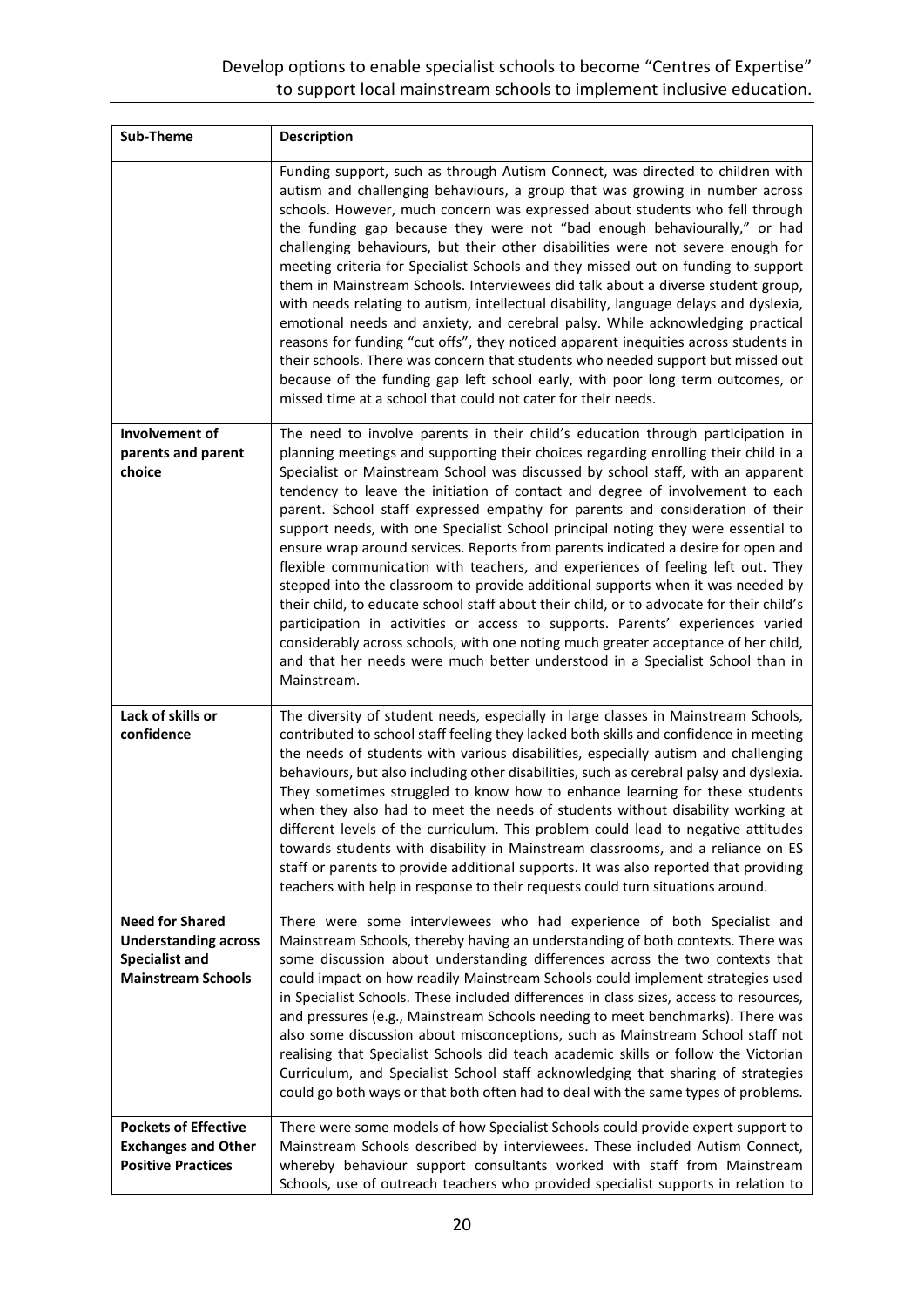| Sub-Theme | Description |
|---|---|
| | Funding support, such as through Autism Connect, was directed to children with autism and challenging behaviours, a group that was growing in number across schools. However, much concern was expressed about students who fell through the funding gap because they were not "bad enough behaviourally," or had challenging behaviours, but their other disabilities were not severe enough for meeting criteria for Specialist Schools and they missed out on funding to support them in Mainstream Schools. Interviewees did talk about a diverse student group, with needs relating to autism, intellectual disability, language delays and dyslexia, emotional needs and anxiety, and cerebral palsy. While acknowledging practical reasons for funding "cut offs", they noticed apparent inequities across students in their schools. There was concern that students who needed support but missed out because of the funding gap left school early, with poor long term outcomes, or missed time at a school that could not cater for their needs. |
| **Involvement of parents and parent choice** | The need to involve parents in their child's education through participation in planning meetings and supporting their choices regarding enrolling their child in a Specialist or Mainstream School was discussed by school staff, with an apparent tendency to leave the initiation of contact and degree of involvement to each parent. School staff expressed empathy for parents and consideration of their support needs, with one Specialist School principal noting they were essential to ensure wrap around services. Reports from parents indicated a desire for open and flexible communication with teachers, and experiences of feeling left out. They stepped into the classroom to provide additional supports when it was needed by their child, to educate school staff about their child, or to advocate for their child's participation in activities or access to supports. Parents' experiences varied considerably across schools, with one noting much greater acceptance of her child, and that her needs were much better understood in a Specialist School than in Mainstream. |
| **Lack of skills or confidence** | The diversity of student needs, especially in large classes in Mainstream Schools, contributed to school staff feeling they lacked both skills and confidence in meeting the needs of students with various disabilities, especially autism and challenging behaviours, but also including other disabilities, such as cerebral palsy and dyslexia. They sometimes struggled to know how to enhance learning for these students when they also had to meet the needs of students without disability working at different levels of the curriculum. This problem could lead to negative attitudes towards students with disability in Mainstream classrooms, and a reliance on ES staff or parents to provide additional supports. It was also reported that providing teachers with help in response to their requests could turn situations around. |
| **Need for Shared Understanding across Specialist and Mainstream Schools** | There were some interviewees who had experience of both Specialist and Mainstream Schools, thereby having an understanding of both contexts. There was some discussion about understanding differences across the two contexts that could impact on how readily Mainstream Schools could implement strategies used in Specialist Schools. These included differences in class sizes, access to resources, and pressures (e.g., Mainstream Schools needing to meet benchmarks). There was also some discussion about misconceptions, such as Mainstream School staff not realising that Specialist Schools did teach academic skills or follow the Victorian Curriculum, and Specialist School staff acknowledging that sharing of strategies could go both ways or that both often had to deal with the same types of problems. |
| **Pockets of Effective Exchanges and Other Positive Practices** | There were some models of how Specialist Schools could provide expert support to Mainstream Schools described by interviewees. These included Autism Connect, whereby behaviour support consultants worked with staff from Mainstream Schools, use of outreach teachers who provided specialist supports in relation to |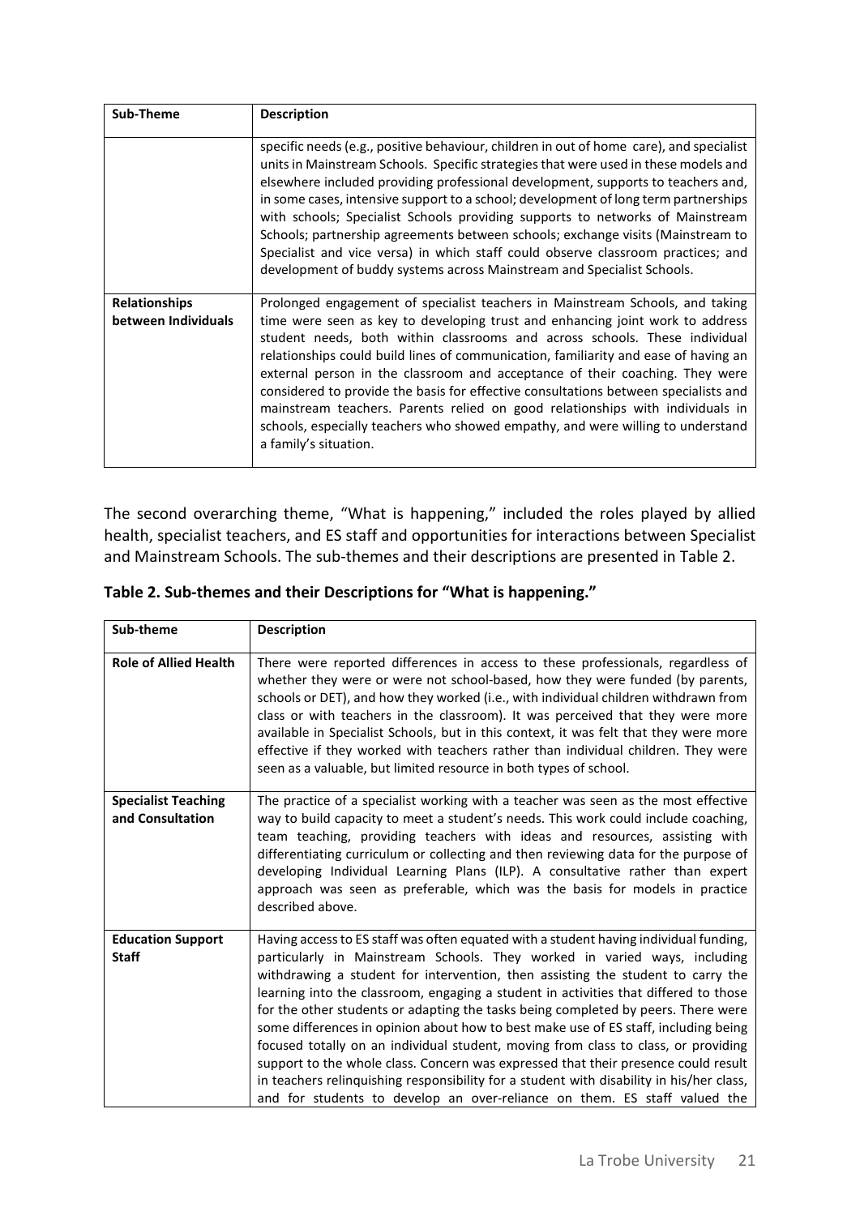| Sub-Theme | Description |
|---|---|
| | specific needs (e.g., positive behaviour, children in out of home care), and specialist units in Mainstream Schools. Specific strategies that were used in these models and elsewhere included providing professional development, supports to teachers and, in some cases, intensive support to a school; development of long term partnerships with schools; Specialist Schools providing supports to networks of Mainstream Schools; partnership agreements between schools; exchange visits (Mainstream to Specialist and vice versa) in which staff could observe classroom practices; and development of buddy systems across Mainstream and Specialist Schools. |
| **Relationships between Individuals** | Prolonged engagement of specialist teachers in Mainstream Schools, and taking time were seen as key to developing trust and enhancing joint work to address student needs, both within classrooms and across schools. These individual relationships could build lines of communication, familiarity and ease of having an external person in the classroom and acceptance of their coaching. They were considered to provide the basis for effective consultations between specialists and mainstream teachers. Parents relied on good relationships with individuals in schools, especially teachers who showed empathy, and were willing to understand a family's situation. |

The second overarching theme, "What is happening," included the roles played by allied health, specialist teachers, and ES staff and opportunities for interactions between Specialist and Mainstream Schools. The sub-themes and their descriptions are presented in Table 2.

**Table 2. Sub-themes and their Descriptions for "What is happening."**

| Sub-theme | Description |
|---|---|
| **Role of Allied Health** | There were reported differences in access to these professionals, regardless of whether they were or were not school-based, how they were funded (by parents, schools or DET), and how they worked (i.e., with individual children withdrawn from class or with teachers in the classroom). It was perceived that they were more available in Specialist Schools, but in this context, it was felt that they were more effective if they worked with teachers rather than individual children. They were seen as a valuable, but limited resource in both types of school. |
| **Specialist Teaching and Consultation** | The practice of a specialist working with a teacher was seen as the most effective way to build capacity to meet a student's needs. This work could include coaching, team teaching, providing teachers with ideas and resources, assisting with differentiating curriculum or collecting and then reviewing data for the purpose of developing Individual Learning Plans (ILP). A consultative rather than expert approach was seen as preferable, which was the basis for models in practice described above. |
| **Education Support Staff** | Having access to ES staff was often equated with a student having individual funding, particularly in Mainstream Schools. They worked in varied ways, including withdrawing a student for intervention, then assisting the student to carry the learning into the classroom, engaging a student in activities that differed to those for the other students or adapting the tasks being completed by peers. There were some differences in opinion about how to best make use of ES staff, including being focused totally on an individual student, moving from class to class, or providing support to the whole class. Concern was expressed that their presence could result in teachers relinquishing responsibility for a student with disability in his/her class, and for students to develop an over-reliance on them. ES staff valued the |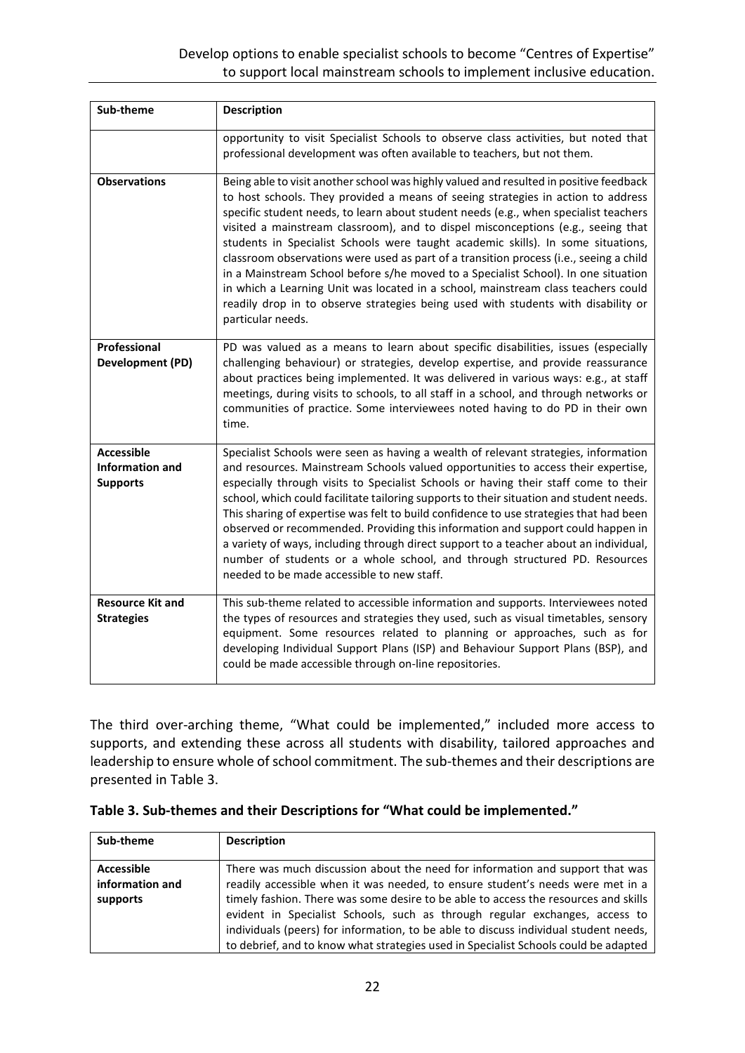| Sub-theme | Description |
|---|---|
| | opportunity to visit Specialist Schools to observe class activities, but noted that professional development was often available to teachers, but not them. |
| **Observations** | Being able to visit another school was highly valued and resulted in positive feedback to host schools. They provided a means of seeing strategies in action to address specific student needs, to learn about student needs (e.g., when specialist teachers visited a mainstream classroom), and to dispel misconceptions (e.g., seeing that students in Specialist Schools were taught academic skills). In some situations, classroom observations were used as part of a transition process (i.e., seeing a child in a Mainstream School before s/he moved to a Specialist School). In one situation in which a Learning Unit was located in a school, mainstream class teachers could readily drop in to observe strategies being used with students with disability or particular needs. |
| **Professional Development (PD)** | PD was valued as a means to learn about specific disabilities, issues (especially challenging behaviour) or strategies, develop expertise, and provide reassurance about practices being implemented. It was delivered in various ways: e.g., at staff meetings, during visits to schools, to all staff in a school, and through networks or communities of practice. Some interviewees noted having to do PD in their own time. |
| **Accessible Information and Supports** | Specialist Schools were seen as having a wealth of relevant strategies, information and resources. Mainstream Schools valued opportunities to access their expertise, especially through visits to Specialist Schools or having their staff come to their school, which could facilitate tailoring supports to their situation and student needs. This sharing of expertise was felt to build confidence to use strategies that had been observed or recommended. Providing this information and support could happen in a variety of ways, including through direct support to a teacher about an individual, number of students or a whole school, and through structured PD. Resources needed to be made accessible to new staff. |
| **Resource Kit and Strategies** | This sub-theme related to accessible information and supports. Interviewees noted the types of resources and strategies they used, such as visual timetables, sensory equipment. Some resources related to planning or approaches, such as for developing Individual Support Plans (ISP) and Behaviour Support Plans (BSP), and could be made accessible through on-line repositories. |

The third over-arching theme, "What could be implemented," included more access to supports, and extending these across all students with disability, tailored approaches and leadership to ensure whole of school commitment. The sub-themes and their descriptions are presented in Table 3.

**Table 3. Sub-themes and their Descriptions for "What could be implemented."**

| Sub-theme | Description |
|---|---|
| **Accessible information and supports** | There was much discussion about the need for information and support that was readily accessible when it was needed, to ensure student's needs were met in a timely fashion. There was some desire to be able to access the resources and skills evident in Specialist Schools, such as through regular exchanges, access to individuals (peers) for information, to be able to discuss individual student needs, to debrief, and to know what strategies used in Specialist Schools could be adapted |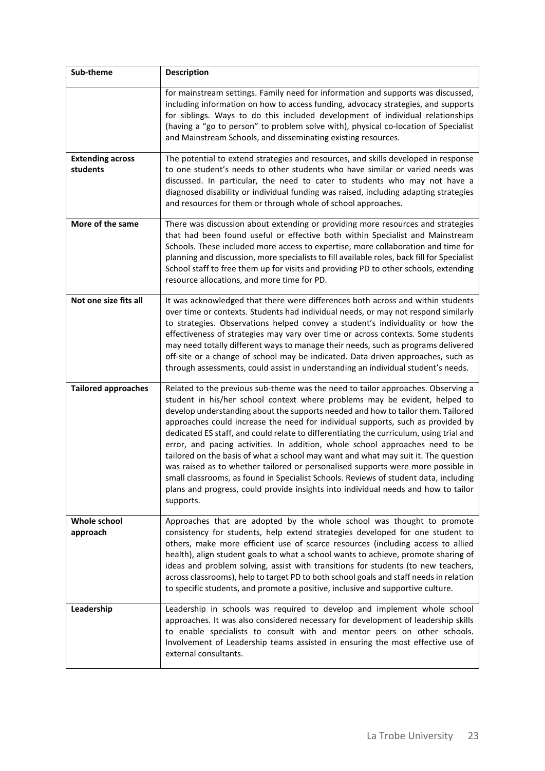| Sub-theme | Description |
| --- | --- |
| | for mainstream settings. Family need for information and supports was discussed, including information on how to access funding, advocacy strategies, and supports for siblings. Ways to do this included development of individual relationships (having a "go to person" to problem solve with), physical co-location of Specialist and Mainstream Schools, and disseminating existing resources. |
| **Extending across students** | The potential to extend strategies and resources, and skills developed in response to one student's needs to other students who have similar or varied needs was discussed. In particular, the need to cater to students who may not have a diagnosed disability or individual funding was raised, including adapting strategies and resources for them or through whole of school approaches. |
| **More of the same** | There was discussion about extending or providing more resources and strategies that had been found useful or effective both within Specialist and Mainstream Schools. These included more access to expertise, more collaboration and time for planning and discussion, more specialists to fill available roles, back fill for Specialist School staff to free them up for visits and providing PD to other schools, extending resource allocations, and more time for PD. |
| **Not one size fits all** | It was acknowledged that there were differences both across and within students over time or contexts. Students had individual needs, or may not respond similarly to strategies. Observations helped convey a student's individuality or how the effectiveness of strategies may vary over time or across contexts. Some students may need totally different ways to manage their needs, such as programs delivered off-site or a change of school may be indicated. Data driven approaches, such as through assessments, could assist in understanding an individual student's needs. |
| **Tailored approaches** | Related to the previous sub-theme was the need to tailor approaches. Observing a student in his/her school context where problems may be evident, helped to develop understanding about the supports needed and how to tailor them. Tailored approaches could increase the need for individual supports, such as provided by dedicated ES staff, and could relate to differentiating the curriculum, using trial and error, and pacing activities. In addition, whole school approaches need to be tailored on the basis of what a school may want and what may suit it. The question was raised as to whether tailored or personalised supports were more possible in small classrooms, as found in Specialist Schools. Reviews of student data, including plans and progress, could provide insights into individual needs and how to tailor supports. |
| **Whole school approach** | Approaches that are adopted by the whole school was thought to promote consistency for students, help extend strategies developed for one student to others, make more efficient use of scarce resources (including access to allied health), align student goals to what a school wants to achieve, promote sharing of ideas and problem solving, assist with transitions for students (to new teachers, across classrooms), help to target PD to both school goals and staff needs in relation to specific students, and promote a positive, inclusive and supportive culture. |
| **Leadership** | Leadership in schools was required to develop and implement whole school approaches. It was also considered necessary for development of leadership skills to enable specialists to consult with and mentor peers on other schools. Involvement of Leadership teams assisted in ensuring the most effective use of external consultants. |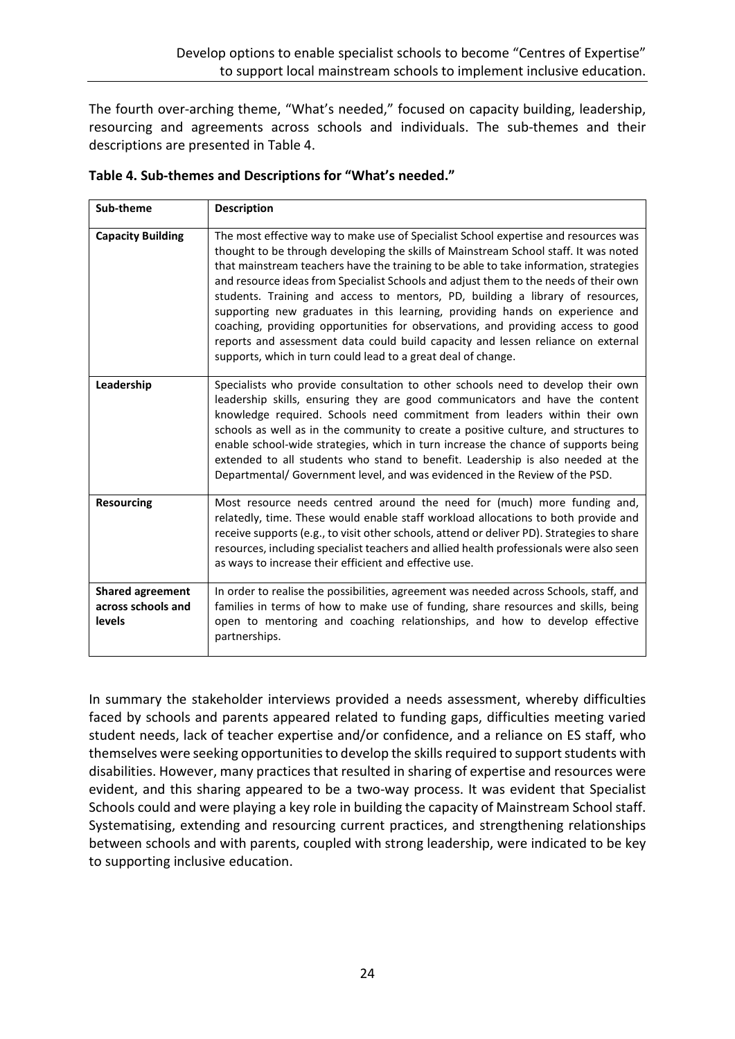The fourth over-arching theme, "What's needed," focused on capacity building, leadership, resourcing and agreements across schools and individuals. The sub-themes and their descriptions are presented in Table 4.

**Table 4. Sub-themes and Descriptions for "What's needed."**

| Sub-theme | Description |
|---|---|
| **Capacity Building** | The most effective way to make use of Specialist School expertise and resources was thought to be through developing the skills of Mainstream School staff. It was noted that mainstream teachers have the training to be able to take information, strategies and resource ideas from Specialist Schools and adjust them to the needs of their own students. Training and access to mentors, PD, building a library of resources, supporting new graduates in this learning, providing hands on experience and coaching, providing opportunities for observations, and providing access to good reports and assessment data could build capacity and lessen reliance on external supports, which in turn could lead to a great deal of change. |
| **Leadership** | Specialists who provide consultation to other schools need to develop their own leadership skills, ensuring they are good communicators and have the content knowledge required. Schools need commitment from leaders within their own schools as well as in the community to create a positive culture, and structures to enable school-wide strategies, which in turn increase the chance of supports being extended to all students who stand to benefit. Leadership is also needed at the Departmental/ Government level, and was evidenced in the Review of the PSD. |
| **Resourcing** | Most resource needs centred around the need for (much) more funding and, relatedly, time. These would enable staff workload allocations to both provide and receive supports (e.g., to visit other schools, attend or deliver PD). Strategies to share resources, including specialist teachers and allied health professionals were also seen as ways to increase their efficient and effective use. |
| **Shared agreement across schools and levels** | In order to realise the possibilities, agreement was needed across Schools, staff, and families in terms of how to make use of funding, share resources and skills, being open to mentoring and coaching relationships, and how to develop effective partnerships. |

In summary the stakeholder interviews provided a needs assessment, whereby difficulties faced by schools and parents appeared related to funding gaps, difficulties meeting varied student needs, lack of teacher expertise and/or confidence, and a reliance on ES staff, who themselves were seeking opportunities to develop the skills required to support students with disabilities. However, many practices that resulted in sharing of expertise and resources were evident, and this sharing appeared to be a two-way process. It was evident that Specialist Schools could and were playing a key role in building the capacity of Mainstream School staff. Systematising, extending and resourcing current practices, and strengthening relationships between schools and with parents, coupled with strong leadership, were indicated to be key to supporting inclusive education.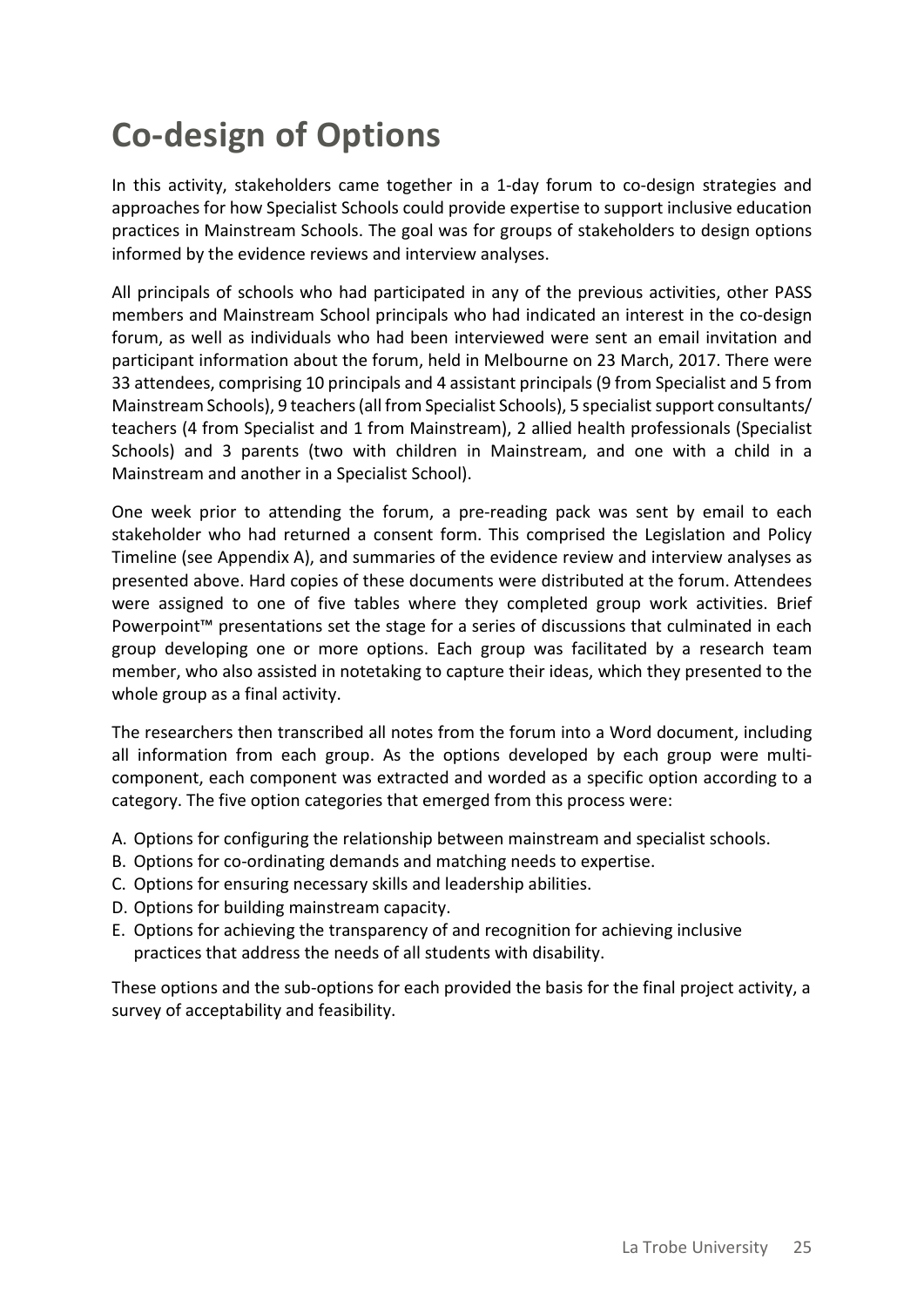# Co-design of Options

In this activity, stakeholders came together in a 1-day forum to co-design strategies and approaches for how Specialist Schools could provide expertise to support inclusive education practices in Mainstream Schools. The goal was for groups of stakeholders to design options informed by the evidence reviews and interview analyses.

All principals of schools who had participated in any of the previous activities, other PASS members and Mainstream School principals who had indicated an interest in the co-design forum, as well as individuals who had been interviewed were sent an email invitation and participant information about the forum, held in Melbourne on 23 March, 2017. There were 33 attendees, comprising 10 principals and 4 assistant principals (9 from Specialist and 5 from Mainstream Schools), 9 teachers (all from Specialist Schools), 5 specialist support consultants/ teachers (4 from Specialist and 1 from Mainstream), 2 allied health professionals (Specialist Schools) and 3 parents (two with children in Mainstream, and one with a child in a Mainstream and another in a Specialist School).

One week prior to attending the forum, a pre-reading pack was sent by email to each stakeholder who had returned a consent form. This comprised the Legislation and Policy Timeline (see Appendix A), and summaries of the evidence review and interview analyses as presented above. Hard copies of these documents were distributed at the forum. Attendees were assigned to one of five tables where they completed group work activities. Brief Powerpoint™ presentations set the stage for a series of discussions that culminated in each group developing one or more options. Each group was facilitated by a research team member, who also assisted in notetaking to capture their ideas, which they presented to the whole group as a final activity.

The researchers then transcribed all notes from the forum into a Word document, including all information from each group. As the options developed by each group were multi-component, each component was extracted and worded as a specific option according to a category. The five option categories that emerged from this process were:

A. Options for configuring the relationship between mainstream and specialist schools.
B. Options for co-ordinating demands and matching needs to expertise.
C. Options for ensuring necessary skills and leadership abilities.
D. Options for building mainstream capacity.
E. Options for achieving the transparency of and recognition for achieving inclusive practices that address the needs of all students with disability.

These options and the sub-options for each provided the basis for the final project activity, a survey of acceptability and feasibility.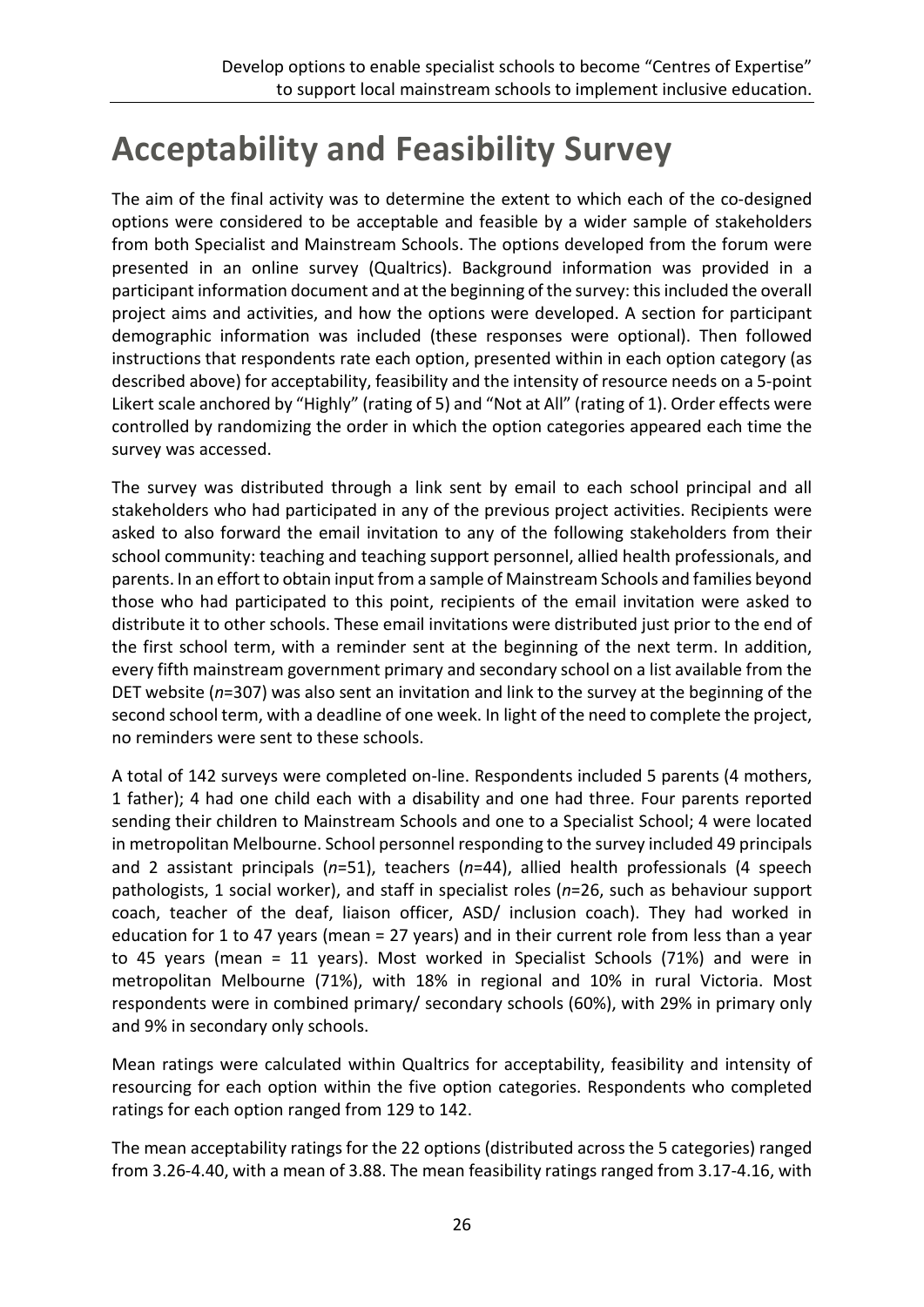# Acceptability and Feasibility Survey

The aim of the final activity was to determine the extent to which each of the co-designed options were considered to be acceptable and feasible by a wider sample of stakeholders from both Specialist and Mainstream Schools. The options developed from the forum were presented in an online survey (Qualtrics). Background information was provided in a participant information document and at the beginning of the survey: this included the overall project aims and activities, and how the options were developed. A section for participant demographic information was included (these responses were optional). Then followed instructions that respondents rate each option, presented within in each option category (as described above) for acceptability, feasibility and the intensity of resource needs on a 5-point Likert scale anchored by "Highly" (rating of 5) and "Not at All" (rating of 1). Order effects were controlled by randomizing the order in which the option categories appeared each time the survey was accessed.

The survey was distributed through a link sent by email to each school principal and all stakeholders who had participated in any of the previous project activities. Recipients were asked to also forward the email invitation to any of the following stakeholders from their school community: teaching and teaching support personnel, allied health professionals, and parents. In an effort to obtain input from a sample of Mainstream Schools and families beyond those who had participated to this point, recipients of the email invitation were asked to distribute it to other schools. These email invitations were distributed just prior to the end of the first school term, with a reminder sent at the beginning of the next term. In addition, every fifth mainstream government primary and secondary school on a list available from the DET website (*n*=307) was also sent an invitation and link to the survey at the beginning of the second school term, with a deadline of one week. In light of the need to complete the project, no reminders were sent to these schools.

A total of 142 surveys were completed on-line. Respondents included 5 parents (4 mothers, 1 father); 4 had one child each with a disability and one had three. Four parents reported sending their children to Mainstream Schools and one to a Specialist School; 4 were located in metropolitan Melbourne. School personnel responding to the survey included 49 principals and 2 assistant principals (*n*=51), teachers (*n*=44), allied health professionals (4 speech pathologists, 1 social worker), and staff in specialist roles (*n*=26, such as behaviour support coach, teacher of the deaf, liaison officer, ASD/ inclusion coach). They had worked in education for 1 to 47 years (mean = 27 years) and in their current role from less than a year to 45 years (mean = 11 years). Most worked in Specialist Schools (71%) and were in metropolitan Melbourne (71%), with 18% in regional and 10% in rural Victoria. Most respondents were in combined primary/ secondary schools (60%), with 29% in primary only and 9% in secondary only schools.

Mean ratings were calculated within Qualtrics for acceptability, feasibility and intensity of resourcing for each option within the five option categories. Respondents who completed ratings for each option ranged from 129 to 142.

The mean acceptability ratings for the 22 options (distributed across the 5 categories) ranged from 3.26-4.40, with a mean of 3.88. The mean feasibility ratings ranged from 3.17-4.16, with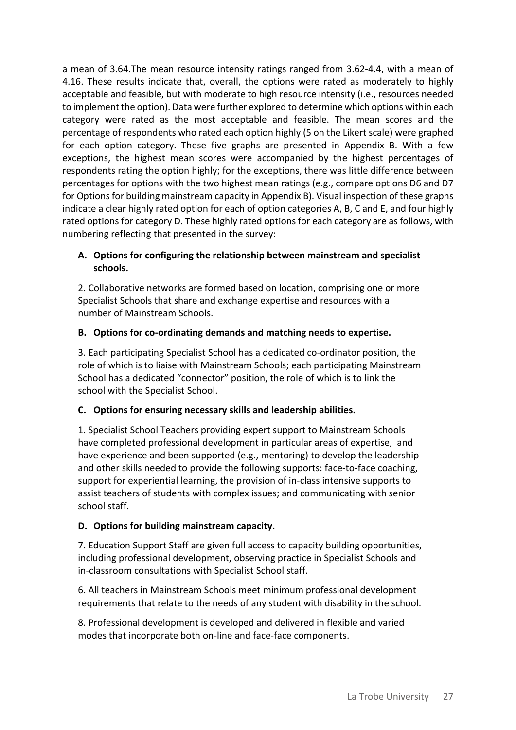a mean of 3.64.The mean resource intensity ratings ranged from 3.62-4.4, with a mean of 4.16. These results indicate that, overall, the options were rated as moderately to highly acceptable and feasible, but with moderate to high resource intensity (i.e., resources needed to implement the option). Data were further explored to determine which options within each category were rated as the most acceptable and feasible. The mean scores and the percentage of respondents who rated each option highly (5 on the Likert scale) were graphed for each option category. These five graphs are presented in Appendix B. With a few exceptions, the highest mean scores were accompanied by the highest percentages of respondents rating the option highly; for the exceptions, there was little difference between percentages for options with the two highest mean ratings (e.g., compare options D6 and D7 for Options for building mainstream capacity in Appendix B). Visual inspection of these graphs indicate a clear highly rated option for each of option categories A, B, C and E, and four highly rated options for category D. These highly rated options for each category are as follows, with numbering reflecting that presented in the survey:

**A. Options for configuring the relationship between mainstream and specialist schools.**

2. Collaborative networks are formed based on location, comprising one or more Specialist Schools that share and exchange expertise and resources with a number of Mainstream Schools.

**B. Options for co-ordinating demands and matching needs to expertise.**

3. Each participating Specialist School has a dedicated co-ordinator position, the role of which is to liaise with Mainstream Schools; each participating Mainstream School has a dedicated "connector" position, the role of which is to link the school with the Specialist School.

**C. Options for ensuring necessary skills and leadership abilities.**

1. Specialist School Teachers providing expert support to Mainstream Schools have completed professional development in particular areas of expertise, and have experience and been supported (e.g., mentoring) to develop the leadership and other skills needed to provide the following supports: face-to-face coaching, support for experiential learning, the provision of in-class intensive supports to assist teachers of students with complex issues; and communicating with senior school staff.

**D. Options for building mainstream capacity.**

7. Education Support Staff are given full access to capacity building opportunities, including professional development, observing practice in Specialist Schools and in-classroom consultations with Specialist School staff.

6. All teachers in Mainstream Schools meet minimum professional development requirements that relate to the needs of any student with disability in the school.

8. Professional development is developed and delivered in flexible and varied modes that incorporate both on-line and face-face components.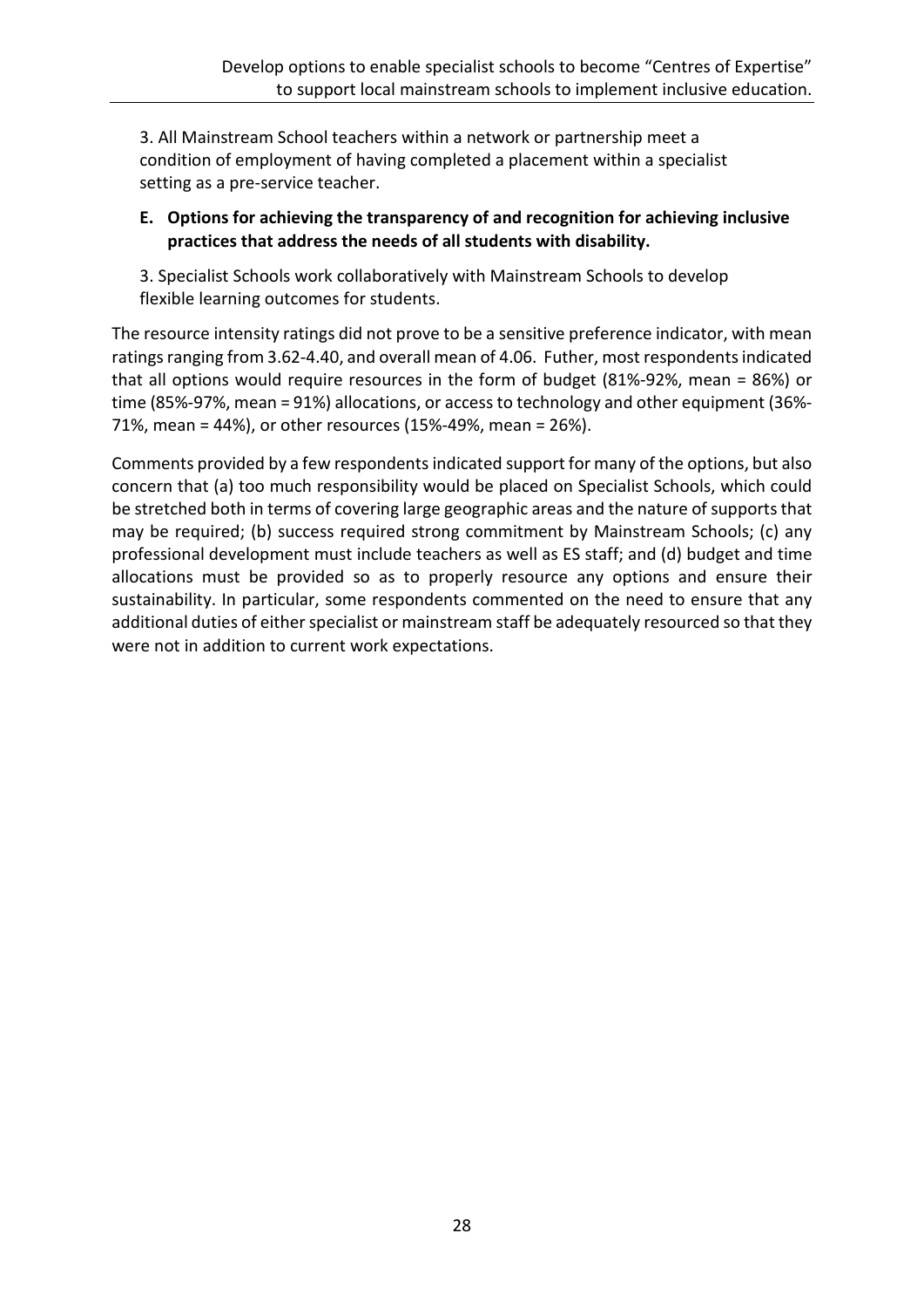3. All Mainstream School teachers within a network or partnership meet a condition of employment of having completed a placement within a specialist setting as a pre-service teacher.

**E. Options for achieving the transparency of and recognition for achieving inclusive practices that address the needs of all students with disability.**

3. Specialist Schools work collaboratively with Mainstream Schools to develop flexible learning outcomes for students.

The resource intensity ratings did not prove to be a sensitive preference indicator, with mean ratings ranging from 3.62-4.40, and overall mean of 4.06. Futher, most respondents indicated that all options would require resources in the form of budget (81%-92%, mean = 86%) or time (85%-97%, mean = 91%) allocations, or access to technology and other equipment (36%-71%, mean = 44%), or other resources (15%-49%, mean = 26%).

Comments provided by a few respondents indicated support for many of the options, but also concern that (a) too much responsibility would be placed on Specialist Schools, which could be stretched both in terms of covering large geographic areas and the nature of supports that may be required; (b) success required strong commitment by Mainstream Schools; (c) any professional development must include teachers as well as ES staff; and (d) budget and time allocations must be provided so as to properly resource any options and ensure their sustainability. In particular, some respondents commented on the need to ensure that any additional duties of either specialist or mainstream staff be adequately resourced so that they were not in addition to current work expectations.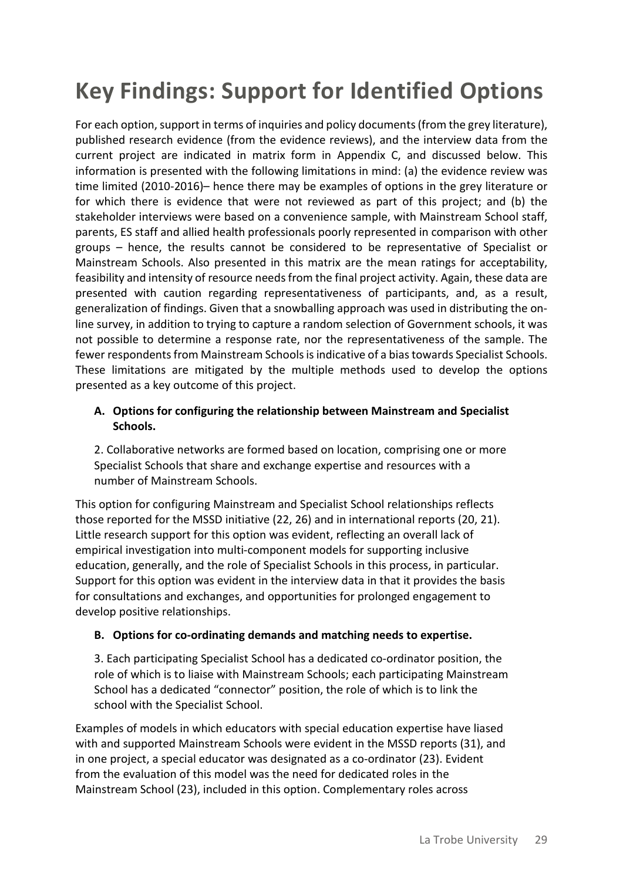# Key Findings: Support for Identified Options

For each option, support in terms of inquiries and policy documents (from the grey literature), published research evidence (from the evidence reviews), and the interview data from the current project are indicated in matrix form in Appendix C, and discussed below. This information is presented with the following limitations in mind: (a) the evidence review was time limited (2010-2016)– hence there may be examples of options in the grey literature or for which there is evidence that were not reviewed as part of this project; and (b) the stakeholder interviews were based on a convenience sample, with Mainstream School staff, parents, ES staff and allied health professionals poorly represented in comparison with other groups – hence, the results cannot be considered to be representative of Specialist or Mainstream Schools. Also presented in this matrix are the mean ratings for acceptability, feasibility and intensity of resource needs from the final project activity. Again, these data are presented with caution regarding representativeness of participants, and, as a result, generalization of findings. Given that a snowballing approach was used in distributing the on-line survey, in addition to trying to capture a random selection of Government schools, it was not possible to determine a response rate, nor the representativeness of the sample. The fewer respondents from Mainstream Schools is indicative of a bias towards Specialist Schools. These limitations are mitigated by the multiple methods used to develop the options presented as a key outcome of this project.

**A. Options for configuring the relationship between Mainstream and Specialist Schools.**

2. Collaborative networks are formed based on location, comprising one or more Specialist Schools that share and exchange expertise and resources with a number of Mainstream Schools.

This option for configuring Mainstream and Specialist School relationships reflects those reported for the MSSD initiative (22, 26) and in international reports (20, 21). Little research support for this option was evident, reflecting an overall lack of empirical investigation into multi-component models for supporting inclusive education, generally, and the role of Specialist Schools in this process, in particular. Support for this option was evident in the interview data in that it provides the basis for consultations and exchanges, and opportunities for prolonged engagement to develop positive relationships.

**B. Options for co-ordinating demands and matching needs to expertise.**

3. Each participating Specialist School has a dedicated co-ordinator position, the role of which is to liaise with Mainstream Schools; each participating Mainstream School has a dedicated "connector" position, the role of which is to link the school with the Specialist School.

Examples of models in which educators with special education expertise have liased with and supported Mainstream Schools were evident in the MSSD reports (31), and in one project, a special educator was designated as a co-ordinator (23). Evident from the evaluation of this model was the need for dedicated roles in the Mainstream School (23), included in this option. Complementary roles across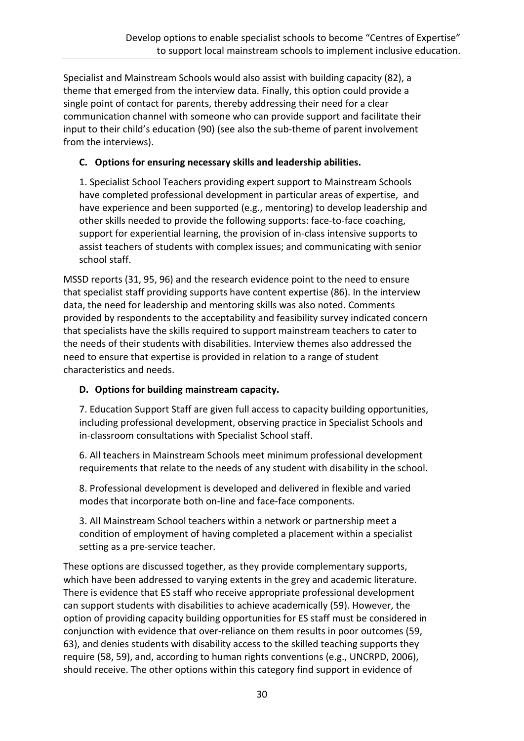Specialist and Mainstream Schools would also assist with building capacity (82), a theme that emerged from the interview data. Finally, this option could provide a single point of contact for parents, thereby addressing their need for a clear communication channel with someone who can provide support and facilitate their input to their child's education (90) (see also the sub-theme of parent involvement from the interviews).

**C. Options for ensuring necessary skills and leadership abilities.**

1. Specialist School Teachers providing expert support to Mainstream Schools have completed professional development in particular areas of expertise, and have experience and been supported (e.g., mentoring) to develop leadership and other skills needed to provide the following supports: face-to-face coaching, support for experiential learning, the provision of in-class intensive supports to assist teachers of students with complex issues; and communicating with senior school staff.

MSSD reports (31, 95, 96) and the research evidence point to the need to ensure that specialist staff providing supports have content expertise (86). In the interview data, the need for leadership and mentoring skills was also noted. Comments provided by respondents to the acceptability and feasibility survey indicated concern that specialists have the skills required to support mainstream teachers to cater to the needs of their students with disabilities. Interview themes also addressed the need to ensure that expertise is provided in relation to a range of student characteristics and needs.

**D. Options for building mainstream capacity.**

7. Education Support Staff are given full access to capacity building opportunities, including professional development, observing practice in Specialist Schools and in-classroom consultations with Specialist School staff.

6. All teachers in Mainstream Schools meet minimum professional development requirements that relate to the needs of any student with disability in the school.

8. Professional development is developed and delivered in flexible and varied modes that incorporate both on-line and face-face components.

3. All Mainstream School teachers within a network or partnership meet a condition of employment of having completed a placement within a specialist setting as a pre-service teacher.

These options are discussed together, as they provide complementary supports, which have been addressed to varying extents in the grey and academic literature. There is evidence that ES staff who receive appropriate professional development can support students with disabilities to achieve academically (59). However, the option of providing capacity building opportunities for ES staff must be considered in conjunction with evidence that over-reliance on them results in poor outcomes (59, 63), and denies students with disability access to the skilled teaching supports they require (58, 59), and, according to human rights conventions (e.g., UNCRPD, 2006), should receive. The other options within this category find support in evidence of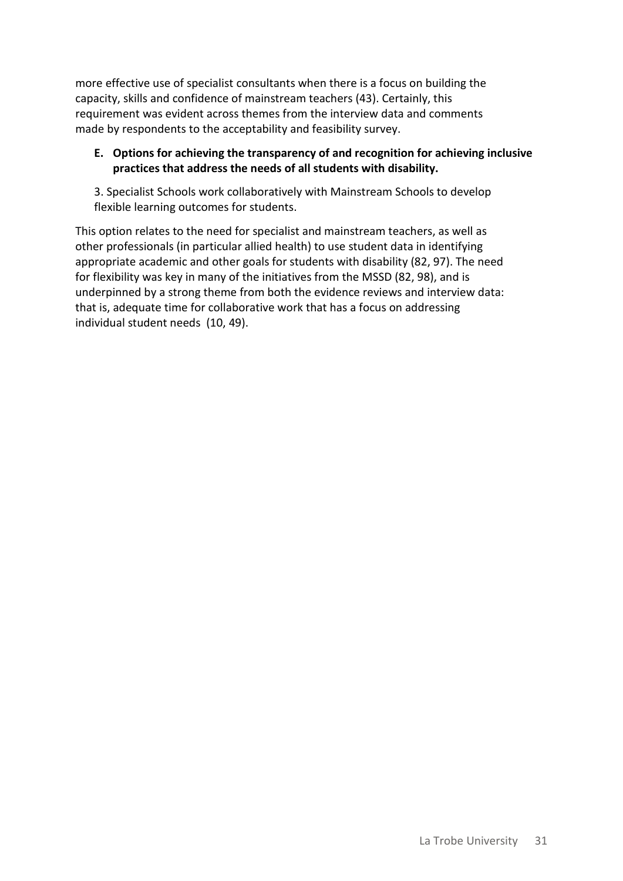more effective use of specialist consultants when there is a focus on building the capacity, skills and confidence of mainstream teachers (43). Certainly, this requirement was evident across themes from the interview data and comments made by respondents to the acceptability and feasibility survey.

**E. Options for achieving the transparency of and recognition for achieving inclusive practices that address the needs of all students with disability.**

3. Specialist Schools work collaboratively with Mainstream Schools to develop flexible learning outcomes for students.

This option relates to the need for specialist and mainstream teachers, as well as other professionals (in particular allied health) to use student data in identifying appropriate academic and other goals for students with disability (82, 97). The need for flexibility was key in many of the initiatives from the MSSD (82, 98), and is underpinned by a strong theme from both the evidence reviews and interview data: that is, adequate time for collaborative work that has a focus on addressing individual student needs (10, 49).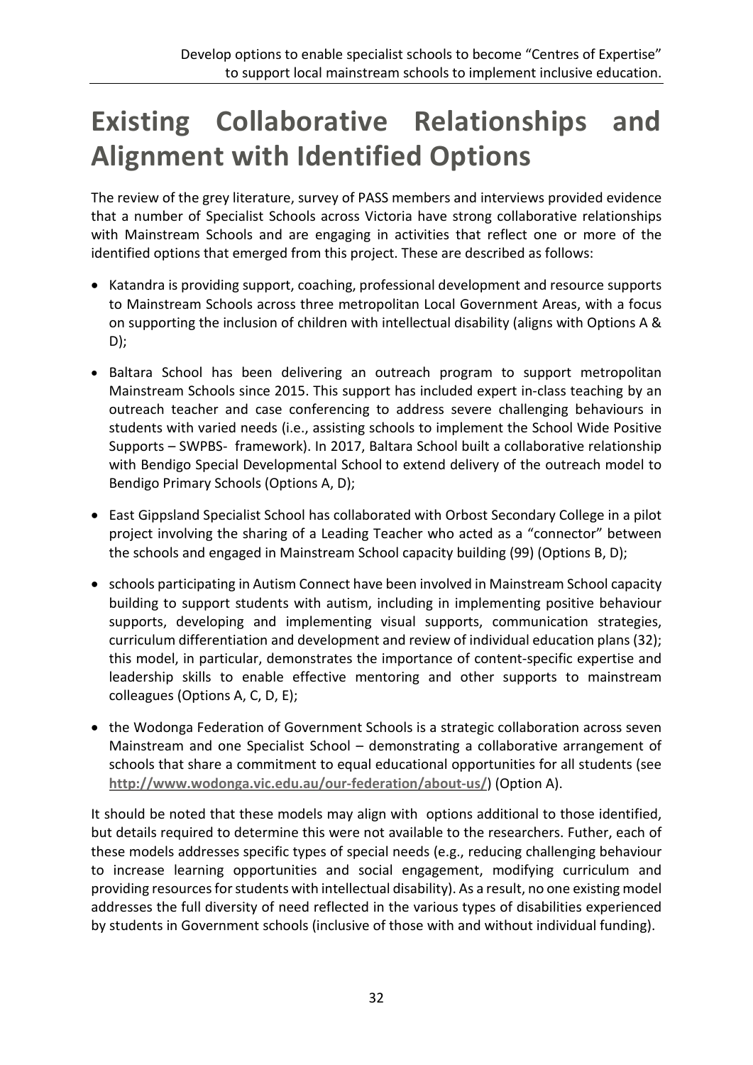# Existing Collaborative Relationships and Alignment with Identified Options

The review of the grey literature, survey of PASS members and interviews provided evidence that a number of Specialist Schools across Victoria have strong collaborative relationships with Mainstream Schools and are engaging in activities that reflect one or more of the identified options that emerged from this project. These are described as follows:

- Katandra is providing support, coaching, professional development and resource supports to Mainstream Schools across three metropolitan Local Government Areas, with a focus on supporting the inclusion of children with intellectual disability (aligns with Options A & D);
- Baltara School has been delivering an outreach program to support metropolitan Mainstream Schools since 2015. This support has included expert in-class teaching by an outreach teacher and case conferencing to address severe challenging behaviours in students with varied needs (i.e., assisting schools to implement the School Wide Positive Supports – SWPBS- framework). In 2017, Baltara School built a collaborative relationship with Bendigo Special Developmental School to extend delivery of the outreach model to Bendigo Primary Schools (Options A, D);
- East Gippsland Specialist School has collaborated with Orbost Secondary College in a pilot project involving the sharing of a Leading Teacher who acted as a "connector" between the schools and engaged in Mainstream School capacity building (99) (Options B, D);
- schools participating in Autism Connect have been involved in Mainstream School capacity building to support students with autism, including in implementing positive behaviour supports, developing and implementing visual supports, communication strategies, curriculum differentiation and development and review of individual education plans (32); this model, in particular, demonstrates the importance of content-specific expertise and leadership skills to enable effective mentoring and other supports to mainstream colleagues (Options A, C, D, E);
- the Wodonga Federation of Government Schools is a strategic collaboration across seven Mainstream and one Specialist School – demonstrating a collaborative arrangement of schools that share a commitment to equal educational opportunities for all students (see **http://www.wodonga.vic.edu.au/our-federation/about-us/**) (Option A).

It should be noted that these models may align with options additional to those identified, but details required to determine this were not available to the researchers. Futher, each of these models addresses specific types of special needs (e.g., reducing challenging behaviour to increase learning opportunities and social engagement, modifying curriculum and providing resources for students with intellectual disability). As a result, no one existing model addresses the full diversity of need reflected in the various types of disabilities experienced by students in Government schools (inclusive of those with and without individual funding).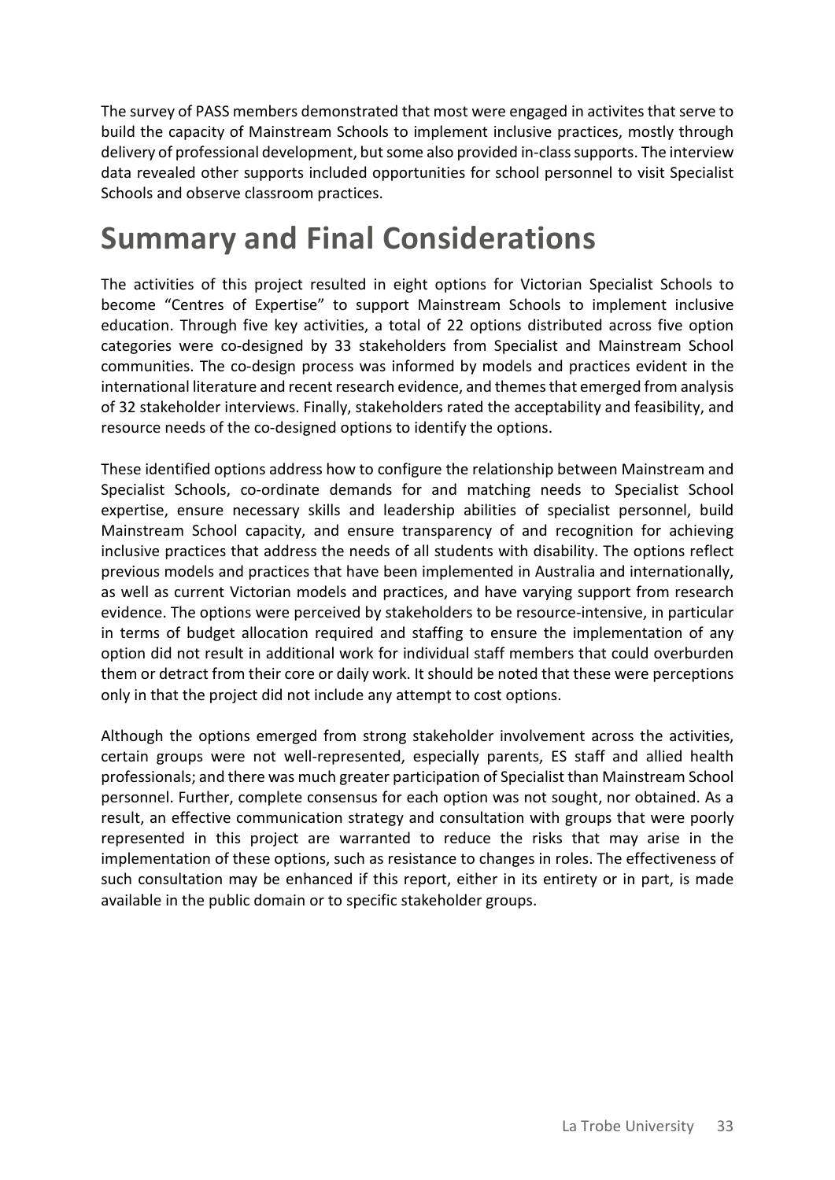The survey of PASS members demonstrated that most were engaged in activites that serve to build the capacity of Mainstream Schools to implement inclusive practices, mostly through delivery of professional development, but some also provided in-class supports. The interview data revealed other supports included opportunities for school personnel to visit Specialist Schools and observe classroom practices.

# Summary and Final Considerations

The activities of this project resulted in eight options for Victorian Specialist Schools to become "Centres of Expertise" to support Mainstream Schools to implement inclusive education. Through five key activities, a total of 22 options distributed across five option categories were co-designed by 33 stakeholders from Specialist and Mainstream School communities. The co-design process was informed by models and practices evident in the international literature and recent research evidence, and themes that emerged from analysis of 32 stakeholder interviews. Finally, stakeholders rated the acceptability and feasibility, and resource needs of the co-designed options to identify the options.

These identified options address how to configure the relationship between Mainstream and Specialist Schools, co-ordinate demands for and matching needs to Specialist School expertise, ensure necessary skills and leadership abilities of specialist personnel, build Mainstream School capacity, and ensure transparency of and recognition for achieving inclusive practices that address the needs of all students with disability. The options reflect previous models and practices that have been implemented in Australia and internationally, as well as current Victorian models and practices, and have varying support from research evidence. The options were perceived by stakeholders to be resource-intensive, in particular in terms of budget allocation required and staffing to ensure the implementation of any option did not result in additional work for individual staff members that could overburden them or detract from their core or daily work. It should be noted that these were perceptions only in that the project did not include any attempt to cost options.

Although the options emerged from strong stakeholder involvement across the activities, certain groups were not well-represented, especially parents, ES staff and allied health professionals; and there was much greater participation of Specialist than Mainstream School personnel. Further, complete consensus for each option was not sought, nor obtained. As a result, an effective communication strategy and consultation with groups that were poorly represented in this project are warranted to reduce the risks that may arise in the implementation of these options, such as resistance to changes in roles. The effectiveness of such consultation may be enhanced if this report, either in its entirety or in part, is made available in the public domain or to specific stakeholder groups.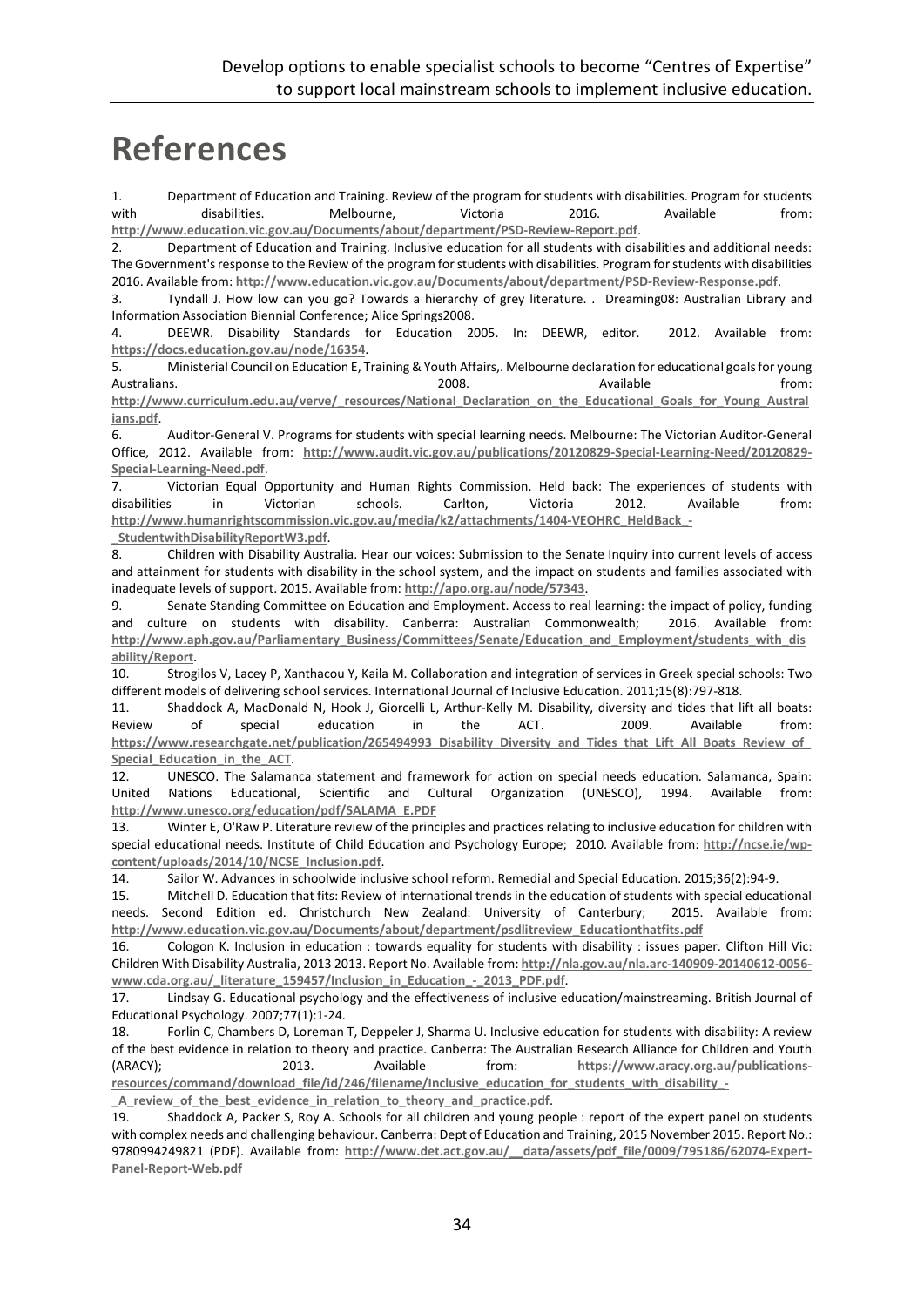# References

1. Department of Education and Training. Review of the program for students with disabilities. Program for students with disabilities. Melbourne, Victoria 2016. Available from: http://www.education.vic.gov.au/Documents/about/department/PSD-Review-Report.pdf.
2. Department of Education and Training. Inclusive education for all students with disabilities and additional needs: The Government's response to the Review of the program for students with disabilities. Program for students with disabilities 2016. Available from: http://www.education.vic.gov.au/Documents/about/department/PSD-Review-Response.pdf.
3. Tyndall J. How low can you go? Towards a hierarchy of grey literature. . Dreaming08: Australian Library and Information Association Biennial Conference; Alice Springs2008.
4. DEEWR. Disability Standards for Education 2005. In: DEEWR, editor. 2012. Available from: https://docs.education.gov.au/node/16354.
5. Ministerial Council on Education E, Training & Youth Affairs,. Melbourne declaration for educational goals for young Australians. 2008. Available from: http://www.curriculum.edu.au/verve/_resources/National_Declaration_on_the_Educational_Goals_for_Young_Australians.pdf.
6. Auditor-General V. Programs for students with special learning needs. Melbourne: The Victorian Auditor-General Office, 2012. Available from: http://www.audit.vic.gov.au/publications/20120829-Special-Learning-Need/20120829-Special-Learning-Need.pdf.
7. Victorian Equal Opportunity and Human Rights Commission. Held back: The experiences of students with disabilities in Victorian schools. Carlton, Victoria 2012. Available from: http://www.humanrightscommission.vic.gov.au/media/k2/attachments/1404-VEOHRC_HeldBack_-_StudentwithDisabilityReportW3.pdf.
8. Children with Disability Australia. Hear our voices: Submission to the Senate Inquiry into current levels of access and attainment for students with disability in the school system, and the impact on students and families associated with inadequate levels of support. 2015. Available from: http://apo.org.au/node/57343.
9. Senate Standing Committee on Education and Employment. Access to real learning: the impact of policy, funding and culture on students with disability. Canberra: Australian Commonwealth; 2016. Available from: http://www.aph.gov.au/Parliamentary_Business/Committees/Senate/Education_and_Employment/students_with_disability/Report.
10. Strogilos V, Lacey P, Xanthacou Y, Kaila M. Collaboration and integration of services in Greek special schools: Two different models of delivering school services. International Journal of Inclusive Education. 2011;15(8):797-818.
11. Shaddock A, MacDonald N, Hook J, Giorcelli L, Arthur-Kelly M. Disability, diversity and tides that lift all boats: Review of special education in the ACT. 2009. Available from: https://www.researchgate.net/publication/265494993_Disability_Diversity_and_Tides_that_Lift_All_Boats_Review_of_Special_Education_in_the_ACT.
12. UNESCO. The Salamanca statement and framework for action on special needs education. Salamanca, Spain: United Nations Educational, Scientific and Cultural Organization (UNESCO), 1994. Available from: http://www.unesco.org/education/pdf/SALAMA_E.PDF
13. Winter E, O'Raw P. Literature review of the principles and practices relating to inclusive education for children with special educational needs. Institute of Child Education and Psychology Europe; 2010. Available from: http://ncse.ie/wp-content/uploads/2014/10/NCSE_Inclusion.pdf.
14. Sailor W. Advances in schoolwide inclusive school reform. Remedial and Special Education. 2015;36(2):94-9.
15. Mitchell D. Education that fits: Review of international trends in the education of students with special educational needs. Second Edition ed. Christchurch New Zealand: University of Canterbury; 2015. Available from: http://www.education.vic.gov.au/Documents/about/department/psdlitreview_Educationthatfits.pdf
16. Cologon K. Inclusion in education : towards equality for students with disability : issues paper. Clifton Hill Vic: Children With Disability Australia, 2013 2013. Report No. Available from: http://nla.gov.au/nla.arc-140909-20140612-0056-www.cda.org.au/_literature_159457/Inclusion_in_Education_-_2013_PDF.pdf.
17. Lindsay G. Educational psychology and the effectiveness of inclusive education/mainstreaming. British Journal of Educational Psychology. 2007;77(1):1-24.
18. Forlin C, Chambers D, Loreman T, Deppeler J, Sharma U. Inclusive education for students with disability: A review of the best evidence in relation to theory and practice. Canberra: The Australian Research Alliance for Children and Youth (ARACY); 2013. Available from: https://www.aracy.org.au/publications-resources/command/download_file/id/246/filename/Inclusive_education_for_students_with_disability_-_A_review_of_the_best_evidence_in_relation_to_theory_and_practice.pdf.
19. Shaddock A, Packer S, Roy A. Schools for all children and young people : report of the expert panel on students with complex needs and challenging behaviour. Canberra: Dept of Education and Training, 2015 November 2015. Report No.: 9780994249821 (PDF). Available from: http://www.det.act.gov.au/__data/assets/pdf_file/0009/795186/62074-Expert-Panel-Report-Web.pdf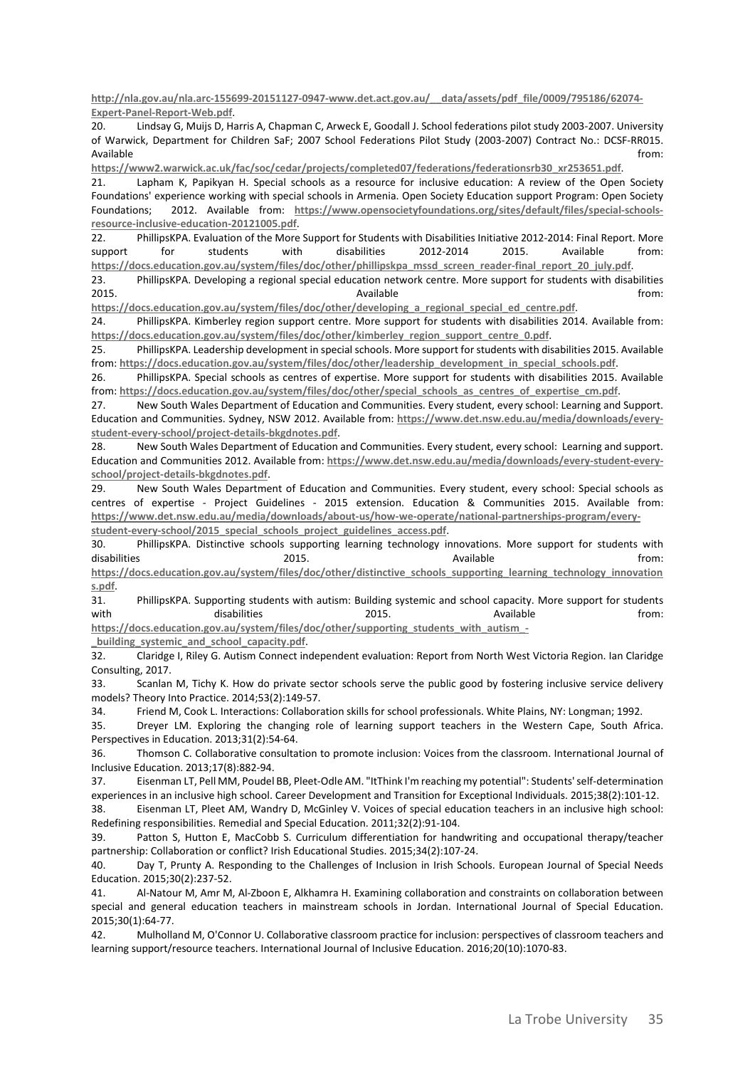http://nla.gov.au/nla.arc-155699-20151127-0947-www.det.act.gov.au/__data/assets/pdf_file/0009/795186/62074-Expert-Panel-Report-Web.pdf.

20. Lindsay G, Muijs D, Harris A, Chapman C, Arweck E, Goodall J. School federations pilot study 2003-2007. University of Warwick, Department for Children SaF; 2007 School Federations Pilot Study (2003-2007) Contract No.: DCSF-RR015. Available from: https://www2.warwick.ac.uk/fac/soc/cedar/projects/completed07/federations/federationsrb30_xr253651.pdf.

21. Lapham K, Papikyan H. Special schools as a resource for inclusive education: A review of the Open Society Foundations' experience working with special schools in Armenia. Open Society Education support Program: Open Society Foundations; 2012. Available from: https://www.opensocietyfoundations.org/sites/default/files/special-schools-resource-inclusive-education-20121005.pdf.

22. PhillipsKPA. Evaluation of the More Support for Students with Disabilities Initiative 2012-2014: Final Report. More support for students with disabilities 2012-2014 2015. Available from: https://docs.education.gov.au/system/files/doc/other/phillipskpa_mssd_screen_reader-final_report_20_july.pdf.

23. PhillipsKPA. Developing a regional special education network centre. More support for students with disabilities 2015. Available from: https://docs.education.gov.au/system/files/doc/other/developing_a_regional_special_ed_centre.pdf.

24. PhillipsKPA. Kimberley region support centre. More support for students with disabilities 2014. Available from: https://docs.education.gov.au/system/files/doc/other/kimberley_region_support_centre_0.pdf.

25. PhillipsKPA. Leadership development in special schools. More support for students with disabilities 2015. Available from: https://docs.education.gov.au/system/files/doc/other/leadership_development_in_special_schools.pdf.

26. PhillipsKPA. Special schools as centres of expertise. More support for students with disabilities 2015. Available from: https://docs.education.gov.au/system/files/doc/other/special_schools_as_centres_of_expertise_cm.pdf.

27. New South Wales Department of Education and Communities. Every student, every school: Learning and Support. Education and Communities. Sydney, NSW 2012. Available from: https://www.det.nsw.edu.au/media/downloads/every-student-every-school/project-details-bkgdnotes.pdf.

28. New South Wales Department of Education and Communities. Every student, every school: Learning and support. Education and Communities 2012. Available from: https://www.det.nsw.edu.au/media/downloads/every-student-every-school/project-details-bkgdnotes.pdf.

29. New South Wales Department of Education and Communities. Every student, every school: Special schools as centres of expertise - Project Guidelines - 2015 extension. Education & Communities 2015. Available from: https://www.det.nsw.edu.au/media/downloads/about-us/how-we-operate/national-partnerships-program/every-student-every-school/2015_special_schools_project_guidelines_access.pdf.

30. PhillipsKPA. Distinctive schools supporting learning technology innovations. More support for students with disabilities 2015. Available from: https://docs.education.gov.au/system/files/doc/other/distinctive_schools_supporting_learning_technology_innovations.pdf.

31. PhillipsKPA. Supporting students with autism: Building systemic and school capacity. More support for students with disabilities 2015. Available from: https://docs.education.gov.au/system/files/doc/other/supporting_students_with_autism_-_building_systemic_and_school_capacity.pdf.

32. Claridge I, Riley G. Autism Connect independent evaluation: Report from North West Victoria Region. Ian Claridge Consulting, 2017.

33. Scanlan M, Tichy K. How do private sector schools serve the public good by fostering inclusive service delivery models? Theory Into Practice. 2014;53(2):149-57.

34. Friend M, Cook L. Interactions: Collaboration skills for school professionals. White Plains, NY: Longman; 1992.

35. Dreyer LM. Exploring the changing role of learning support teachers in the Western Cape, South Africa. Perspectives in Education. 2013;31(2):54-64.

36. Thomson C. Collaborative consultation to promote inclusion: Voices from the classroom. International Journal of Inclusive Education. 2013;17(8):882-94.

37. Eisenman LT, Pell MM, Poudel BB, Pleet-Odle AM. "ItThink I'm reaching my potential": Students' self-determination experiences in an inclusive high school. Career Development and Transition for Exceptional Individuals. 2015;38(2):101-12.

38. Eisenman LT, Pleet AM, Wandry D, McGinley V. Voices of special education teachers in an inclusive high school: Redefining responsibilities. Remedial and Special Education. 2011;32(2):91-104.

39. Patton S, Hutton E, MacCobb S. Curriculum differentiation for handwriting and occupational therapy/teacher partnership: Collaboration or conflict? Irish Educational Studies. 2015;34(2):107-24.

40. Day T, Prunty A. Responding to the Challenges of Inclusion in Irish Schools. European Journal of Special Needs Education. 2015;30(2):237-52.

41. Al-Natour M, Amr M, Al-Zboon E, Alkhamra H. Examining collaboration and constraints on collaboration between special and general education teachers in mainstream schools in Jordan. International Journal of Special Education. 2015;30(1):64-77.

42. Mulholland M, O'Connor U. Collaborative classroom practice for inclusion: perspectives of classroom teachers and learning support/resource teachers. International Journal of Inclusive Education. 2016;20(10):1070-83.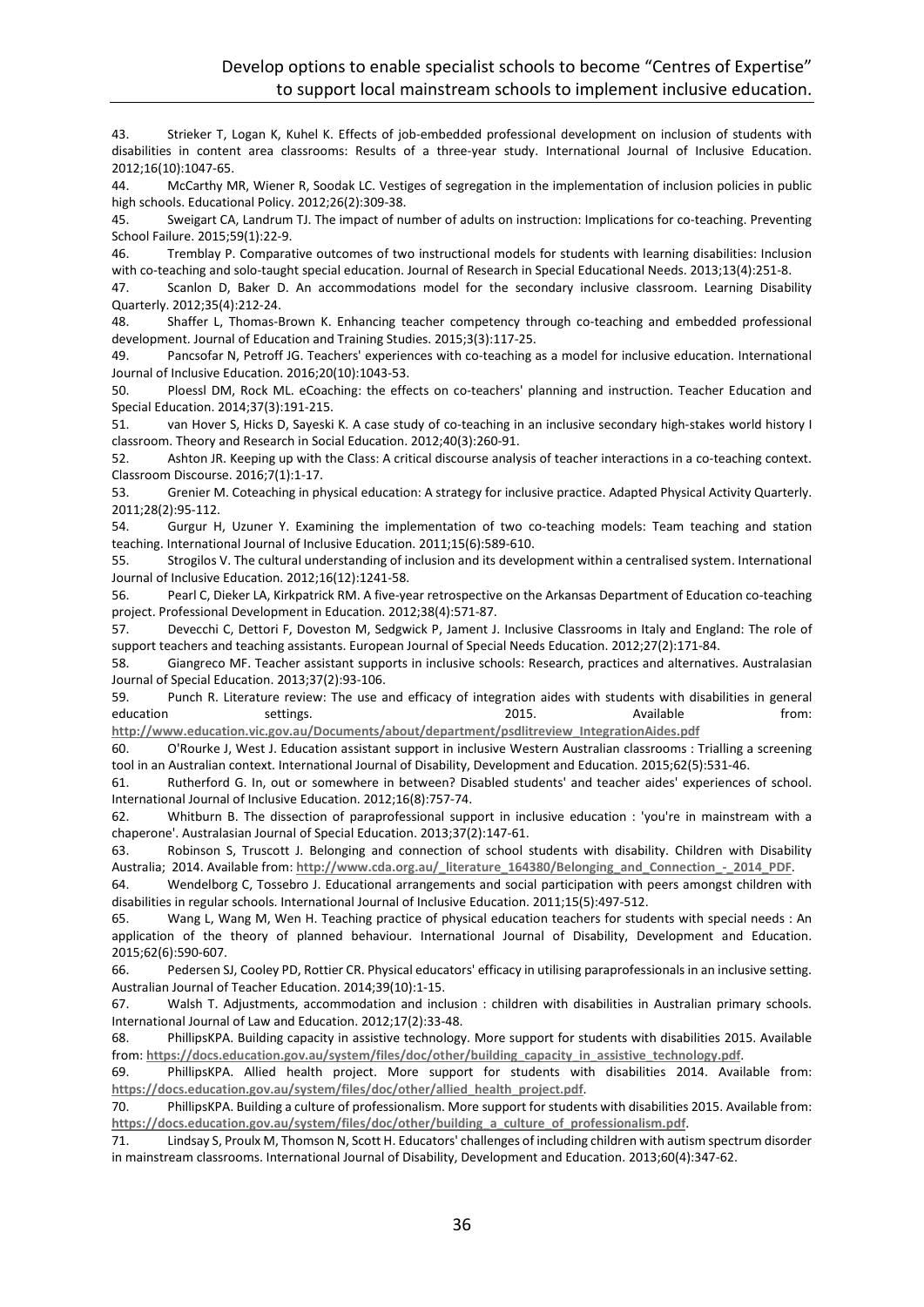43. Strieker T, Logan K, Kuhel K. Effects of job-embedded professional development on inclusion of students with disabilities in content area classrooms: Results of a three-year study. International Journal of Inclusive Education. 2012;16(10):1047-65.

44. McCarthy MR, Wiener R, Soodak LC. Vestiges of segregation in the implementation of inclusion policies in public high schools. Educational Policy. 2012;26(2):309-38.

45. Sweigart CA, Landrum TJ. The impact of number of adults on instruction: Implications for co-teaching. Preventing School Failure. 2015;59(1):22-9.

46. Tremblay P. Comparative outcomes of two instructional models for students with learning disabilities: Inclusion with co-teaching and solo-taught special education. Journal of Research in Special Educational Needs. 2013;13(4):251-8.

47. Scanlon D, Baker D. An accommodations model for the secondary inclusive classroom. Learning Disability Quarterly. 2012;35(4):212-24.

48. Shaffer L, Thomas-Brown K. Enhancing teacher competency through co-teaching and embedded professional development. Journal of Education and Training Studies. 2015;3(3):117-25.

49. Pancsofar N, Petroff JG. Teachers' experiences with co-teaching as a model for inclusive education. International Journal of Inclusive Education. 2016;20(10):1043-53.

50. Ploessl DM, Rock ML. eCoaching: the effects on co-teachers' planning and instruction. Teacher Education and Special Education. 2014;37(3):191-215.

51. van Hover S, Hicks D, Sayeski K. A case study of co-teaching in an inclusive secondary high-stakes world history I classroom. Theory and Research in Social Education. 2012;40(3):260-91.

52. Ashton JR. Keeping up with the Class: A critical discourse analysis of teacher interactions in a co-teaching context. Classroom Discourse. 2016;7(1):1-17.

53. Grenier M. Coteaching in physical education: A strategy for inclusive practice. Adapted Physical Activity Quarterly. 2011;28(2):95-112.

54. Gurgur H, Uzuner Y. Examining the implementation of two co-teaching models: Team teaching and station teaching. International Journal of Inclusive Education. 2011;15(6):589-610.

55. Strogilos V. The cultural understanding of inclusion and its development within a centralised system. International Journal of Inclusive Education. 2012;16(12):1241-58.

56. Pearl C, Dieker LA, Kirkpatrick RM. A five-year retrospective on the Arkansas Department of Education co-teaching project. Professional Development in Education. 2012;38(4):571-87.

57. Devecchi C, Dettori F, Doveston M, Sedgwick P, Jament J. Inclusive Classrooms in Italy and England: The role of support teachers and teaching assistants. European Journal of Special Needs Education. 2012;27(2):171-84.

58. Giangreco MF. Teacher assistant supports in inclusive schools: Research, practices and alternatives. Australasian Journal of Special Education. 2013;37(2):93-106.

59. Punch R. Literature review: The use and efficacy of integration aides with students with disabilities in general education settings. 2015. Available from: http://www.education.vic.gov.au/Documents/about/department/psdlitreview_IntegrationAides.pdf

60. O'Rourke J, West J. Education assistant support in inclusive Western Australian classrooms : Trialling a screening tool in an Australian context. International Journal of Disability, Development and Education. 2015;62(5):531-46.

61. Rutherford G. In, out or somewhere in between? Disabled students' and teacher aides' experiences of school. International Journal of Inclusive Education. 2012;16(8):757-74.

62. Whitburn B. The dissection of paraprofessional support in inclusive education : 'you're in mainstream with a chaperone'. Australasian Journal of Special Education. 2013;37(2):147-61.

63. Robinson S, Truscott J. Belonging and connection of school students with disability. Children with Disability Australia; 2014. Available from: http://www.cda.org.au/_literature_164380/Belonging_and_Connection_-_2014_PDF.

64. Wendelborg C, Tossebro J. Educational arrangements and social participation with peers amongst children with disabilities in regular schools. International Journal of Inclusive Education. 2011;15(5):497-512.

65. Wang L, Wang M, Wen H. Teaching practice of physical education teachers for students with special needs : An application of the theory of planned behaviour. International Journal of Disability, Development and Education. 2015;62(6):590-607.

66. Pedersen SJ, Cooley PD, Rottier CR. Physical educators' efficacy in utilising paraprofessionals in an inclusive setting. Australian Journal of Teacher Education. 2014;39(10):1-15.

67. Walsh T. Adjustments, accommodation and inclusion : children with disabilities in Australian primary schools. International Journal of Law and Education. 2012;17(2):33-48.

68. PhillipsKPA. Building capacity in assistive technology. More support for students with disabilities 2015. Available from: https://docs.education.gov.au/system/files/doc/other/building_capacity_in_assistive_technology.pdf.

69. PhillipsKPA. Allied health project. More support for students with disabilities 2014. Available from: https://docs.education.gov.au/system/files/doc/other/allied_health_project.pdf.

70. PhillipsKPA. Building a culture of professionalism. More support for students with disabilities 2015. Available from: https://docs.education.gov.au/system/files/doc/other/building_a_culture_of_professionalism.pdf.

71. Lindsay S, Proulx M, Thomson N, Scott H. Educators' challenges of including children with autism spectrum disorder in mainstream classrooms. International Journal of Disability, Development and Education. 2013;60(4):347-62.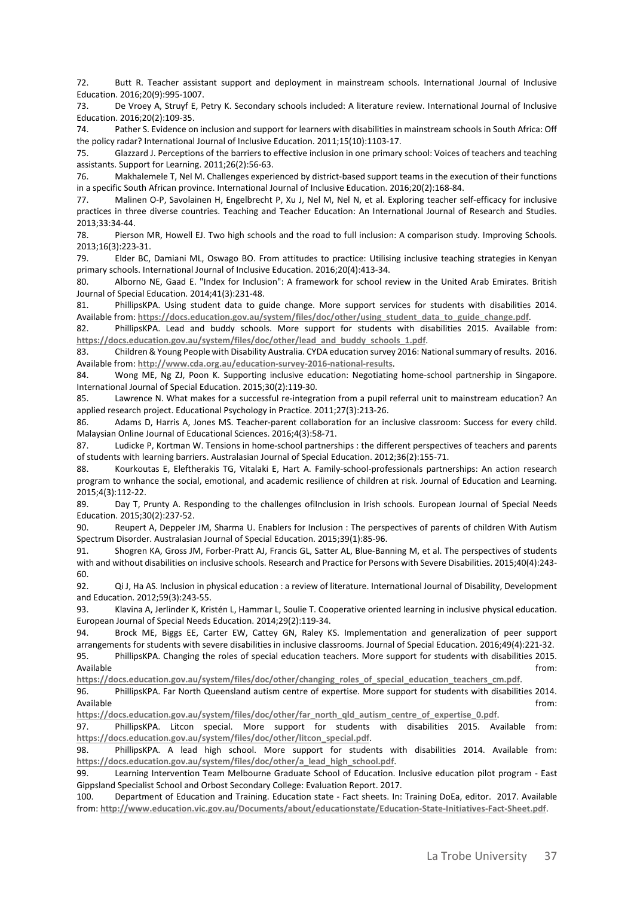72. Butt R. Teacher assistant support and deployment in mainstream schools. International Journal of Inclusive Education. 2016;20(9):995-1007.

73. De Vroey A, Struyf E, Petry K. Secondary schools included: A literature review. International Journal of Inclusive Education. 2016;20(2):109-35.

74. Pather S. Evidence on inclusion and support for learners with disabilities in mainstream schools in South Africa: Off the policy radar? International Journal of Inclusive Education. 2011;15(10):1103-17.

75. Glazzard J. Perceptions of the barriers to effective inclusion in one primary school: Voices of teachers and teaching assistants. Support for Learning. 2011;26(2):56-63.

76. Makhalemele T, Nel M. Challenges experienced by district-based support teams in the execution of their functions in a specific South African province. International Journal of Inclusive Education. 2016;20(2):168-84.

77. Malinen O-P, Savolainen H, Engelbrecht P, Xu J, Nel M, Nel N, et al. Exploring teacher self-efficacy for inclusive practices in three diverse countries. Teaching and Teacher Education: An International Journal of Research and Studies. 2013;33:34-44.

78. Pierson MR, Howell EJ. Two high schools and the road to full inclusion: A comparison study. Improving Schools. 2013;16(3):223-31.

79. Elder BC, Damiani ML, Oswago BO. From attitudes to practice: Utilising inclusive teaching strategies in Kenyan primary schools. International Journal of Inclusive Education. 2016;20(4):413-34.

80. Alborno NE, Gaad E. "Index for Inclusion": A framework for school review in the United Arab Emirates. British Journal of Special Education. 2014;41(3):231-48.

81. PhillipsKPA. Using student data to guide change. More support services for students with disabilities 2014. Available from: https://docs.education.gov.au/system/files/doc/other/using_student_data_to_guide_change.pdf.

82. PhillipsKPA. Lead and buddy schools. More support for students with disabilities 2015. Available from: https://docs.education.gov.au/system/files/doc/other/lead_and_buddy_schools_1.pdf.

83. Children & Young People with Disability Australia. CYDA education survey 2016: National summary of results. 2016. Available from: http://www.cda.org.au/education-survey-2016-national-results.

84. Wong ME, Ng ZJ, Poon K. Supporting inclusive education: Negotiating home-school partnership in Singapore. International Journal of Special Education. 2015;30(2):119-30.

85. Lawrence N. What makes for a successful re-integration from a pupil referral unit to mainstream education? An applied research project. Educational Psychology in Practice. 2011;27(3):213-26.

86. Adams D, Harris A, Jones MS. Teacher-parent collaboration for an inclusive classroom: Success for every child. Malaysian Online Journal of Educational Sciences. 2016;4(3):58-71.

87. Ludicke P, Kortman W. Tensions in home-school partnerships : the different perspectives of teachers and parents of students with learning barriers. Australasian Journal of Special Education. 2012;36(2):155-71.

88. Kourkoutas E, Eleftherakis TG, Vitalaki E, Hart A. Family-school-professionals partnerships: An action research program to wnhance the social, emotional, and academic resilience of children at risk. Journal of Education and Learning. 2015;4(3):112-22.

89. Day T, Prunty A. Responding to the challenges ofiInclusion in Irish schools. European Journal of Special Needs Education. 2015;30(2):237-52.

90. Reupert A, Deppeler JM, Sharma U. Enablers for Inclusion : The perspectives of parents of children With Autism Spectrum Disorder. Australasian Journal of Special Education. 2015;39(1):85-96.

91. Shogren KA, Gross JM, Forber-Pratt AJ, Francis GL, Satter AL, Blue-Banning M, et al. The perspectives of students with and without disabilities on inclusive schools. Research and Practice for Persons with Severe Disabilities. 2015;40(4):243-60.

92. Qi J, Ha AS. Inclusion in physical education : a review of literature. International Journal of Disability, Development and Education. 2012;59(3):243-55.

93. Klavina A, Jerlinder K, Kristén L, Hammar L, Soulie T. Cooperative oriented learning in inclusive physical education. European Journal of Special Needs Education. 2014;29(2):119-34.

94. Brock ME, Biggs EE, Carter EW, Cattey GN, Raley KS. Implementation and generalization of peer support arrangements for students with severe disabilities in inclusive classrooms. Journal of Special Education. 2016;49(4):221-32.

95. PhillipsKPA. Changing the roles of special education teachers. More support for students with disabilities 2015. Available from: https://docs.education.gov.au/system/files/doc/other/changing_roles_of_special_education_teachers_cm.pdf.

96. PhillipsKPA. Far North Queensland autism centre of expertise. More support for students with disabilities 2014. Available from: https://docs.education.gov.au/system/files/doc/other/far_north_qld_autism_centre_of_expertise_0.pdf.

97. PhillipsKPA. Litcon special. More support for students with disabilities 2015. Available from: https://docs.education.gov.au/system/files/doc/other/litcon_special.pdf.

98. PhillipsKPA. A lead high school. More support for students with disabilities 2014. Available from: https://docs.education.gov.au/system/files/doc/other/a_lead_high_school.pdf.

99. Learning Intervention Team Melbourne Graduate School of Education. Inclusive education pilot program - East Gippsland Specialist School and Orbost Secondary College: Evaluation Report. 2017.

100. Department of Education and Training. Education state - Fact sheets. In: Training DoEa, editor. 2017. Available from: http://www.education.vic.gov.au/Documents/about/educationstate/Education-State-Initiatives-Fact-Sheet.pdf.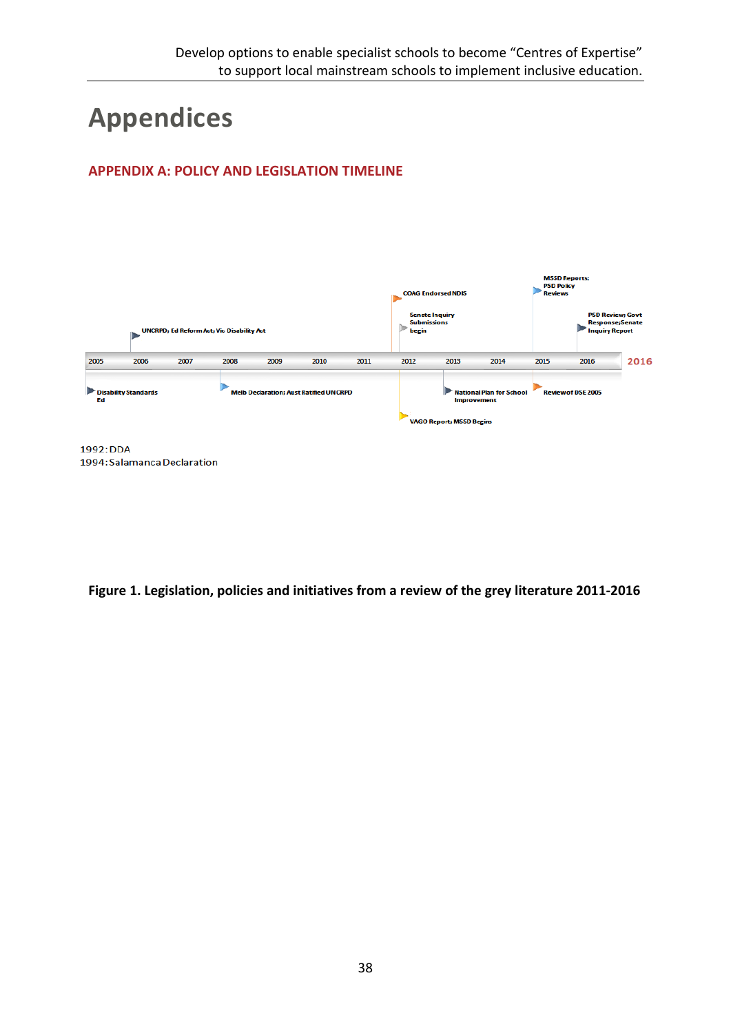# Appendices

## APPENDIX A: POLICY AND LEGISLATION TIMELINE

2005 | 2006 | 2007 | 2008 | 2009 | 2010 | 2011 | 2012 | 2013 | 2014 | 2015 | 2016 | 2016

- 2005: Disability Standards Ed
- 2006: UNCRPD; Ed Reform Act; Vic Disability Act
- 2008: Melb Declaration; Aust Ratified UNCRPD
- 2012: COAG Endorsed NDIS
- 2012: Senate Inquiry Submissions begin
- 2012: VAGO Report; MSSD Begins
- 2013: National Plan for School Improvement
- 2015: MSSD Reports; PSD Policy Reviews
- 2015: Review of DSE 2005
- 2016: PSD Review; Govt Response; Senate Inquiry Report

1992: DDA
1994: Salamanca Declaration

**Figure 1. Legislation, policies and initiatives from a review of the grey literature 2011-2016**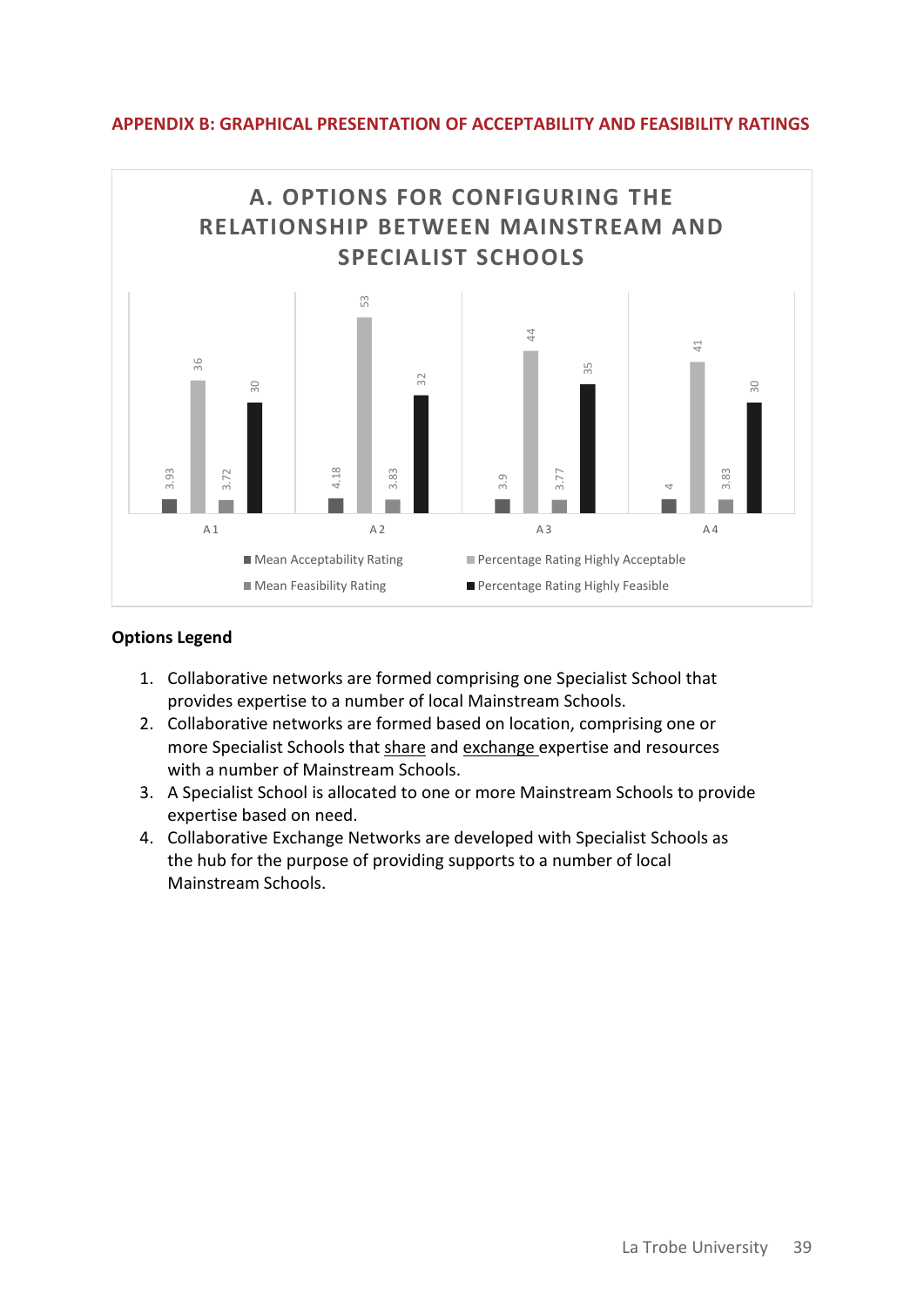## APPENDIX B: GRAPHICAL PRESENTATION OF ACCEPTABILITY AND FEASIBILITY RATINGS

### A. OPTIONS FOR CONFIGURING THE RELATIONSHIP BETWEEN MAINSTREAM AND SPECIALIST SCHOOLS

| | Mean Acceptability Rating | Percentage Rating Highly Acceptable | Mean Feasibility Rating | Percentage Rating Highly Feasible |
|---|---|---|---|---|
| A1 | 3.93 | 36 | 3.72 | 30 |
| A2 | 4.18 | 53 | 3.83 | 32 |
| A3 | 3.9 | 44 | 3.77 | 35 |
| A4 | 4 | 41 | 3.83 | 30 |

**Options Legend**

1. Collaborative networks are formed comprising one Specialist School that provides expertise to a number of local Mainstream Schools.
2. Collaborative networks are formed based on location, comprising one or more Specialist Schools that share and exchange expertise and resources with a number of Mainstream Schools.
3. A Specialist School is allocated to one or more Mainstream Schools to provide expertise based on need.
4. Collaborative Exchange Networks are developed with Specialist Schools as the hub for the purpose of providing supports to a number of local Mainstream Schools.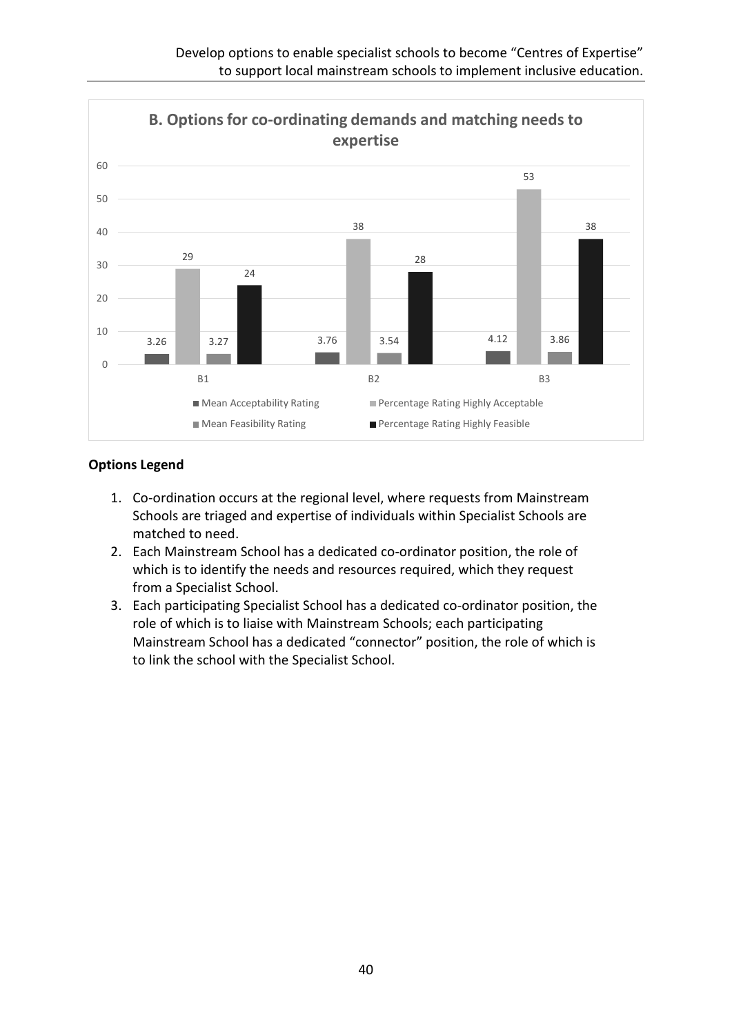**B. Options for co-ordinating demands and matching needs to expertise**

| | Mean Acceptability Rating | Percentage Rating Highly Acceptable | Mean Feasibility Rating | Percentage Rating Highly Feasible |
|---|---|---|---|---|
| B1 | 3.26 | 29 | 3.27 | 24 |
| B2 | 3.76 | 38 | 3.54 | 28 |
| B3 | 4.12 | 53 | 3.86 | 38 |

**Options Legend**

1. Co-ordination occurs at the regional level, where requests from Mainstream Schools are triaged and expertise of individuals within Specialist Schools are matched to need.
2. Each Mainstream School has a dedicated co-ordinator position, the role of which is to identify the needs and resources required, which they request from a Specialist School.
3. Each participating Specialist School has a dedicated co-ordinator position, the role of which is to liaise with Mainstream Schools; each participating Mainstream School has a dedicated "connector" position, the role of which is to link the school with the Specialist School.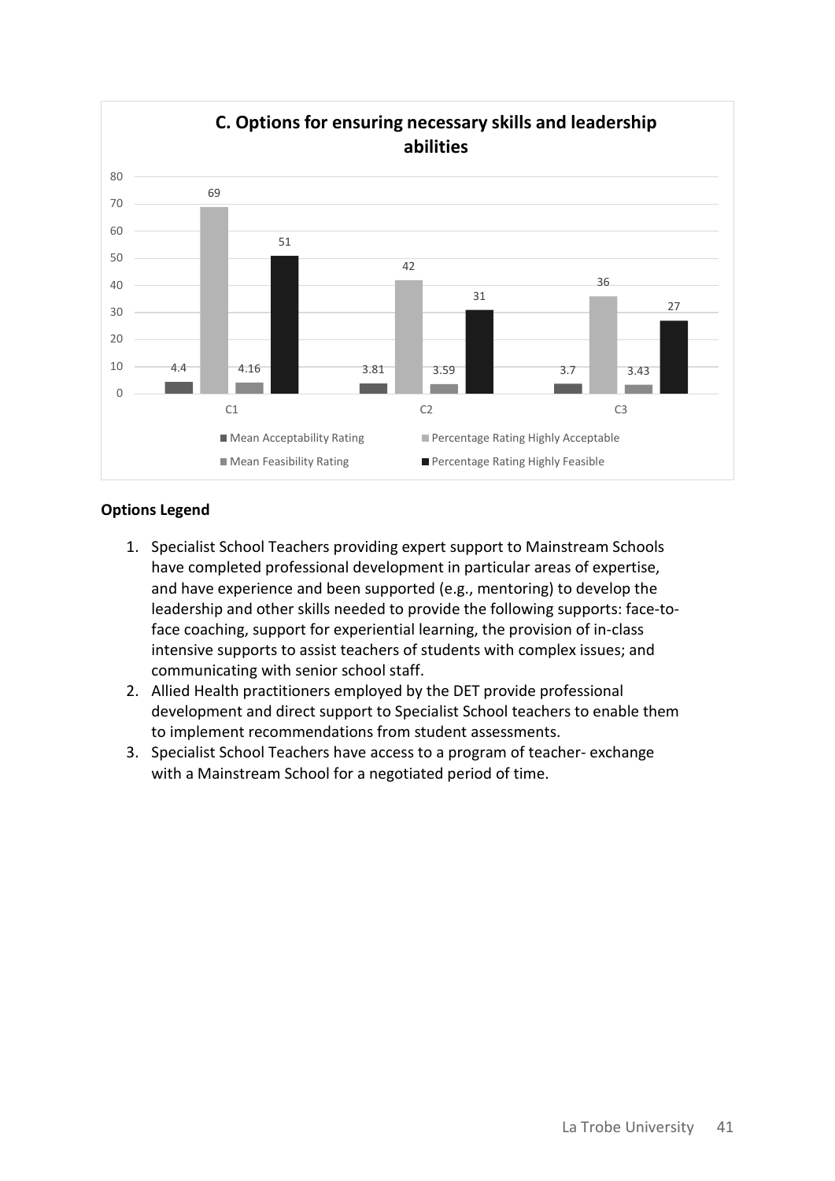**C. Options for ensuring necessary skills and leadership abilities**

| | Mean Acceptability Rating | Percentage Rating Highly Acceptable | Mean Feasibility Rating | Percentage Rating Highly Feasible |
|---|---|---|---|---|
| C1 | 4.4 | 69 | 4.16 | 51 |
| C2 | 3.81 | 42 | 3.59 | 31 |
| C3 | 3.7 | 36 | 3.43 | 27 |

**Options Legend**

1. Specialist School Teachers providing expert support to Mainstream Schools have completed professional development in particular areas of expertise, and have experience and been supported (e.g., mentoring) to develop the leadership and other skills needed to provide the following supports: face-to-face coaching, support for experiential learning, the provision of in-class intensive supports to assist teachers of students with complex issues; and communicating with senior school staff.
2. Allied Health practitioners employed by the DET provide professional development and direct support to Specialist School teachers to enable them to implement recommendations from student assessments.
3. Specialist School Teachers have access to a program of teacher- exchange with a Mainstream School for a negotiated period of time.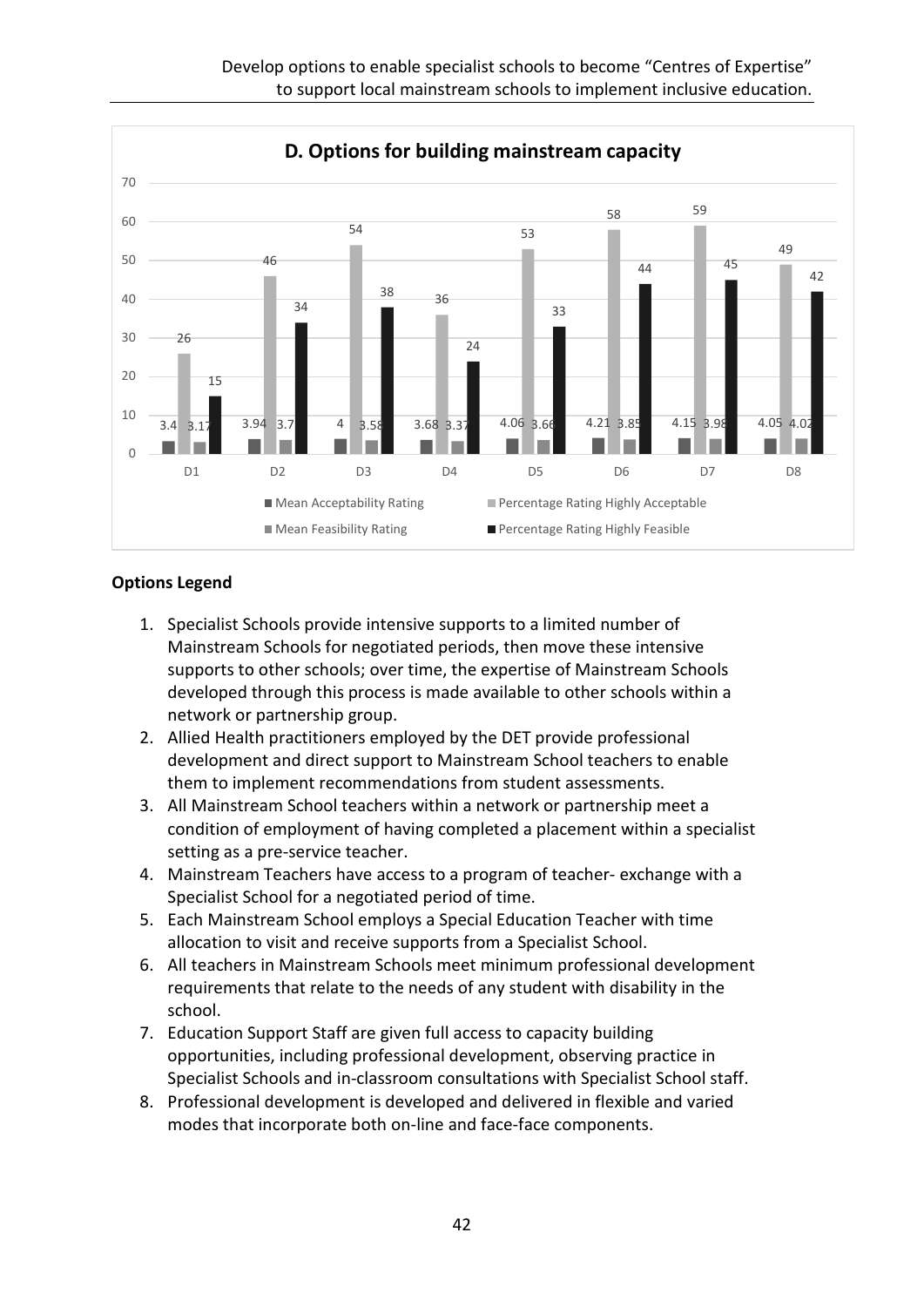Develop options to enable specialist schools to become "Centres of Expertise" to support local mainstream schools to implement inclusive education.

**D. Options for building mainstream capacity**

| Option | Mean Acceptability Rating | Percentage Rating Highly Acceptable | Mean Feasibility Rating | Percentage Rating Highly Feasible |
|---|---|---|---|---|
| D1 | 3.4 | 26 | 3.17 | 15 |
| D2 | 3.94 | 46 | 3.7 | 34 |
| D3 | 4 | 54 | 3.58 | 38 |
| D4 | 3.68 | 36 | 3.37 | 24 |
| D5 | 4.06 | 53 | 3.66 | 33 |
| D6 | 4.21 | 58 | 3.85 | 44 |
| D7 | 4.15 | 59 | 3.98 | 45 |
| D8 | 4.05 | 49 | 4.02 | 42 |

**Options Legend**

1. Specialist Schools provide intensive supports to a limited number of Mainstream Schools for negotiated periods, then move these intensive supports to other schools; over time, the expertise of Mainstream Schools developed through this process is made available to other schools within a network or partnership group.
2. Allied Health practitioners employed by the DET provide professional development and direct support to Mainstream School teachers to enable them to implement recommendations from student assessments.
3. All Mainstream School teachers within a network or partnership meet a condition of employment of having completed a placement within a specialist setting as a pre-service teacher.
4. Mainstream Teachers have access to a program of teacher- exchange with a Specialist School for a negotiated period of time.
5. Each Mainstream School employs a Special Education Teacher with time allocation to visit and receive supports from a Specialist School.
6. All teachers in Mainstream Schools meet minimum professional development requirements that relate to the needs of any student with disability in the school.
7. Education Support Staff are given full access to capacity building opportunities, including professional development, observing practice in Specialist Schools and in-classroom consultations with Specialist School staff.
8. Professional development is developed and delivered in flexible and varied modes that incorporate both on-line and face-face components.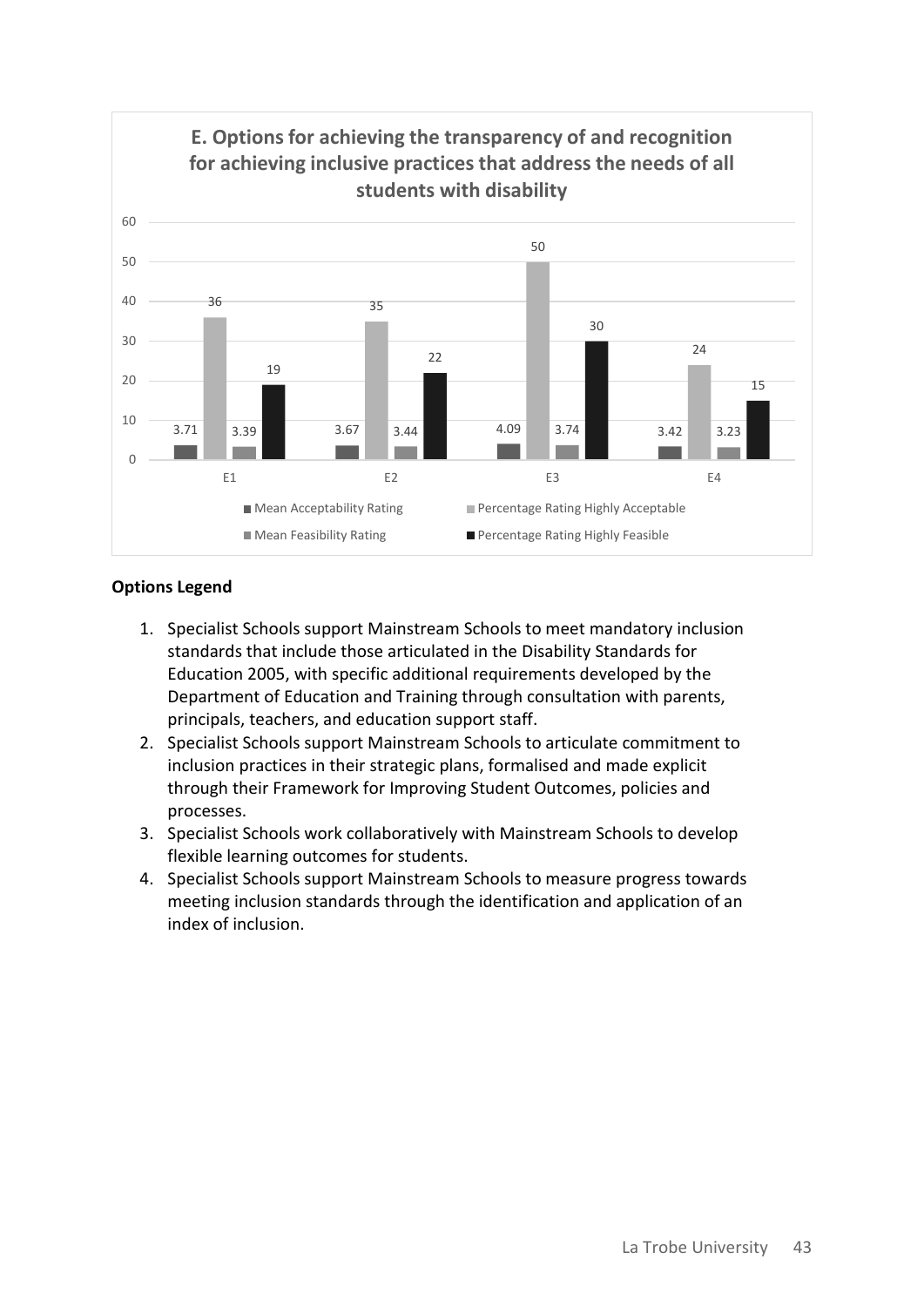**E. Options for achieving the transparency of and recognition for achieving inclusive practices that address the needs of all students with disability**

| | Mean Acceptability Rating | Percentage Rating Highly Acceptable | Mean Feasibility Rating | Percentage Rating Highly Feasible |
|---|---|---|---|---|
| E1 | 3.71 | 36 | 3.39 | 19 |
| E2 | 3.67 | 35 | 3.44 | 22 |
| E3 | 4.09 | 50 | 3.74 | 30 |
| E4 | 3.42 | 24 | 3.23 | 15 |

**Options Legend**

1. Specialist Schools support Mainstream Schools to meet mandatory inclusion standards that include those articulated in the Disability Standards for Education 2005, with specific additional requirements developed by the Department of Education and Training through consultation with parents, principals, teachers, and education support staff.
2. Specialist Schools support Mainstream Schools to articulate commitment to inclusion practices in their strategic plans, formalised and made explicit through their Framework for Improving Student Outcomes, policies and processes.
3. Specialist Schools work collaboratively with Mainstream Schools to develop flexible learning outcomes for students.
4. Specialist Schools support Mainstream Schools to measure progress towards meeting inclusion standards through the identification and application of an index of inclusion.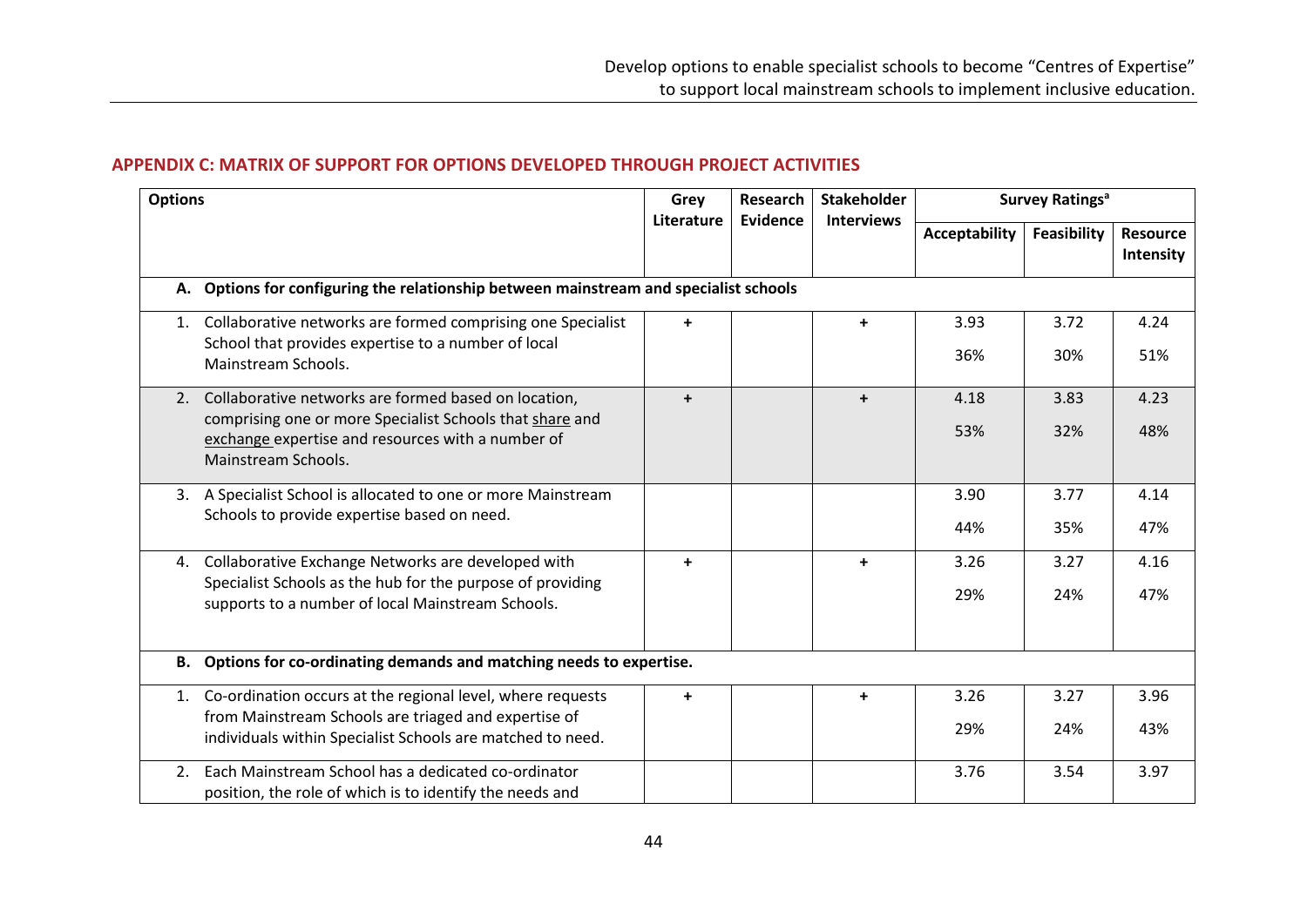## APPENDIX C: MATRIX OF SUPPORT FOR OPTIONS DEVELOPED THROUGH PROJECT ACTIVITIES

| Options | Grey Literature | Research Evidence | Stakeholder Interviews | Survey Ratings[a] | | |
|---|---|---|---|---|---|---|
| | | | | Acceptability | Feasibility | Resource Intensity |
| **A. Options for configuring the relationship between mainstream and specialist schools** | | | | | | |
| 1. Collaborative networks are formed comprising one Specialist School that provides expertise to a number of local Mainstream Schools. | + | | + | 3.93<br>36% | 3.72<br>30% | 4.24<br>51% |
| 2. Collaborative networks are formed based on location, comprising one or more Specialist Schools that share and exchange expertise and resources with a number of Mainstream Schools. | + | | + | 4.18<br>53% | 3.83<br>32% | 4.23<br>48% |
| 3. A Specialist School is allocated to one or more Mainstream Schools to provide expertise based on need. | | | | 3.90<br>44% | 3.77<br>35% | 4.14<br>47% |
| 4. Collaborative Exchange Networks are developed with Specialist Schools as the hub for the purpose of providing supports to a number of local Mainstream Schools. | + | | + | 3.26<br>29% | 3.27<br>24% | 4.16<br>47% |
| **B. Options for co-ordinating demands and matching needs to expertise.** | | | | | | |
| 1. Co-ordination occurs at the regional level, where requests from Mainstream Schools are triaged and expertise of individuals within Specialist Schools are matched to need. | + | | + | 3.26<br>29% | 3.27<br>24% | 3.96<br>43% |
| 2. Each Mainstream School has a dedicated co-ordinator position, the role of which is to identify the needs and | | | | 3.76 | 3.54 | 3.97 |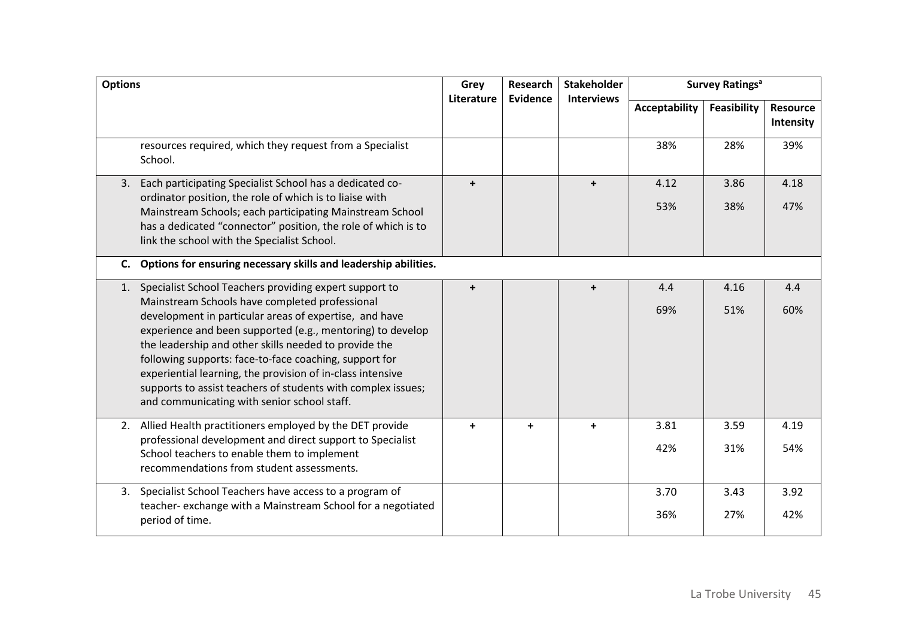| Options | Grey Literature | Research Evidence | Stakeholder Interviews | Survey Ratings[a] | | |
|---|---|---|---|---|---|---|
| | | | | Acceptability | Feasibility | Resource Intensity |
| resources required, which they request from a Specialist School. | | | | 38% | 28% | 39% |
| 3. Each participating Specialist School has a dedicated co-ordinator position, the role of which is to liaise with Mainstream Schools; each participating Mainstream School has a dedicated "connector" position, the role of which is to link the school with the Specialist School. | + | | + | 4.12<br>53% | 3.86<br>38% | 4.18<br>47% |
| **C. Options for ensuring necessary skills and leadership abilities.** | | | | | | |
| 1. Specialist School Teachers providing expert support to Mainstream Schools have completed professional development in particular areas of expertise, and have experience and been supported (e.g., mentoring) to develop the leadership and other skills needed to provide the following supports: face-to-face coaching, support for experiential learning, the provision of in-class intensive supports to assist teachers of students with complex issues; and communicating with senior school staff. | + | | + | 4.4<br>69% | 4.16<br>51% | 4.4<br>60% |
| 2. Allied Health practitioners employed by the DET provide professional development and direct support to Specialist School teachers to enable them to implement recommendations from student assessments. | + | + | + | 3.81<br>42% | 3.59<br>31% | 4.19<br>54% |
| 3. Specialist School Teachers have access to a program of teacher- exchange with a Mainstream School for a negotiated period of time. | | | | 3.70<br>36% | 3.43<br>27% | 3.92<br>42% |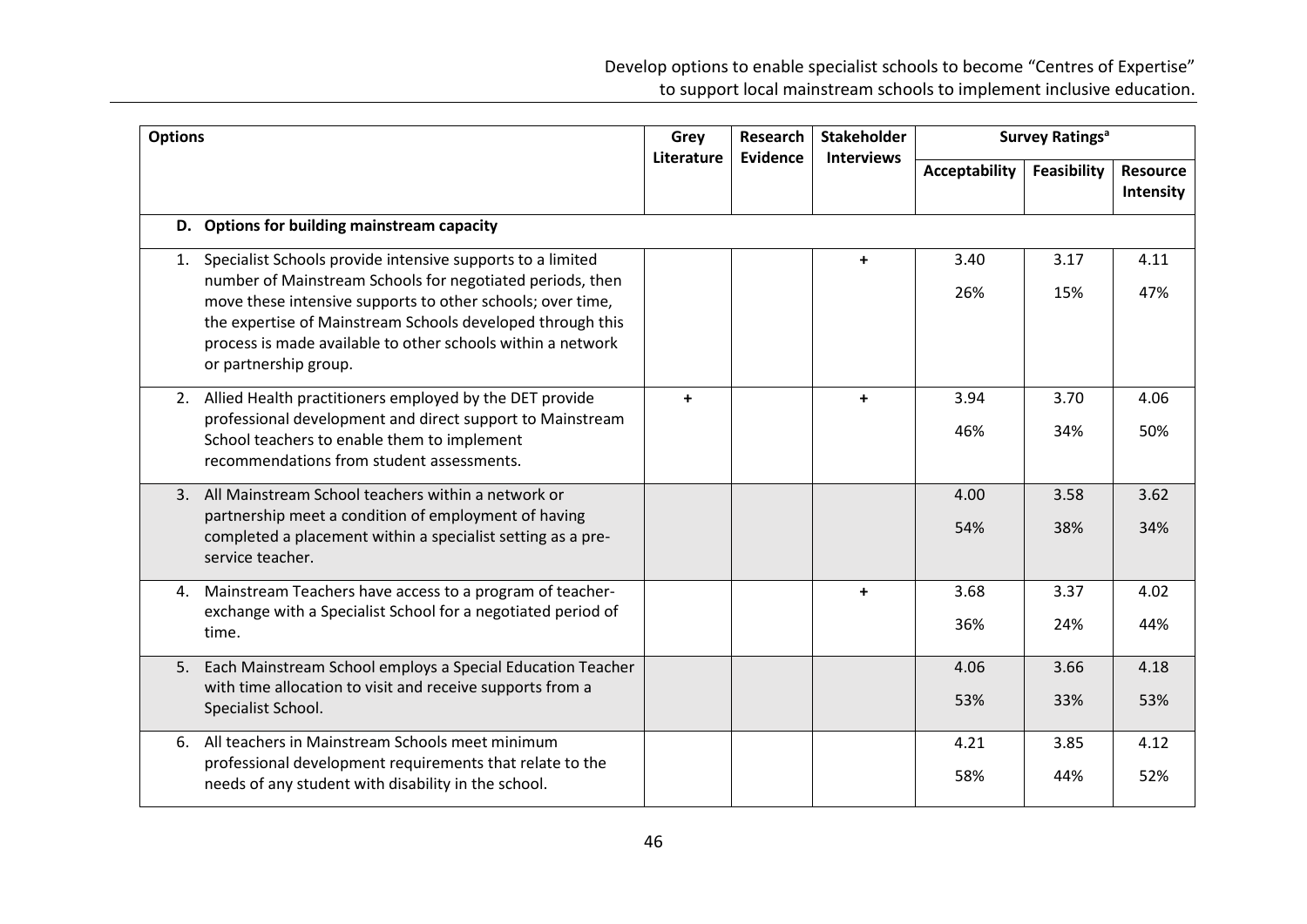| Options | Grey Literature | Research Evidence | Stakeholder Interviews | Survey Ratings[a] | | |
|---|---|---|---|---|---|---|
| | | | | Acceptability | Feasibility | Resource Intensity |
| **D. Options for building mainstream capacity** | | | | | | |
| 1. Specialist Schools provide intensive supports to a limited number of Mainstream Schools for negotiated periods, then move these intensive supports to other schools; over time, the expertise of Mainstream Schools developed through this process is made available to other schools within a network or partnership group. | | | + | 3.40<br>26% | 3.17<br>15% | 4.11<br>47% |
| 2. Allied Health practitioners employed by the DET provide professional development and direct support to Mainstream School teachers to enable them to implement recommendations from student assessments. | + | | + | 3.94<br>46% | 3.70<br>34% | 4.06<br>50% |
| 3. All Mainstream School teachers within a network or partnership meet a condition of employment of having completed a placement within a specialist setting as a pre-service teacher. | | | | 4.00<br>54% | 3.58<br>38% | 3.62<br>34% |
| 4. Mainstream Teachers have access to a program of teacher-exchange with a Specialist School for a negotiated period of time. | | | + | 3.68<br>36% | 3.37<br>24% | 4.02<br>44% |
| 5. Each Mainstream School employs a Special Education Teacher with time allocation to visit and receive supports from a Specialist School. | | | | 4.06<br>53% | 3.66<br>33% | 4.18<br>53% |
| 6. All teachers in Mainstream Schools meet minimum professional development requirements that relate to the needs of any student with disability in the school. | | | | 4.21<br>58% | 3.85<br>44% | 4.12<br>52% |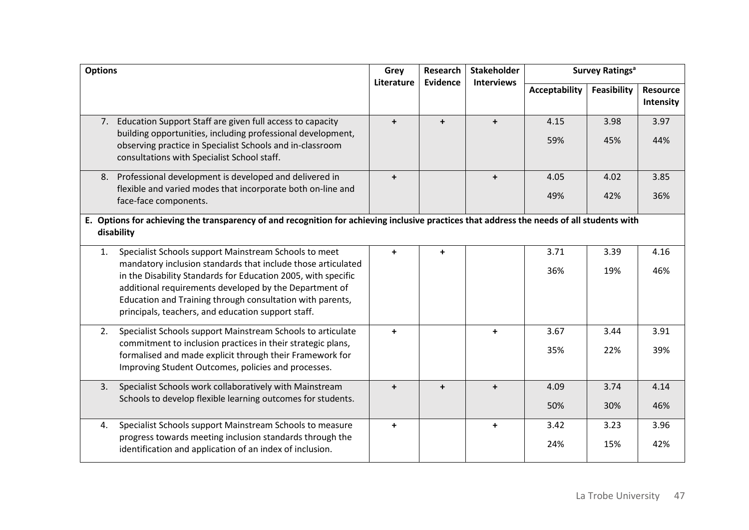| Options | Grey Literature | Research Evidence | Stakeholder Interviews | Survey Ratings[a] | | |
|---|---|---|---|---|---|---|
| | | | | Acceptability | Feasibility | Resource Intensity |
| 7. Education Support Staff are given full access to capacity building opportunities, including professional development, observing practice in Specialist Schools and in-classroom consultations with Specialist School staff. | + | + | + | 4.15<br>59% | 3.98<br>45% | 3.97<br>44% |
| 8. Professional development is developed and delivered in flexible and varied modes that incorporate both on-line and face-face components. | + | | + | 4.05<br>49% | 4.02<br>42% | 3.85<br>36% |
| **E. Options for achieving the transparency of and recognition for achieving inclusive practices that address the needs of all students with disability** | | | | | | |
| 1. Specialist Schools support Mainstream Schools to meet mandatory inclusion standards that include those articulated in the Disability Standards for Education 2005, with specific additional requirements developed by the Department of Education and Training through consultation with parents, principals, teachers, and education support staff. | + | + | | 3.71<br>36% | 3.39<br>19% | 4.16<br>46% |
| 2. Specialist Schools support Mainstream Schools to articulate commitment to inclusion practices in their strategic plans, formalised and made explicit through their Framework for Improving Student Outcomes, policies and processes. | + | | + | 3.67<br>35% | 3.44<br>22% | 3.91<br>39% |
| 3. Specialist Schools work collaboratively with Mainstream Schools to develop flexible learning outcomes for students. | + | + | + | 4.09<br>50% | 3.74<br>30% | 4.14<br>46% |
| 4. Specialist Schools support Mainstream Schools to measure progress towards meeting inclusion standards through the identification and application of an index of inclusion. | + | | + | 3.42<br>24% | 3.23<br>15% | 3.96<br>42% |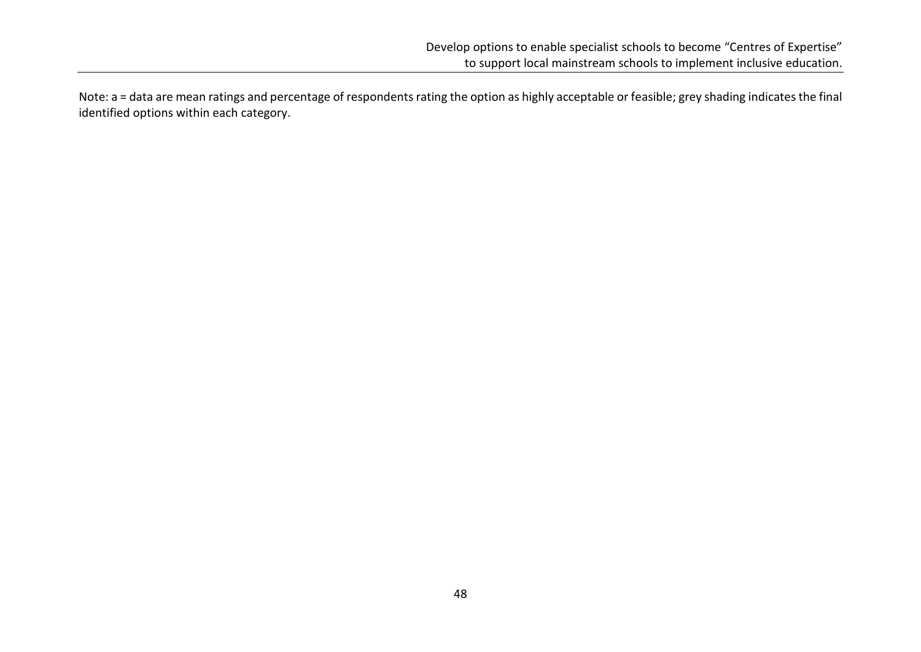Note: a = data are mean ratings and percentage of respondents rating the option as highly acceptable or feasible; grey shading indicates the final identified options within each category.